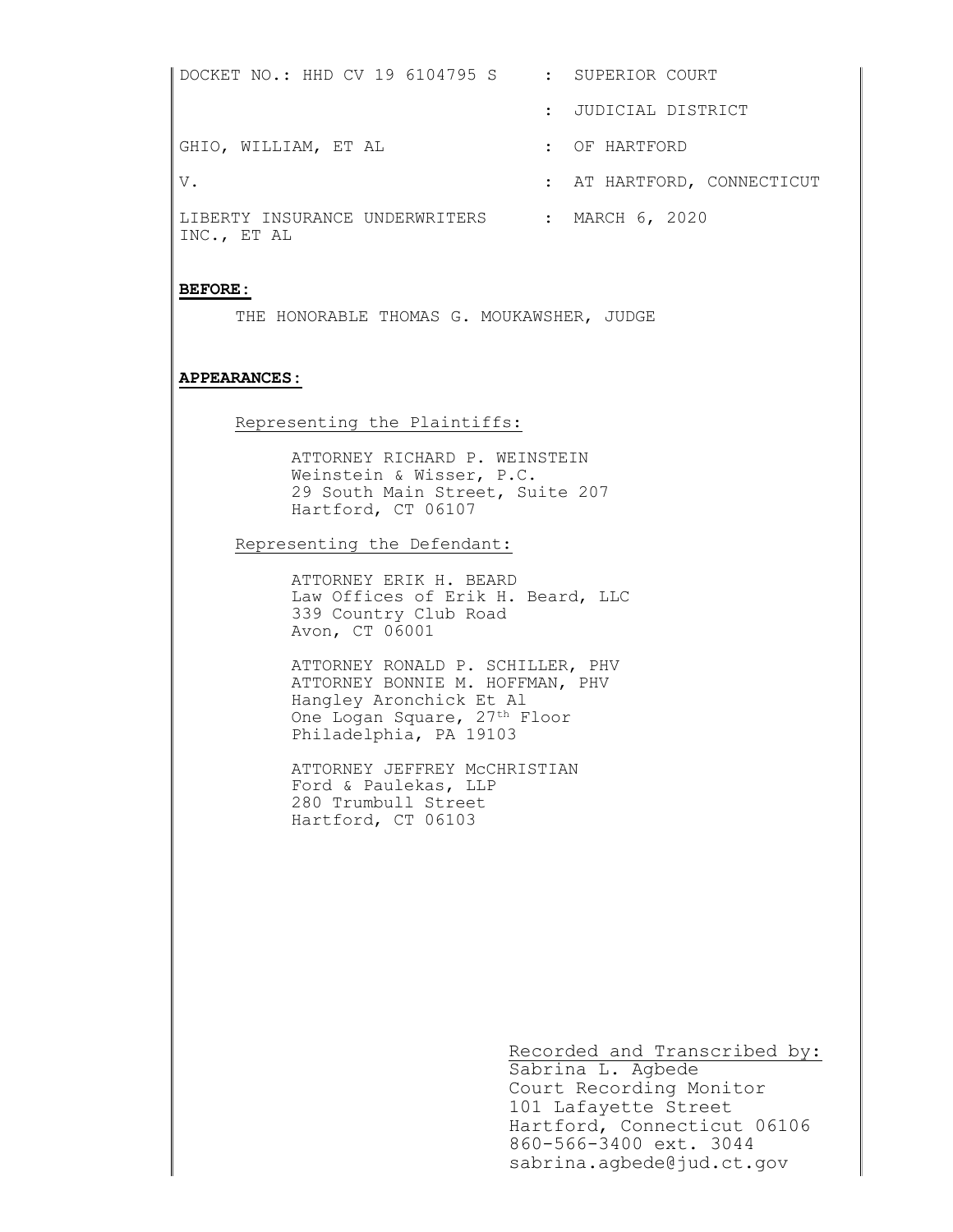DOCKET NO.: HHD CV 19 6104795 S : SUPERIOR COURT

: JUDICIAL DISTRICT

GHIO, WILLIAM, ET AL : OF HARTFORD

V. : AT HARTFORD, CONNECTICUT

LIBERTY INSURANCE UNDERWRITERS INC., ET AL : MARCH 6, 2020

**BEFORE:**

THE HONORABLE THOMAS G. MOUKAWSHER, JUDGE

**APPEARANCES:**

Representing the Plaintiffs:

ATTORNEY RICHARD P. WEINSTEIN
Weinstein & Wisser, P.C.
29 South Main Street, Suite 207
Hartford, CT 06107

Representing the Defendant:

ATTORNEY ERIK H. BEARD
Law Offices of Erik H. Beard, LLC
339 Country Club Road
Avon, CT 06001

ATTORNEY RONALD P. SCHILLER, PHV
ATTORNEY BONNIE M. HOFFMAN, PHV
Hangley Aronchick Et Al
One Logan Square, 27th Floor
Philadelphia, PA 19103

ATTORNEY JEFFREY McCHRISTIAN
Ford & Paulekas, LLP
280 Trumbull Street
Hartford, CT 06103

Recorded and Transcribed by:
Sabrina L. Agbede
Court Recording Monitor
101 Lafayette Street
Hartford, Connecticut 06106
860-566-3400 ext. 3044
sabrina.agbede@jud.ct.gov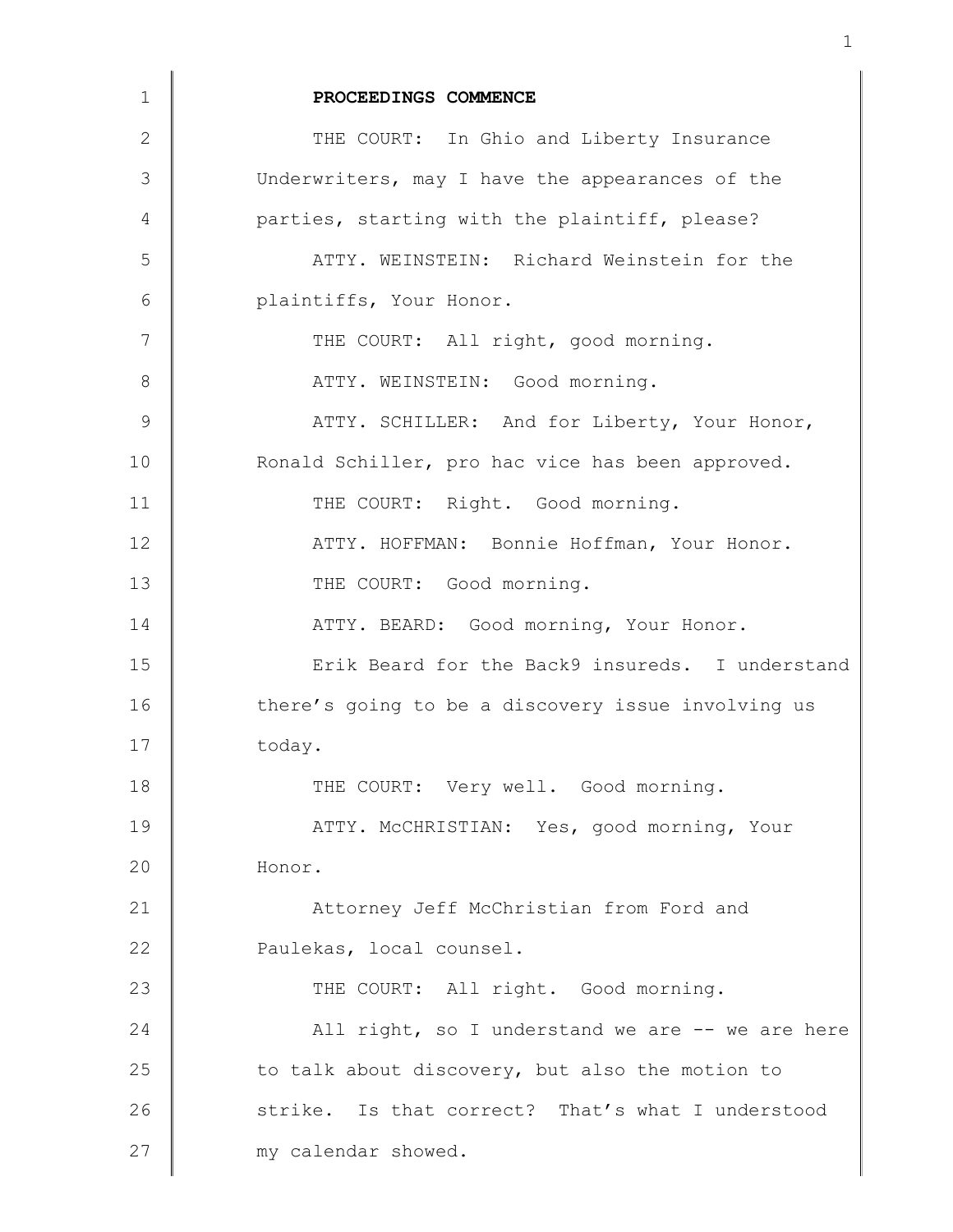**PROCEEDINGS COMMENCE**

THE COURT: In Ghio and Liberty Insurance Underwriters, may I have the appearances of the parties, starting with the plaintiff, please?

ATTY. WEINSTEIN: Richard Weinstein for the plaintiffs, Your Honor.

THE COURT: All right, good morning.

ATTY. WEINSTEIN: Good morning.

ATTY. SCHILLER: And for Liberty, Your Honor, Ronald Schiller, pro hac vice has been approved.

THE COURT: Right. Good morning.

ATTY. HOFFMAN: Bonnie Hoffman, Your Honor.

THE COURT: Good morning.

ATTY. BEARD: Good morning, Your Honor.

Erik Beard for the Back9 insureds. I understand there's going to be a discovery issue involving us today.

THE COURT: Very well. Good morning.

ATTY. McCHRISTIAN: Yes, good morning, Your Honor.

Attorney Jeff McChristian from Ford and Paulekas, local counsel.

THE COURT: All right. Good morning.

All right, so I understand we are -- we are here to talk about discovery, but also the motion to strike. Is that correct? That's what I understood my calendar showed.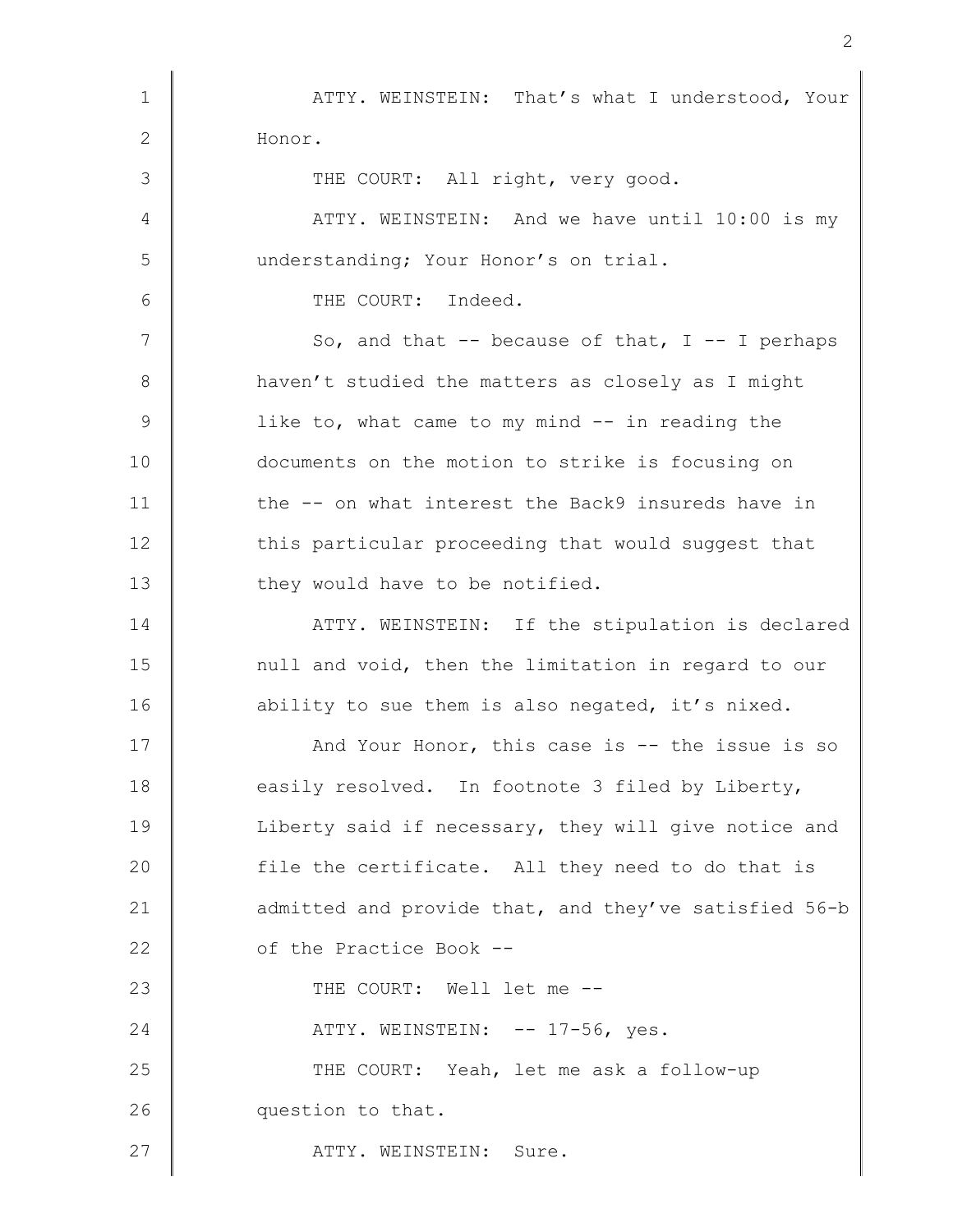ATTY. WEINSTEIN: That's what I understood, Your Honor.

THE COURT: All right, very good.

ATTY. WEINSTEIN: And we have until 10:00 is my understanding; Your Honor's on trial.

THE COURT: Indeed.

So, and that -- because of that, I -- I perhaps haven't studied the matters as closely as I might like to, what came to my mind -- in reading the documents on the motion to strike is focusing on the -- on what interest the Back9 insureds have in this particular proceeding that would suggest that they would have to be notified.

ATTY. WEINSTEIN: If the stipulation is declared null and void, then the limitation in regard to our ability to sue them is also negated, it's nixed.

And Your Honor, this case is -- the issue is so easily resolved. In footnote 3 filed by Liberty, Liberty said if necessary, they will give notice and file the certificate. All they need to do that is admitted and provide that, and they've satisfied 56-b of the Practice Book --

THE COURT: Well let me --

ATTY. WEINSTEIN: -- 17-56, yes.

THE COURT: Yeah, let me ask a follow-up question to that.

ATTY. WEINSTEIN: Sure.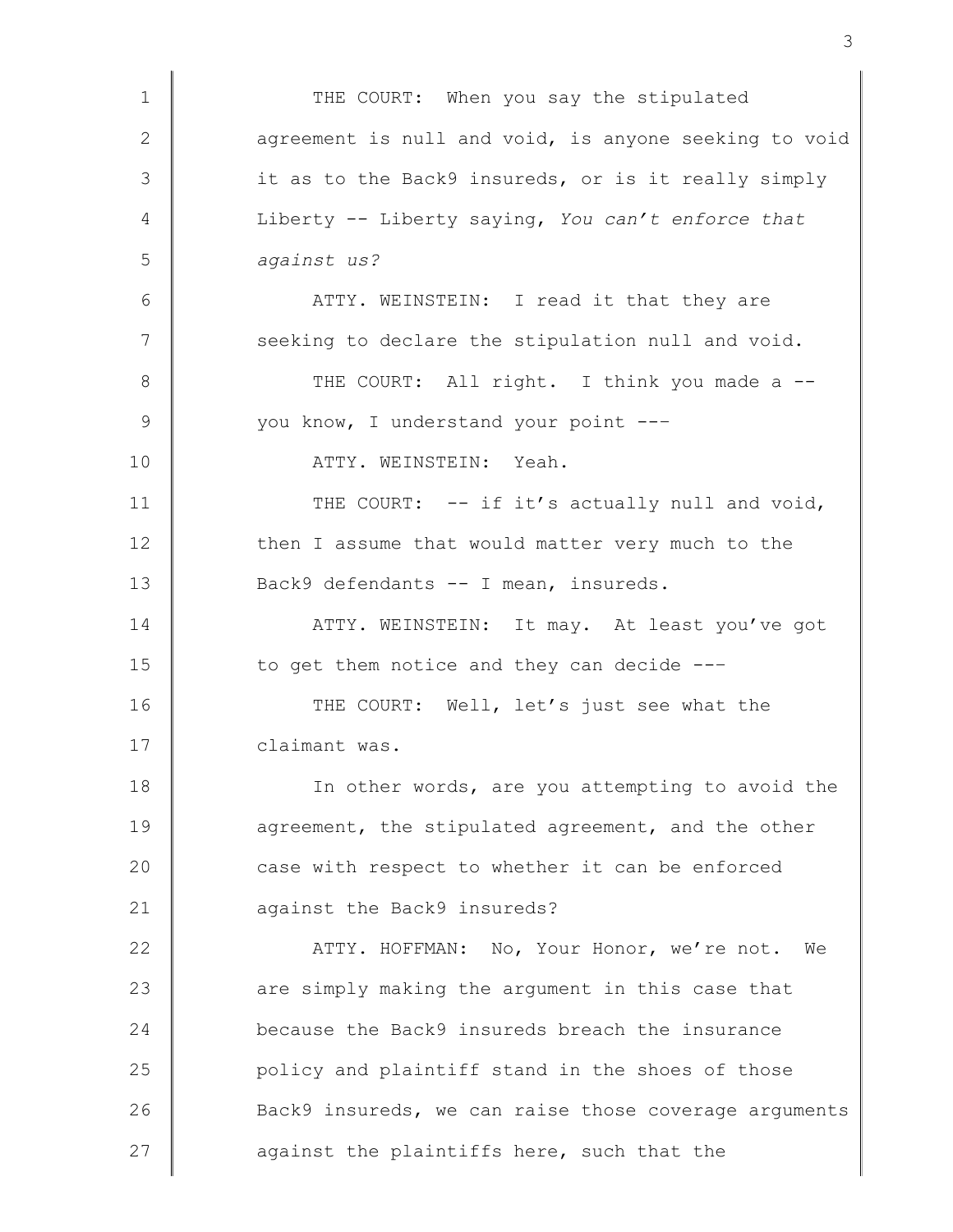THE COURT: When you say the stipulated agreement is null and void, is anyone seeking to void it as to the Back9 insureds, or is it really simply Liberty -- Liberty saying, *You can't enforce that against us?*

ATTY. WEINSTEIN: I read it that they are seeking to declare the stipulation null and void.

THE COURT: All right. I think you made a -- you know, I understand your point ---

ATTY. WEINSTEIN: Yeah.

THE COURT: -- if it's actually null and void, then I assume that would matter very much to the Back9 defendants -- I mean, insureds.

ATTY. WEINSTEIN: It may. At least you've got to get them notice and they can decide ---

THE COURT: Well, let's just see what the claimant was.

In other words, are you attempting to avoid the agreement, the stipulated agreement, and the other case with respect to whether it can be enforced against the Back9 insureds?

ATTY. HOFFMAN: No, Your Honor, we're not. We are simply making the argument in this case that because the Back9 insureds breach the insurance policy and plaintiff stand in the shoes of those Back9 insureds, we can raise those coverage arguments against the plaintiffs here, such that the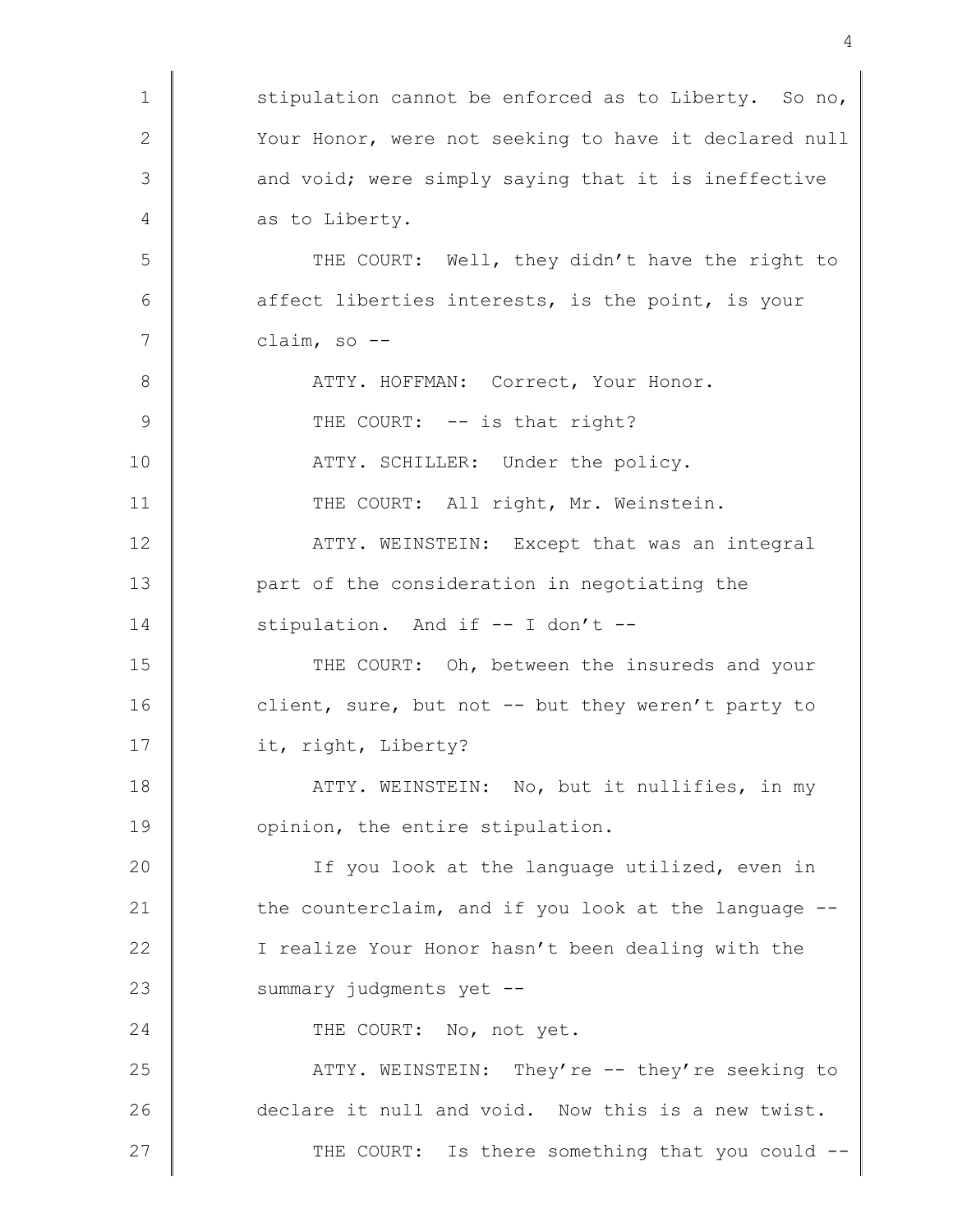stipulation cannot be enforced as to Liberty. So no, Your Honor, were not seeking to have it declared null and void; were simply saying that it is ineffective as to Liberty.

THE COURT: Well, they didn't have the right to affect liberties interests, is the point, is your claim, so --

ATTY. HOFFMAN: Correct, Your Honor.

THE COURT: -- is that right?

ATTY. SCHILLER: Under the policy.

THE COURT: All right, Mr. Weinstein.

ATTY. WEINSTEIN: Except that was an integral part of the consideration in negotiating the stipulation. And if -- I don't --

THE COURT: Oh, between the insureds and your client, sure, but not -- but they weren't party to it, right, Liberty?

ATTY. WEINSTEIN: No, but it nullifies, in my opinion, the entire stipulation.

If you look at the language utilized, even in the counterclaim, and if you look at the language -- I realize Your Honor hasn't been dealing with the summary judgments yet --

THE COURT: No, not yet.

ATTY. WEINSTEIN: They're -- they're seeking to declare it null and void. Now this is a new twist.

THE COURT: Is there something that you could --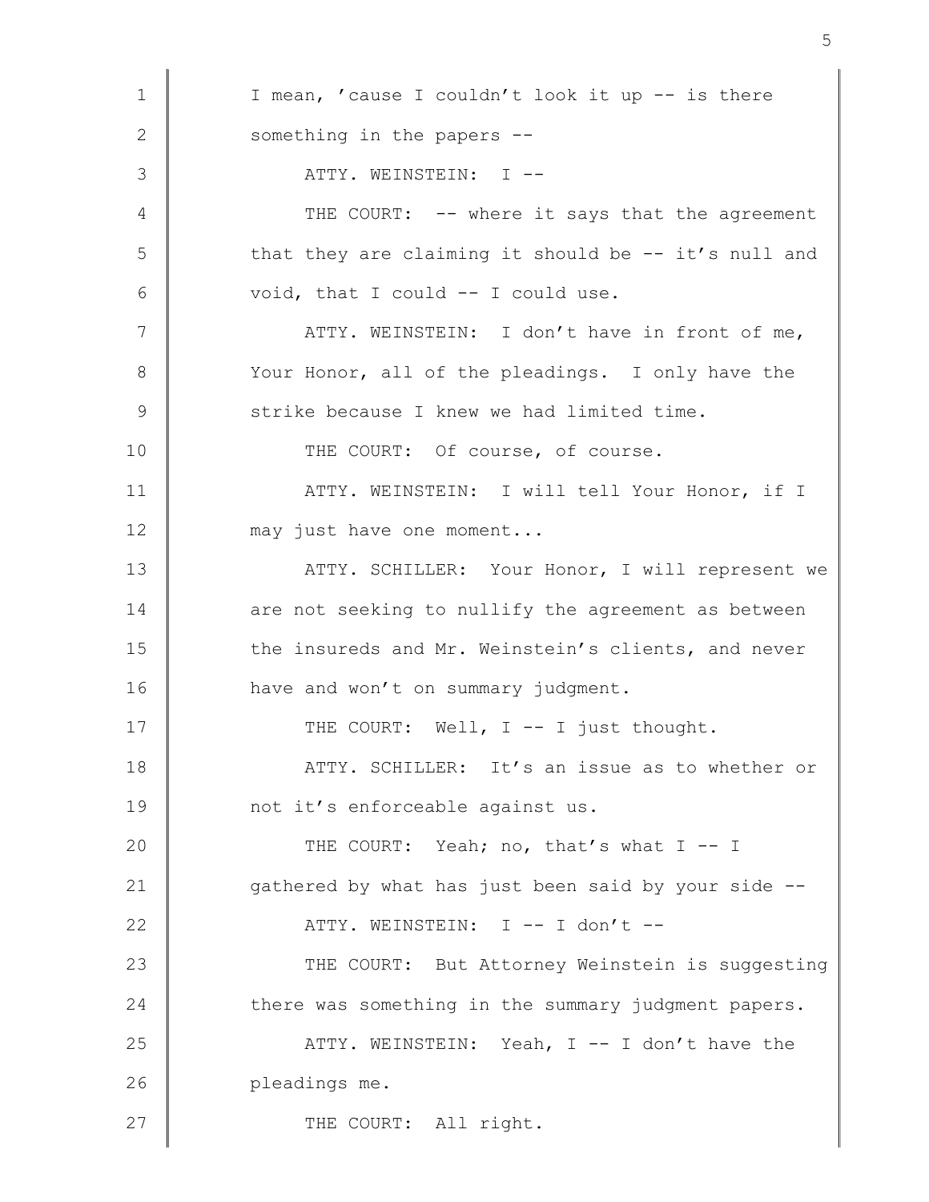I mean, 'cause I couldn't look it up -- is there something in the papers --

ATTY. WEINSTEIN: I --

THE COURT: -- where it says that the agreement that they are claiming it should be -- it's null and void, that I could -- I could use.

ATTY. WEINSTEIN: I don't have in front of me, Your Honor, all of the pleadings. I only have the strike because I knew we had limited time.

THE COURT: Of course, of course.

ATTY. WEINSTEIN: I will tell Your Honor, if I may just have one moment...

ATTY. SCHILLER: Your Honor, I will represent we are not seeking to nullify the agreement as between the insureds and Mr. Weinstein's clients, and never have and won't on summary judgment.

THE COURT: Well, I -- I just thought.

ATTY. SCHILLER: It's an issue as to whether or not it's enforceable against us.

THE COURT: Yeah; no, that's what I -- I gathered by what has just been said by your side --

ATTY. WEINSTEIN: I -- I don't --

THE COURT: But Attorney Weinstein is suggesting there was something in the summary judgment papers.

ATTY. WEINSTEIN: Yeah, I -- I don't have the pleadings me.

THE COURT: All right.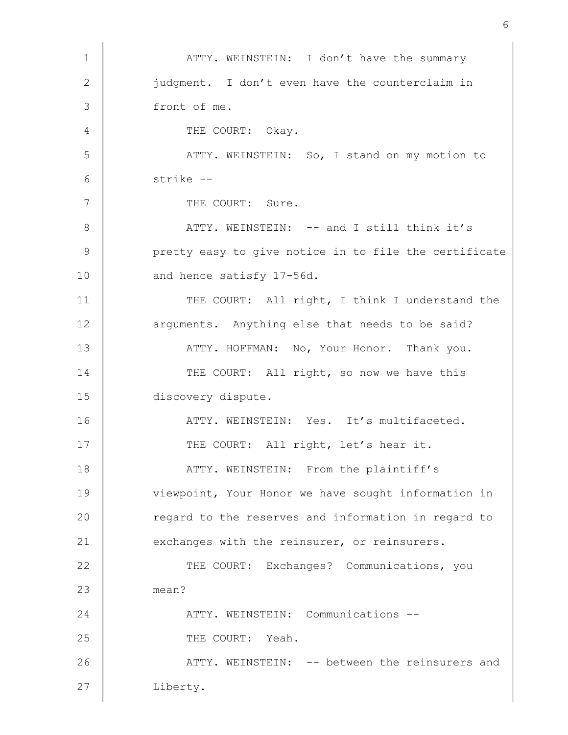ATTY. WEINSTEIN: I don't have the summary judgment. I don't even have the counterclaim in front of me.

THE COURT: Okay.

ATTY. WEINSTEIN: So, I stand on my motion to strike --

THE COURT: Sure.

ATTY. WEINSTEIN: -- and I still think it's pretty easy to give notice in to file the certificate and hence satisfy 17-56d.

THE COURT: All right, I think I understand the arguments. Anything else that needs to be said?

ATTY. HOFFMAN: No, Your Honor. Thank you.

THE COURT: All right, so now we have this discovery dispute.

ATTY. WEINSTEIN: Yes. It's multifaceted.

THE COURT: All right, let's hear it.

ATTY. WEINSTEIN: From the plaintiff's viewpoint, Your Honor we have sought information in regard to the reserves and information in regard to exchanges with the reinsurer, or reinsurers.

THE COURT: Exchanges? Communications, you mean?

ATTY. WEINSTEIN: Communications --

THE COURT: Yeah.

ATTY. WEINSTEIN: -- between the reinsurers and Liberty.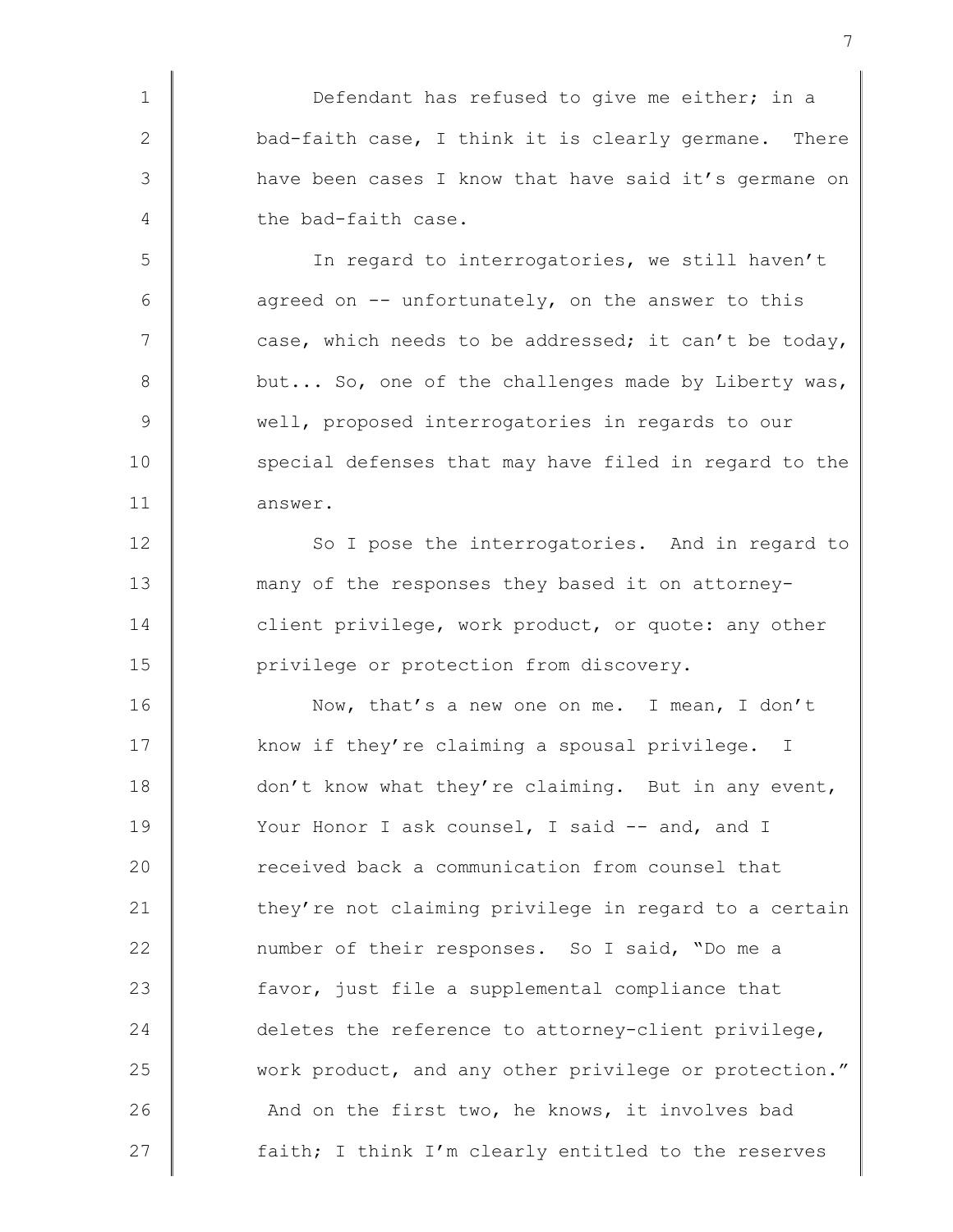Defendant has refused to give me either; in a bad-faith case, I think it is clearly germane. There have been cases I know that have said it's germane on the bad-faith case.

In regard to interrogatories, we still haven't agreed on -- unfortunately, on the answer to this case, which needs to be addressed; it can't be today, but... So, one of the challenges made by Liberty was, well, proposed interrogatories in regards to our special defenses that may have filed in regard to the answer.

So I pose the interrogatories. And in regard to many of the responses they based it on attorney-client privilege, work product, or quote: any other privilege or protection from discovery.

Now, that's a new one on me. I mean, I don't know if they're claiming a spousal privilege. I don't know what they're claiming. But in any event, Your Honor I ask counsel, I said -- and, and I received back a communication from counsel that they're not claiming privilege in regard to a certain number of their responses. So I said, "Do me a favor, just file a supplemental compliance that deletes the reference to attorney-client privilege, work product, and any other privilege or protection." And on the first two, he knows, it involves bad faith; I think I'm clearly entitled to the reserves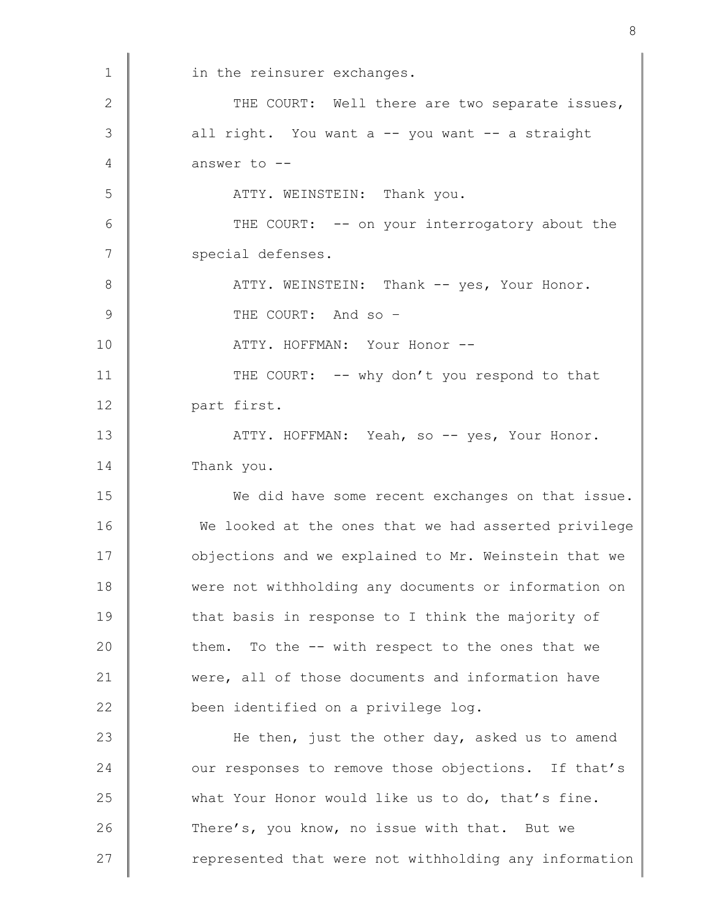in the reinsurer exchanges.

THE COURT: Well there are two separate issues, all right. You want a -- you want -- a straight answer to --

ATTY. WEINSTEIN: Thank you.

THE COURT: -- on your interrogatory about the special defenses.

ATTY. WEINSTEIN: Thank -- yes, Your Honor.

THE COURT: And so –

ATTY. HOFFMAN: Your Honor --

THE COURT: -- why don't you respond to that part first.

ATTY. HOFFMAN: Yeah, so -- yes, Your Honor. Thank you.

We did have some recent exchanges on that issue. We looked at the ones that we had asserted privilege objections and we explained to Mr. Weinstein that we were not withholding any documents or information on that basis in response to I think the majority of them. To the -- with respect to the ones that we were, all of those documents and information have been identified on a privilege log.

He then, just the other day, asked us to amend our responses to remove those objections. If that's what Your Honor would like us to do, that's fine. There's, you know, no issue with that. But we represented that were not withholding any information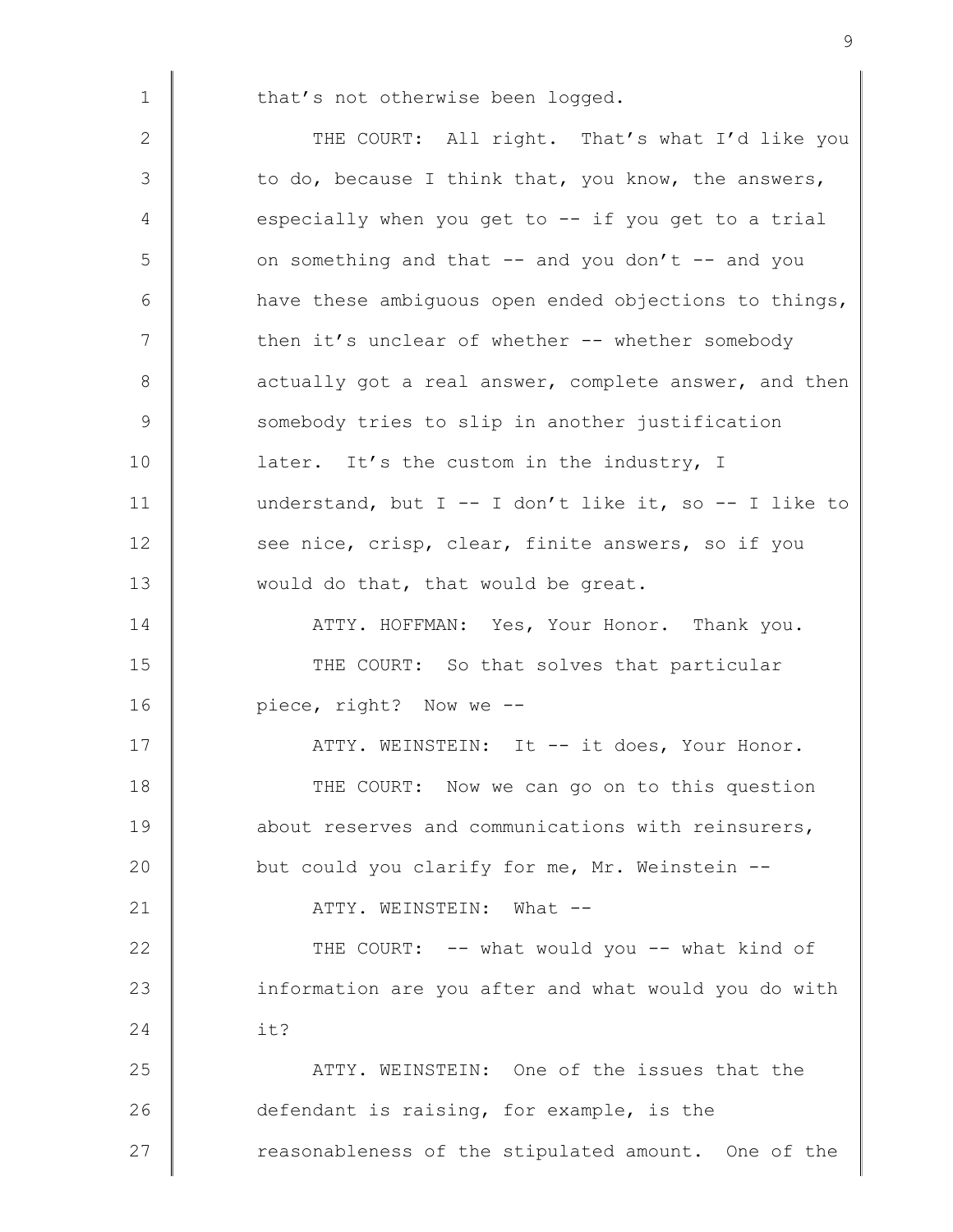that's not otherwise been logged.

THE COURT: All right. That's what I'd like you to do, because I think that, you know, the answers, especially when you get to -- if you get to a trial on something and that -- and you don't -- and you have these ambiguous open ended objections to things, then it's unclear of whether -- whether somebody actually got a real answer, complete answer, and then somebody tries to slip in another justification later. It's the custom in the industry, I understand, but I -- I don't like it, so -- I like to see nice, crisp, clear, finite answers, so if you would do that, that would be great.

ATTY. HOFFMAN: Yes, Your Honor. Thank you.

THE COURT: So that solves that particular piece, right? Now we --

ATTY. WEINSTEIN: It -- it does, Your Honor.

THE COURT: Now we can go on to this question about reserves and communications with reinsurers, but could you clarify for me, Mr. Weinstein --

ATTY. WEINSTEIN: What --

THE COURT: -- what would you -- what kind of information are you after and what would you do with it?

ATTY. WEINSTEIN: One of the issues that the defendant is raising, for example, is the reasonableness of the stipulated amount. One of the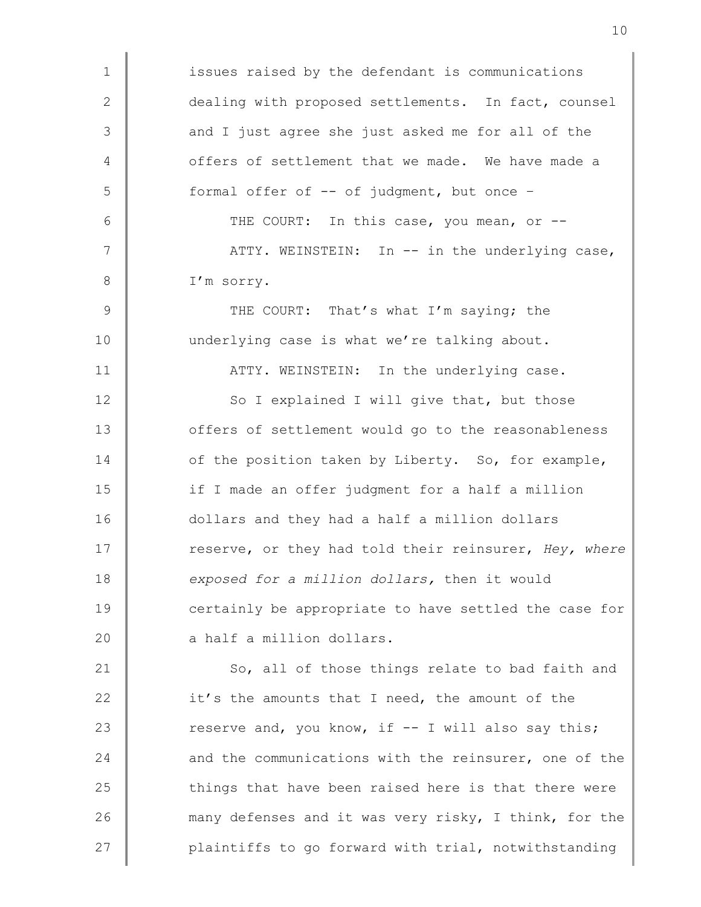issues raised by the defendant is communications dealing with proposed settlements. In fact, counsel and I just agree she just asked me for all of the offers of settlement that we made. We have made a formal offer of -- of judgment, but once –

THE COURT: In this case, you mean, or --

ATTY. WEINSTEIN: In -- in the underlying case, I'm sorry.

THE COURT: That's what I'm saying; the underlying case is what we're talking about.

ATTY. WEINSTEIN: In the underlying case.

So I explained I will give that, but those offers of settlement would go to the reasonableness of the position taken by Liberty. So, for example, if I made an offer judgment for a half a million dollars and they had a half a million dollars reserve, or they had told their reinsurer, *Hey, where exposed for a million dollars,* then it would certainly be appropriate to have settled the case for a half a million dollars.

So, all of those things relate to bad faith and it's the amounts that I need, the amount of the reserve and, you know, if -- I will also say this; and the communications with the reinsurer, one of the things that have been raised here is that there were many defenses and it was very risky, I think, for the plaintiffs to go forward with trial, notwithstanding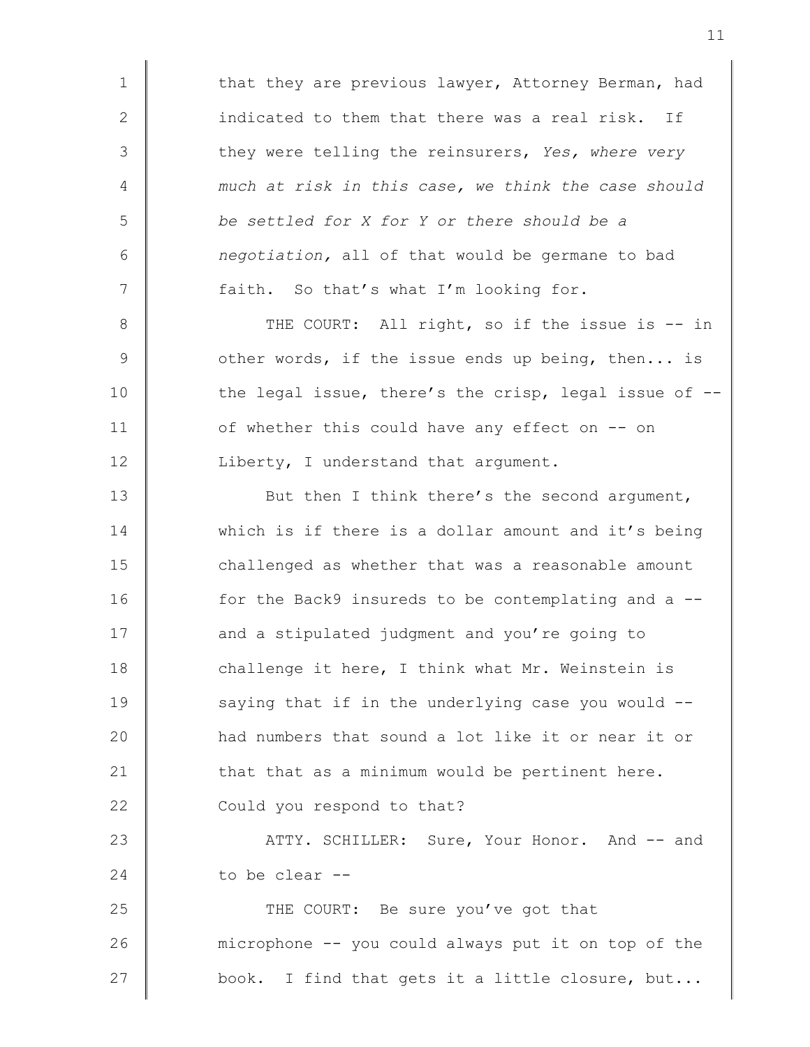that they are previous lawyer, Attorney Berman, had indicated to them that there was a real risk. If they were telling the reinsurers, *Yes, where very much at risk in this case, we think the case should be settled for X for Y or there should be a negotiation,* all of that would be germane to bad faith. So that's what I'm looking for.

THE COURT: All right, so if the issue is -- in other words, if the issue ends up being, then... is the legal issue, there's the crisp, legal issue of -- of whether this could have any effect on -- on Liberty, I understand that argument.

But then I think there's the second argument, which is if there is a dollar amount and it's being challenged as whether that was a reasonable amount for the Back9 insureds to be contemplating and a -- and a stipulated judgment and you're going to challenge it here, I think what Mr. Weinstein is saying that if in the underlying case you would -- had numbers that sound a lot like it or near it or that that as a minimum would be pertinent here. Could you respond to that?

ATTY. SCHILLER: Sure, Your Honor. And -- and to be clear --

THE COURT: Be sure you've got that microphone -- you could always put it on top of the book. I find that gets it a little closure, but...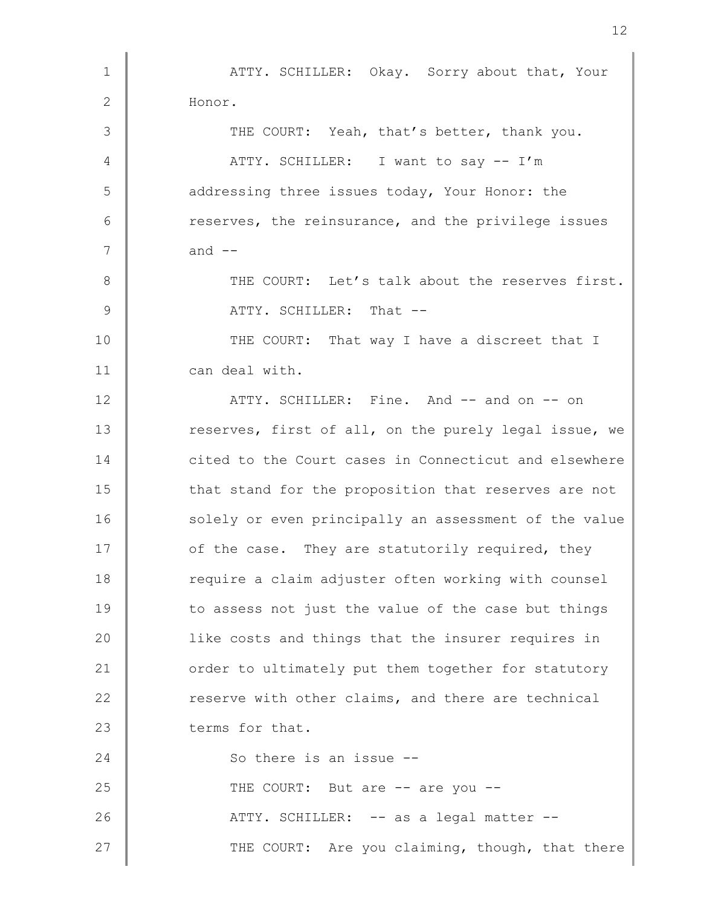ATTY. SCHILLER: Okay. Sorry about that, Your Honor.

THE COURT: Yeah, that's better, thank you.

ATTY. SCHILLER: I want to say -- I'm addressing three issues today, Your Honor: the reserves, the reinsurance, and the privilege issues and --

THE COURT: Let's talk about the reserves first.

ATTY. SCHILLER: That --

THE COURT: That way I have a discreet that I can deal with.

ATTY. SCHILLER: Fine. And -- and on -- on reserves, first of all, on the purely legal issue, we cited to the Court cases in Connecticut and elsewhere that stand for the proposition that reserves are not solely or even principally an assessment of the value of the case. They are statutorily required, they require a claim adjuster often working with counsel to assess not just the value of the case but things like costs and things that the insurer requires in order to ultimately put them together for statutory reserve with other claims, and there are technical terms for that.

So there is an issue --

THE COURT: But are -- are you --

ATTY. SCHILLER: -- as a legal matter --

THE COURT: Are you claiming, though, that there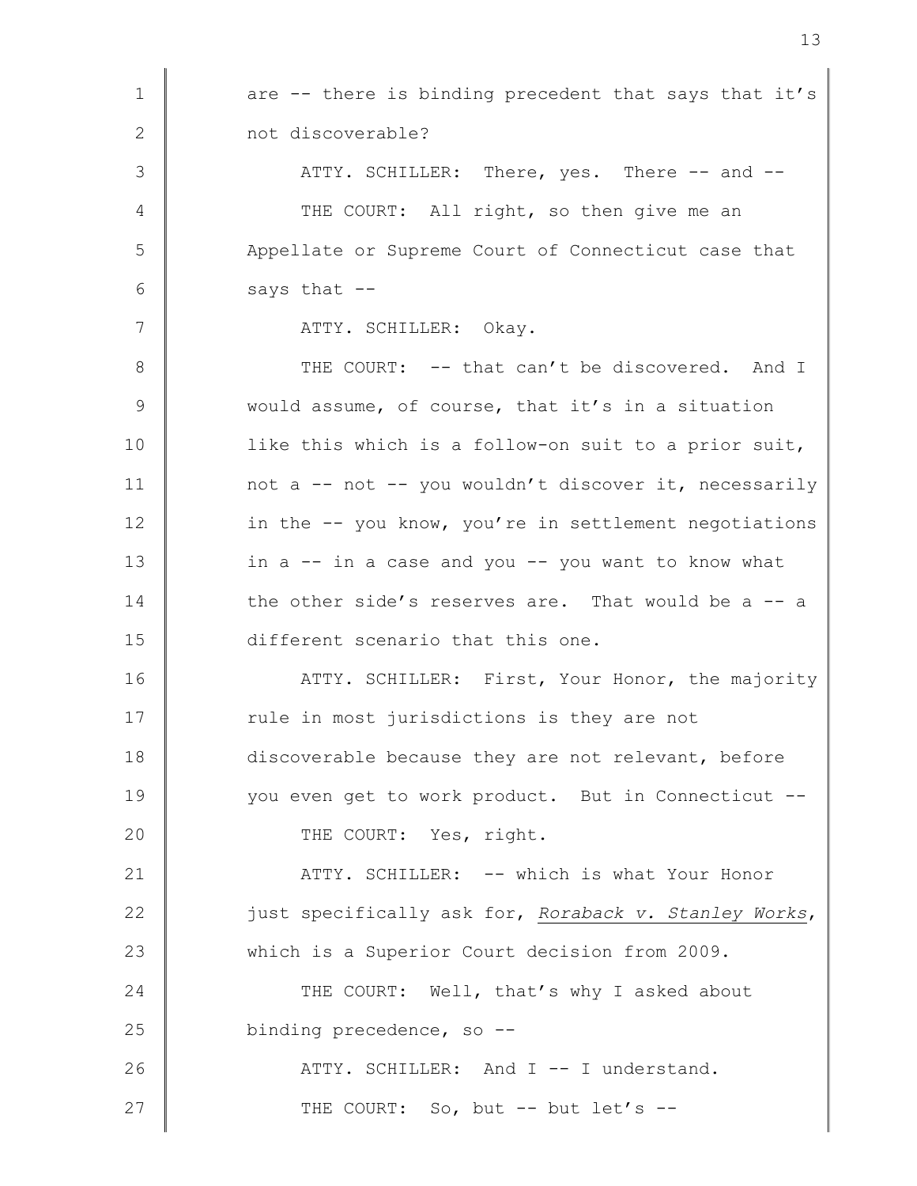are -- there is binding precedent that says that it's not discoverable?

ATTY. SCHILLER: There, yes. There -- and --

THE COURT: All right, so then give me an Appellate or Supreme Court of Connecticut case that says that --

ATTY. SCHILLER: Okay.

THE COURT: -- that can't be discovered. And I would assume, of course, that it's in a situation like this which is a follow-on suit to a prior suit, not a -- not -- you wouldn't discover it, necessarily in the -- you know, you're in settlement negotiations in a -- in a case and you -- you want to know what the other side's reserves are. That would be a -- a different scenario that this one.

ATTY. SCHILLER: First, Your Honor, the majority rule in most jurisdictions is they are not discoverable because they are not relevant, before you even get to work product. But in Connecticut --

THE COURT: Yes, right.

ATTY. SCHILLER: -- which is what Your Honor just specifically ask for, *Roraback v. Stanley Works*, which is a Superior Court decision from 2009.

THE COURT: Well, that's why I asked about binding precedence, so --

ATTY. SCHILLER: And I -- I understand.

THE COURT: So, but -- but let's --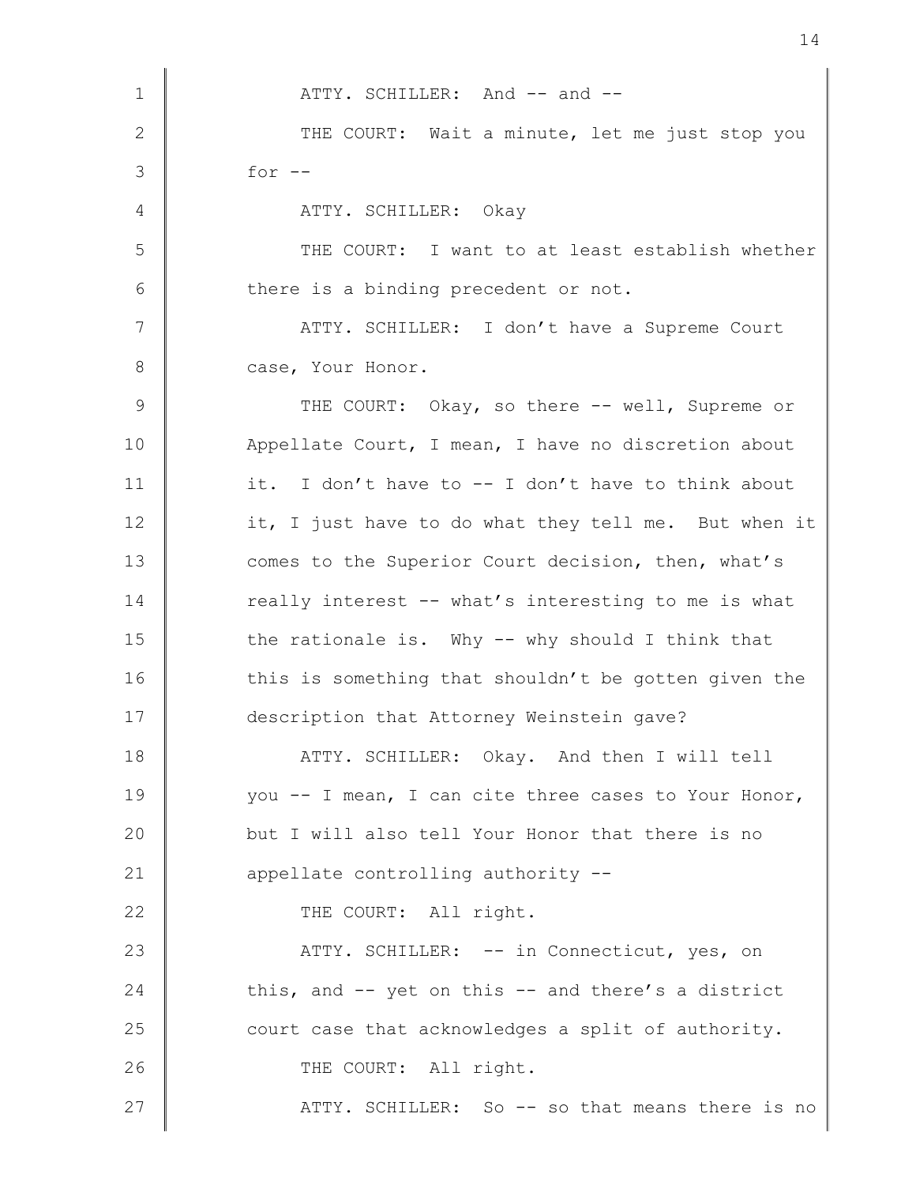ATTY. SCHILLER: And -- and --

THE COURT: Wait a minute, let me just stop you for --

ATTY. SCHILLER: Okay

THE COURT: I want to at least establish whether there is a binding precedent or not.

ATTY. SCHILLER: I don't have a Supreme Court case, Your Honor.

THE COURT: Okay, so there -- well, Supreme or Appellate Court, I mean, I have no discretion about it. I don't have to -- I don't have to think about it, I just have to do what they tell me. But when it comes to the Superior Court decision, then, what's really interest -- what's interesting to me is what the rationale is. Why -- why should I think that this is something that shouldn't be gotten given the description that Attorney Weinstein gave?

ATTY. SCHILLER: Okay. And then I will tell you -- I mean, I can cite three cases to Your Honor, but I will also tell Your Honor that there is no appellate controlling authority --

THE COURT: All right.

ATTY. SCHILLER: -- in Connecticut, yes, on this, and -- yet on this -- and there's a district court case that acknowledges a split of authority.

THE COURT: All right.

ATTY. SCHILLER: So -- so that means there is no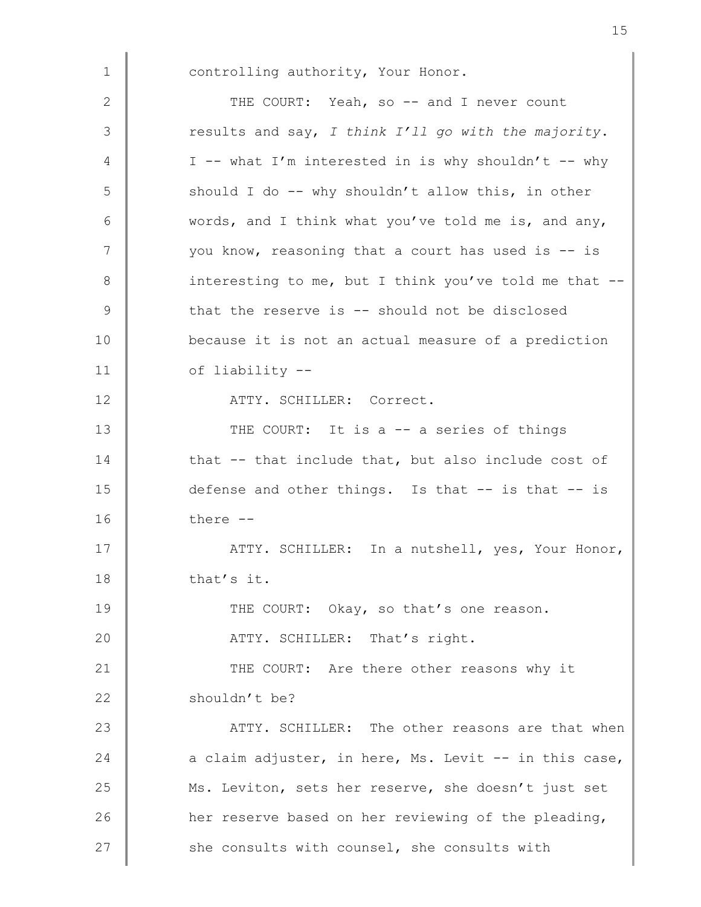controlling authority, Your Honor.

THE COURT: Yeah, so -- and I never count results and say, *I think I'll go with the majority*. I -- what I'm interested in is why shouldn't -- why should I do -- why shouldn't allow this, in other words, and I think what you've told me is, and any, you know, reasoning that a court has used is -- is interesting to me, but I think you've told me that -- that the reserve is -- should not be disclosed because it is not an actual measure of a prediction of liability --

ATTY. SCHILLER: Correct.

THE COURT: It is a -- a series of things that -- that include that, but also include cost of defense and other things. Is that -- is that -- is there --

ATTY. SCHILLER: In a nutshell, yes, Your Honor, that's it.

THE COURT: Okay, so that's one reason.

ATTY. SCHILLER: That's right.

THE COURT: Are there other reasons why it shouldn't be?

ATTY. SCHILLER: The other reasons are that when a claim adjuster, in here, Ms. Levit -- in this case, Ms. Leviton, sets her reserve, she doesn't just set her reserve based on her reviewing of the pleading, she consults with counsel, she consults with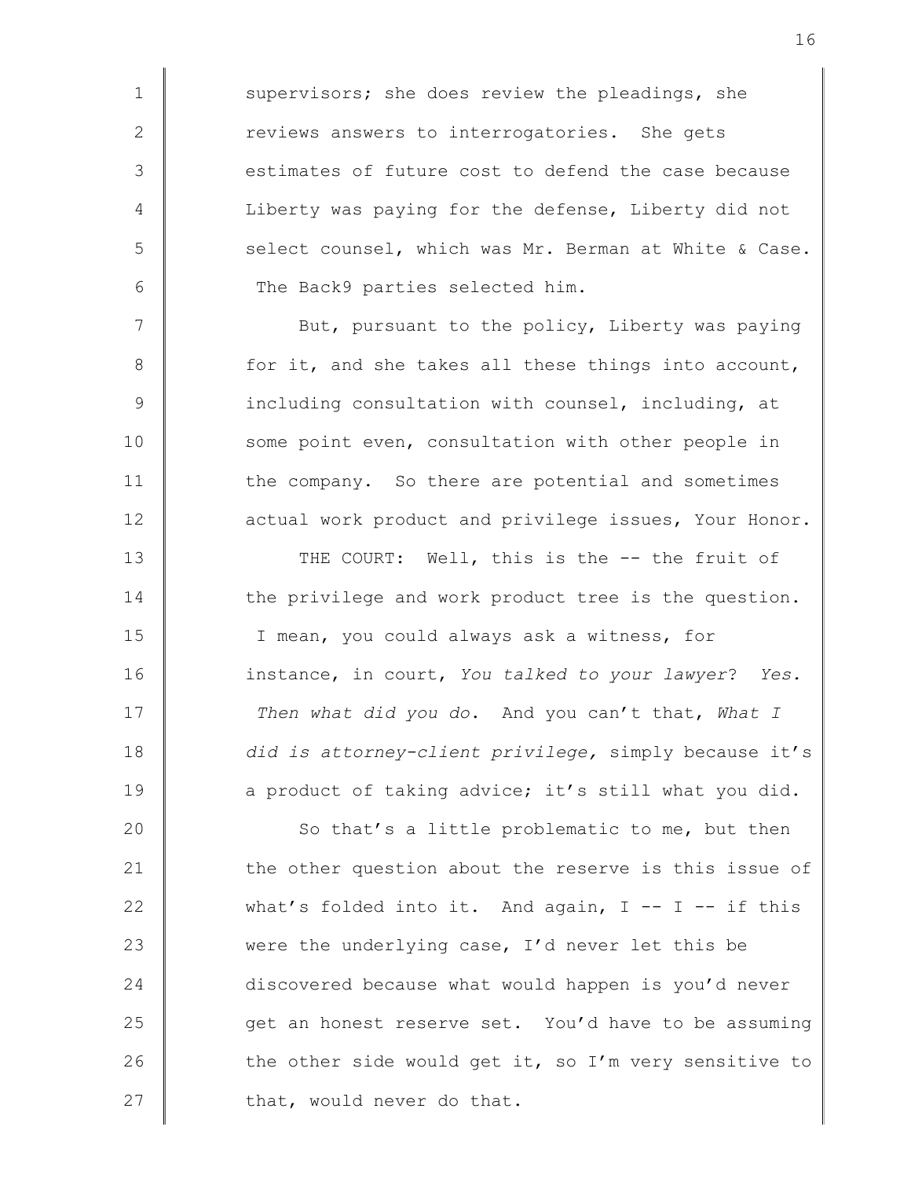supervisors; she does review the pleadings, she reviews answers to interrogatories. She gets estimates of future cost to defend the case because Liberty was paying for the defense, Liberty did not select counsel, which was Mr. Berman at White & Case. The Back9 parties selected him.

But, pursuant to the policy, Liberty was paying for it, and she takes all these things into account, including consultation with counsel, including, at some point even, consultation with other people in the company. So there are potential and sometimes actual work product and privilege issues, Your Honor.

THE COURT: Well, this is the -- the fruit of the privilege and work product tree is the question. I mean, you could always ask a witness, for instance, in court, *You talked to your lawyer*? *Yes. Then what did you do*. And you can't that, *What I did is attorney-client privilege,* simply because it's a product of taking advice; it's still what you did.

So that's a little problematic to me, but then the other question about the reserve is this issue of what's folded into it. And again, I -- I -- if this were the underlying case, I'd never let this be discovered because what would happen is you'd never get an honest reserve set. You'd have to be assuming the other side would get it, so I'm very sensitive to that, would never do that.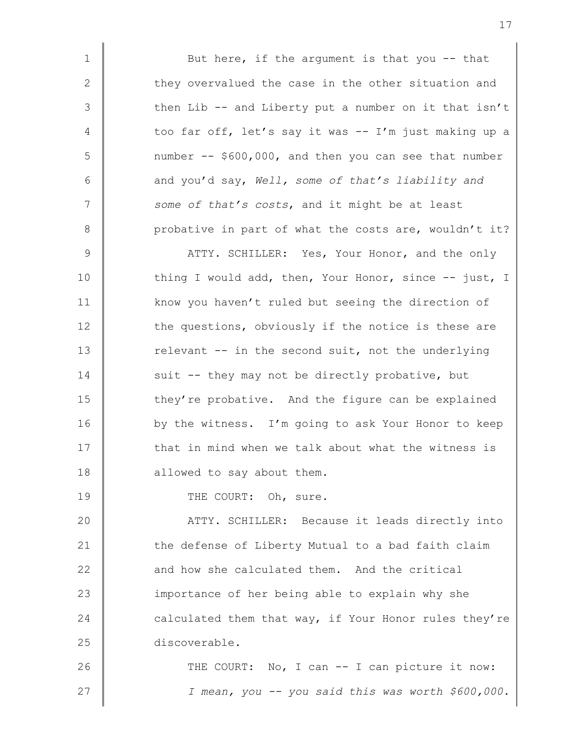But here, if the argument is that you -- that they overvalued the case in the other situation and then Lib -- and Liberty put a number on it that isn't too far off, let's say it was -- I'm just making up a number -- $600,000, and then you can see that number and you'd say, *Well, some of that's liability and some of that's costs*, and it might be at least probative in part of what the costs are, wouldn't it?

ATTY. SCHILLER: Yes, Your Honor, and the only thing I would add, then, Your Honor, since -- just, I know you haven't ruled but seeing the direction of the questions, obviously if the notice is these are relevant -- in the second suit, not the underlying suit -- they may not be directly probative, but they're probative. And the figure can be explained by the witness. I'm going to ask Your Honor to keep that in mind when we talk about what the witness is allowed to say about them.

THE COURT: Oh, sure.

ATTY. SCHILLER: Because it leads directly into the defense of Liberty Mutual to a bad faith claim and how she calculated them. And the critical importance of her being able to explain why she calculated them that way, if Your Honor rules they're discoverable.

THE COURT: No, I can -- I can picture it now: *I mean, you -- you said this was worth $600,000.*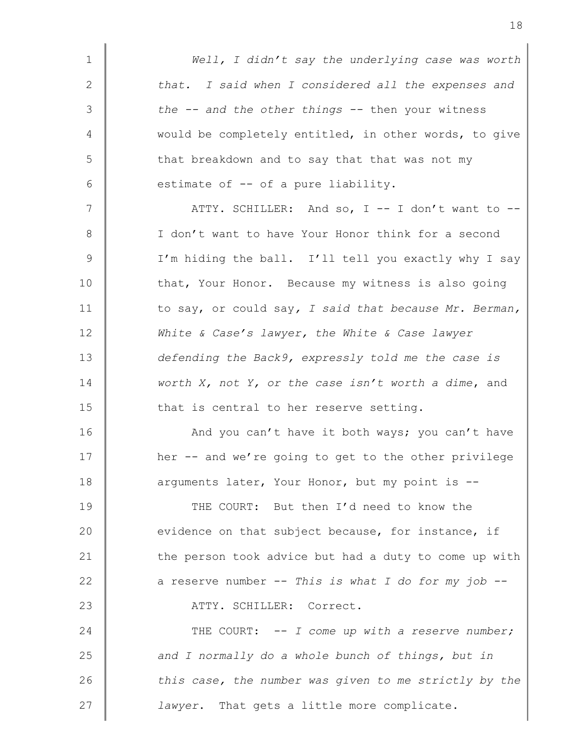*Well, I didn't say the underlying case was worth that. I said when I considered all the expenses and the -- and the other things* -- then your witness would be completely entitled, in other words, to give that breakdown and to say that that was not my estimate of -- of a pure liability.

ATTY. SCHILLER: And so, I -- I don't want to -- I don't want to have Your Honor think for a second I'm hiding the ball. I'll tell you exactly why I say that, Your Honor. Because my witness is also going to say, or could say, *I said that because Mr. Berman, White & Case's lawyer, the White & Case lawyer defending the Back9, expressly told me the case is worth X, not Y, or the case isn't worth a dime*, and that is central to her reserve setting.

And you can't have it both ways; you can't have her -- and we're going to get to the other privilege arguments later, Your Honor, but my point is --

THE COURT: But then I'd need to know the evidence on that subject because, for instance, if the person took advice but had a duty to come up with a reserve number -- *This is what I do for my job* --

ATTY. SCHILLER: Correct.

THE COURT: -- *I come up with a reserve number; and I normally do a whole bunch of things, but in this case, the number was given to me strictly by the lawyer*. That gets a little more complicate.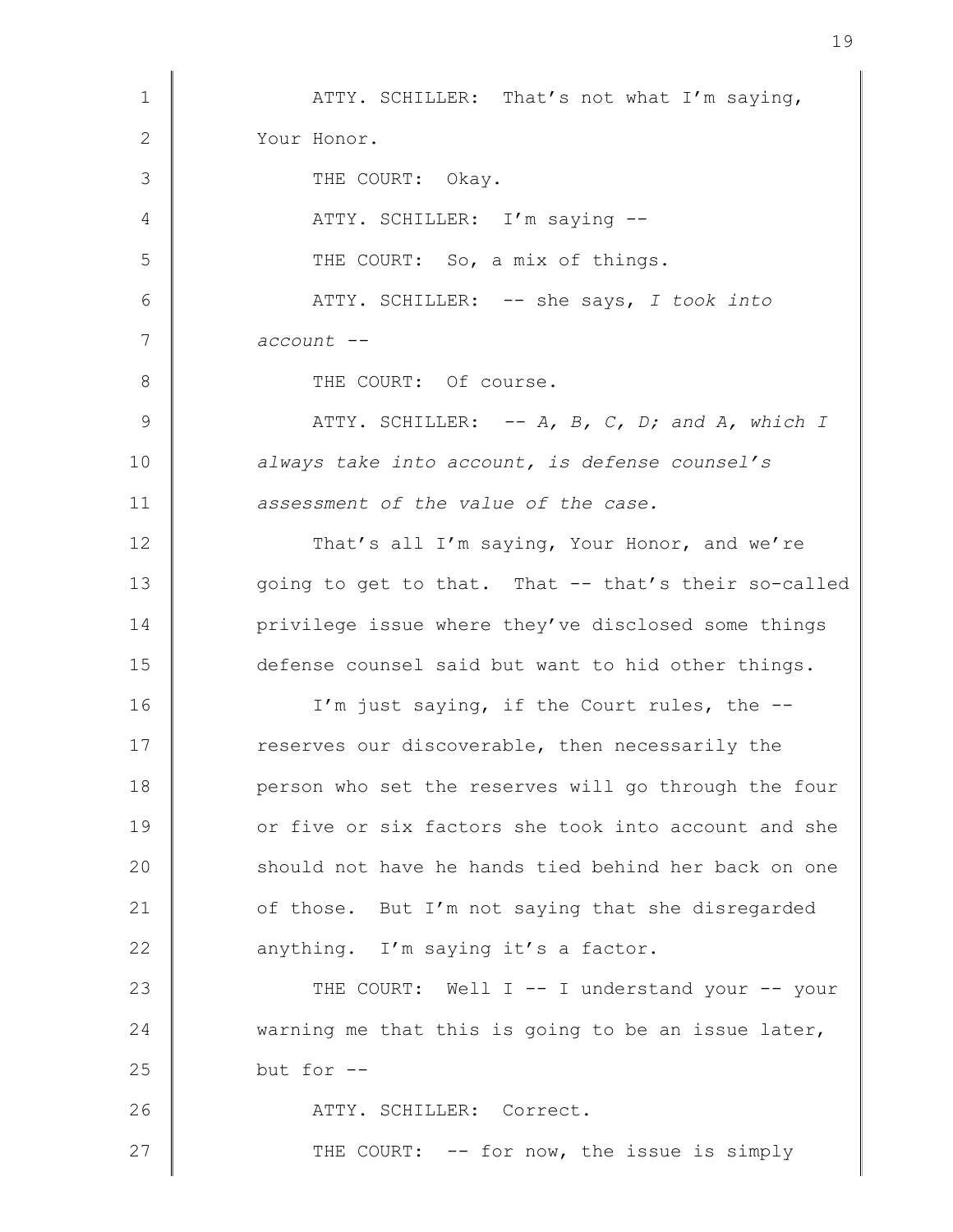ATTY. SCHILLER: That's not what I'm saying, Your Honor.

THE COURT: Okay.

ATTY. SCHILLER: I'm saying --

THE COURT: So, a mix of things.

ATTY. SCHILLER: -- she says, *I took into account* --

THE COURT: Of course.

ATTY. SCHILLER: -- *A, B, C, D; and A, which I always take into account, is defense counsel's assessment of the value of the case.*

That's all I'm saying, Your Honor, and we're going to get to that. That -- that's their so-called privilege issue where they've disclosed some things defense counsel said but want to hid other things.

I'm just saying, if the Court rules, the -- reserves our discoverable, then necessarily the person who set the reserves will go through the four or five or six factors she took into account and she should not have he hands tied behind her back on one of those. But I'm not saying that she disregarded anything. I'm saying it's a factor.

THE COURT: Well I -- I understand your -- your warning me that this is going to be an issue later, but for --

ATTY. SCHILLER: Correct.

THE COURT: -- for now, the issue is simply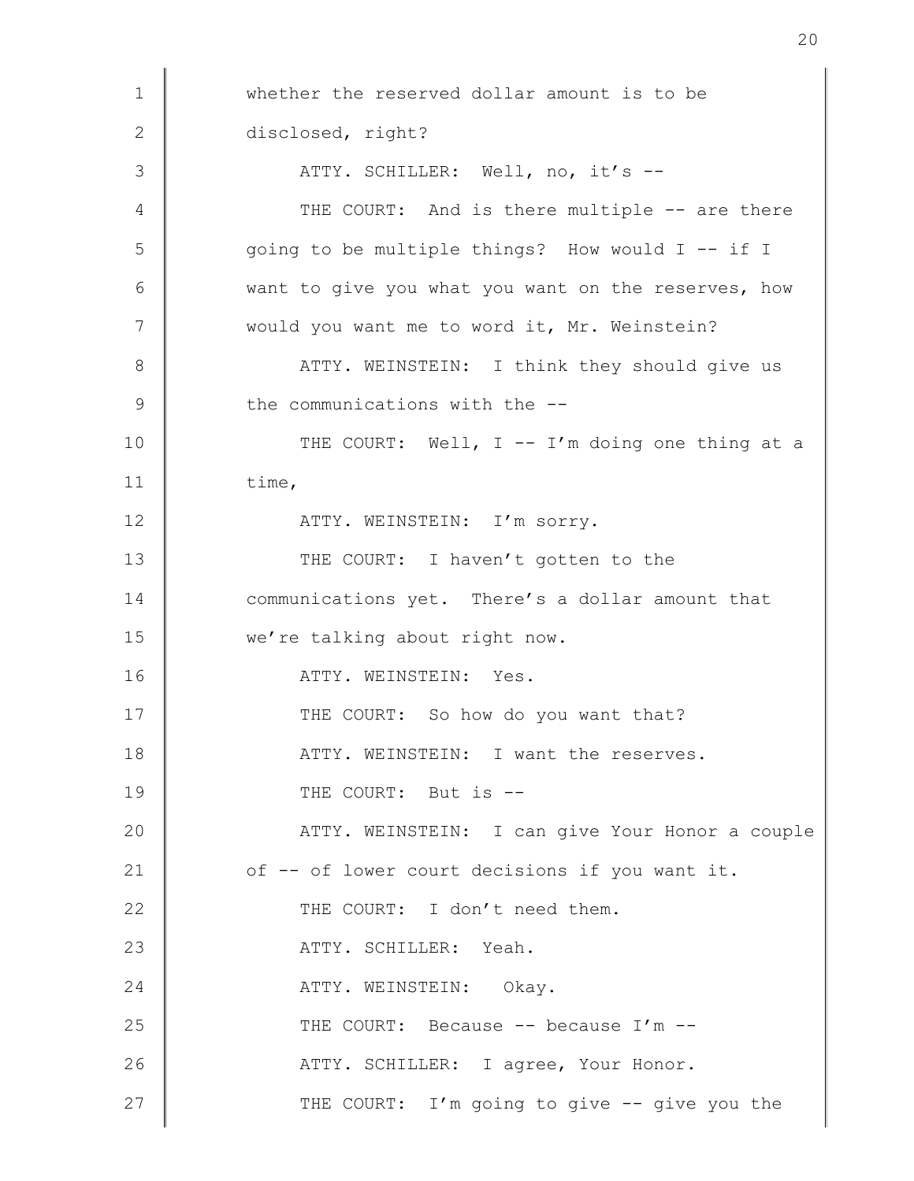whether the reserved dollar amount is to be disclosed, right?

ATTY. SCHILLER: Well, no, it's --

THE COURT: And is there multiple -- are there going to be multiple things? How would I -- if I want to give you what you want on the reserves, how would you want me to word it, Mr. Weinstein?

ATTY. WEINSTEIN: I think they should give us the communications with the --

THE COURT: Well, I -- I'm doing one thing at a time,

ATTY. WEINSTEIN: I'm sorry.

THE COURT: I haven't gotten to the communications yet. There's a dollar amount that we're talking about right now.

ATTY. WEINSTEIN: Yes.

THE COURT: So how do you want that?

ATTY. WEINSTEIN: I want the reserves.

THE COURT: But is --

ATTY. WEINSTEIN: I can give Your Honor a couple of -- of lower court decisions if you want it.

THE COURT: I don't need them.

ATTY. SCHILLER: Yeah.

ATTY. WEINSTEIN: Okay.

THE COURT: Because -- because I'm --

ATTY. SCHILLER: I agree, Your Honor.

THE COURT: I'm going to give -- give you the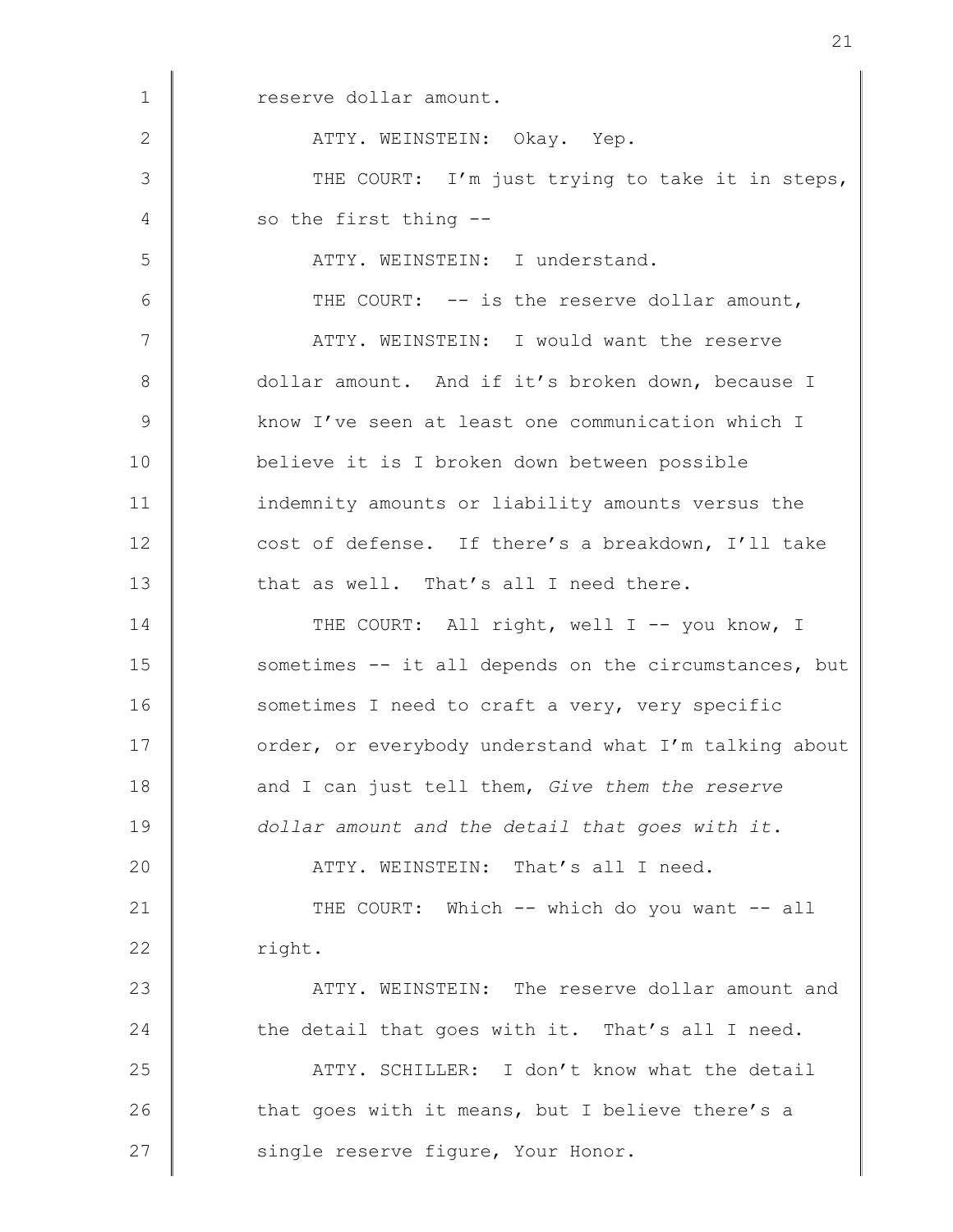reserve dollar amount.

ATTY. WEINSTEIN: Okay. Yep.

THE COURT: I'm just trying to take it in steps, so the first thing --

ATTY. WEINSTEIN: I understand.

THE COURT: -- is the reserve dollar amount,

ATTY. WEINSTEIN: I would want the reserve dollar amount. And if it's broken down, because I know I've seen at least one communication which I believe it is I broken down between possible indemnity amounts or liability amounts versus the cost of defense. If there's a breakdown, I'll take that as well. That's all I need there.

THE COURT: All right, well I -- you know, I sometimes -- it all depends on the circumstances, but sometimes I need to craft a very, very specific order, or everybody understand what I'm talking about and I can just tell them, *Give them the reserve dollar amount and the detail that goes with it*.

ATTY. WEINSTEIN: That's all I need.

THE COURT: Which -- which do you want -- all right.

ATTY. WEINSTEIN: The reserve dollar amount and the detail that goes with it. That's all I need.

ATTY. SCHILLER: I don't know what the detail that goes with it means, but I believe there's a single reserve figure, Your Honor.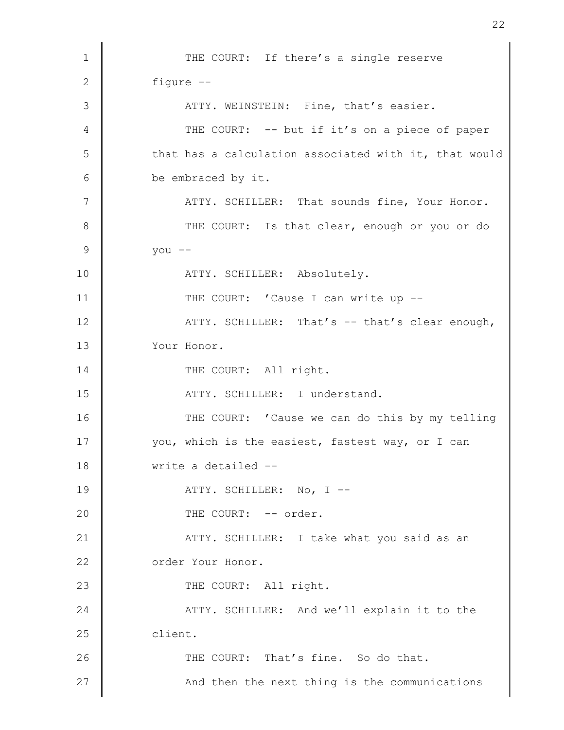THE COURT: If there's a single reserve figure --

ATTY. WEINSTEIN: Fine, that's easier.

THE COURT: -- but if it's on a piece of paper that has a calculation associated with it, that would be embraced by it.

ATTY. SCHILLER: That sounds fine, Your Honor.

THE COURT: Is that clear, enough or you or do you --

ATTY. SCHILLER: Absolutely.

THE COURT: 'Cause I can write up --

ATTY. SCHILLER: That's -- that's clear enough, Your Honor.

THE COURT: All right.

ATTY. SCHILLER: I understand.

THE COURT: 'Cause we can do this by my telling you, which is the easiest, fastest way, or I can write a detailed --

ATTY. SCHILLER: No, I --

THE COURT: -- order.

ATTY. SCHILLER: I take what you said as an order Your Honor.

THE COURT: All right.

ATTY. SCHILLER: And we'll explain it to the client.

THE COURT: That's fine. So do that.

And then the next thing is the communications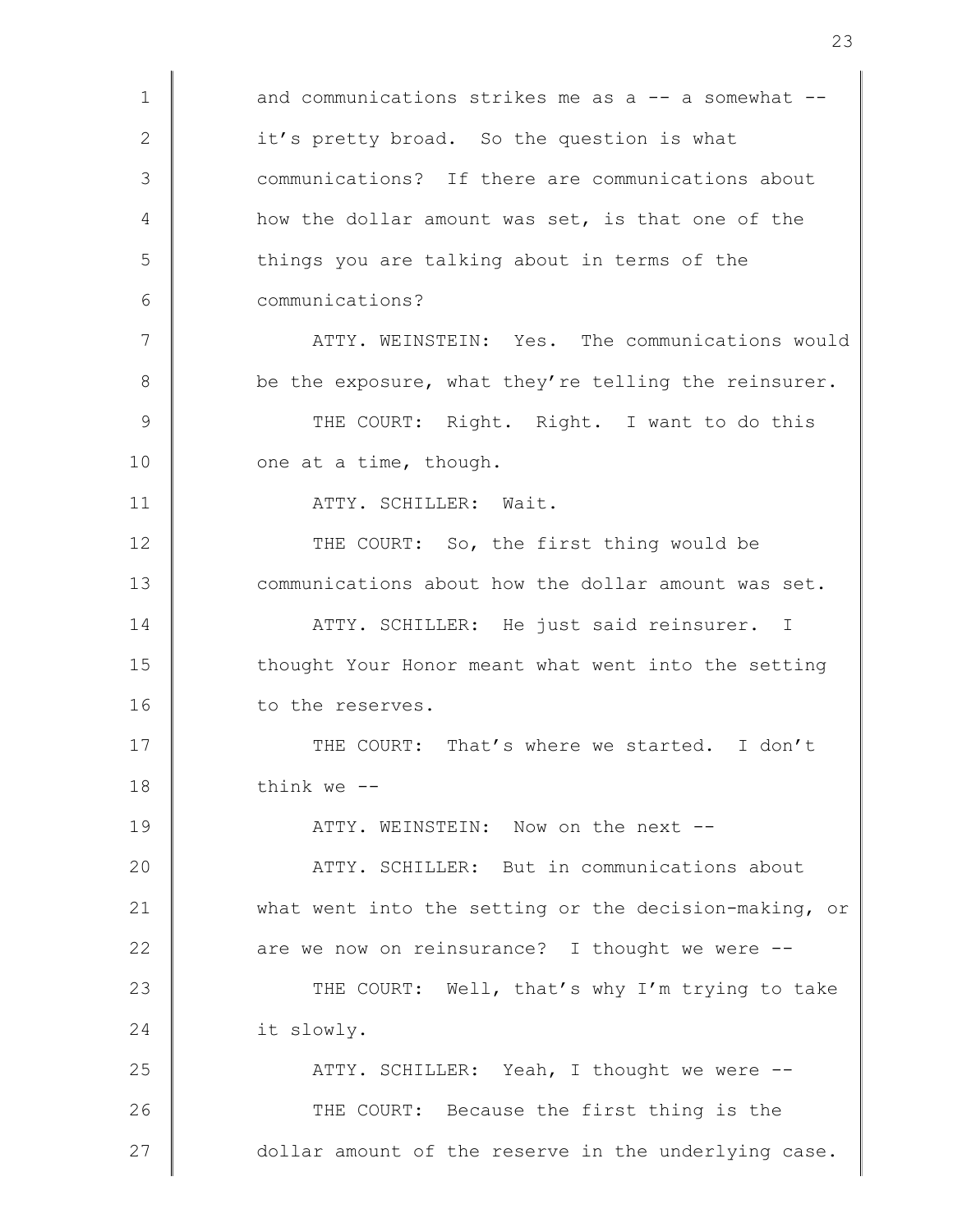and communications strikes me as a -- a somewhat -- it's pretty broad. So the question is what communications? If there are communications about how the dollar amount was set, is that one of the things you are talking about in terms of the communications?

ATTY. WEINSTEIN: Yes. The communications would be the exposure, what they're telling the reinsurer.

THE COURT: Right. Right. I want to do this one at a time, though.

ATTY. SCHILLER: Wait.

THE COURT: So, the first thing would be communications about how the dollar amount was set.

ATTY. SCHILLER: He just said reinsurer. I thought Your Honor meant what went into the setting to the reserves.

THE COURT: That's where we started. I don't think we --

ATTY. WEINSTEIN: Now on the next --

ATTY. SCHILLER: But in communications about what went into the setting or the decision-making, or are we now on reinsurance? I thought we were --

THE COURT: Well, that's why I'm trying to take it slowly.

ATTY. SCHILLER: Yeah, I thought we were --

THE COURT: Because the first thing is the dollar amount of the reserve in the underlying case.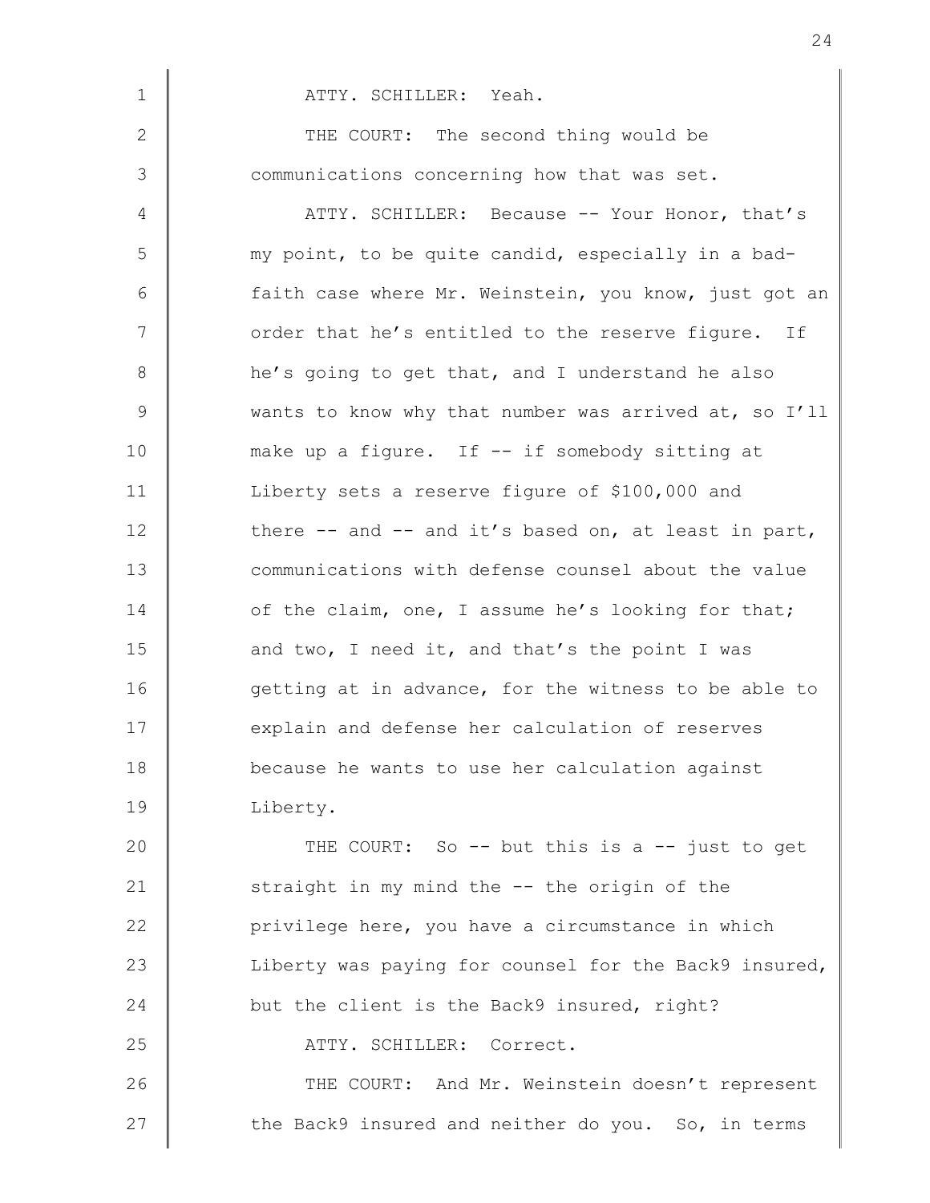ATTY. SCHILLER: Yeah.

THE COURT: The second thing would be communications concerning how that was set.

ATTY. SCHILLER: Because -- Your Honor, that's my point, to be quite candid, especially in a bad-faith case where Mr. Weinstein, you know, just got an order that he's entitled to the reserve figure. If he's going to get that, and I understand he also wants to know why that number was arrived at, so I'll make up a figure. If -- if somebody sitting at Liberty sets a reserve figure of $100,000 and there -- and -- and it's based on, at least in part, communications with defense counsel about the value of the claim, one, I assume he's looking for that; and two, I need it, and that's the point I was getting at in advance, for the witness to be able to explain and defense her calculation of reserves because he wants to use her calculation against Liberty.

THE COURT: So -- but this is a -- just to get straight in my mind the -- the origin of the privilege here, you have a circumstance in which Liberty was paying for counsel for the Back9 insured, but the client is the Back9 insured, right?

ATTY. SCHILLER: Correct.

THE COURT: And Mr. Weinstein doesn't represent the Back9 insured and neither do you. So, in terms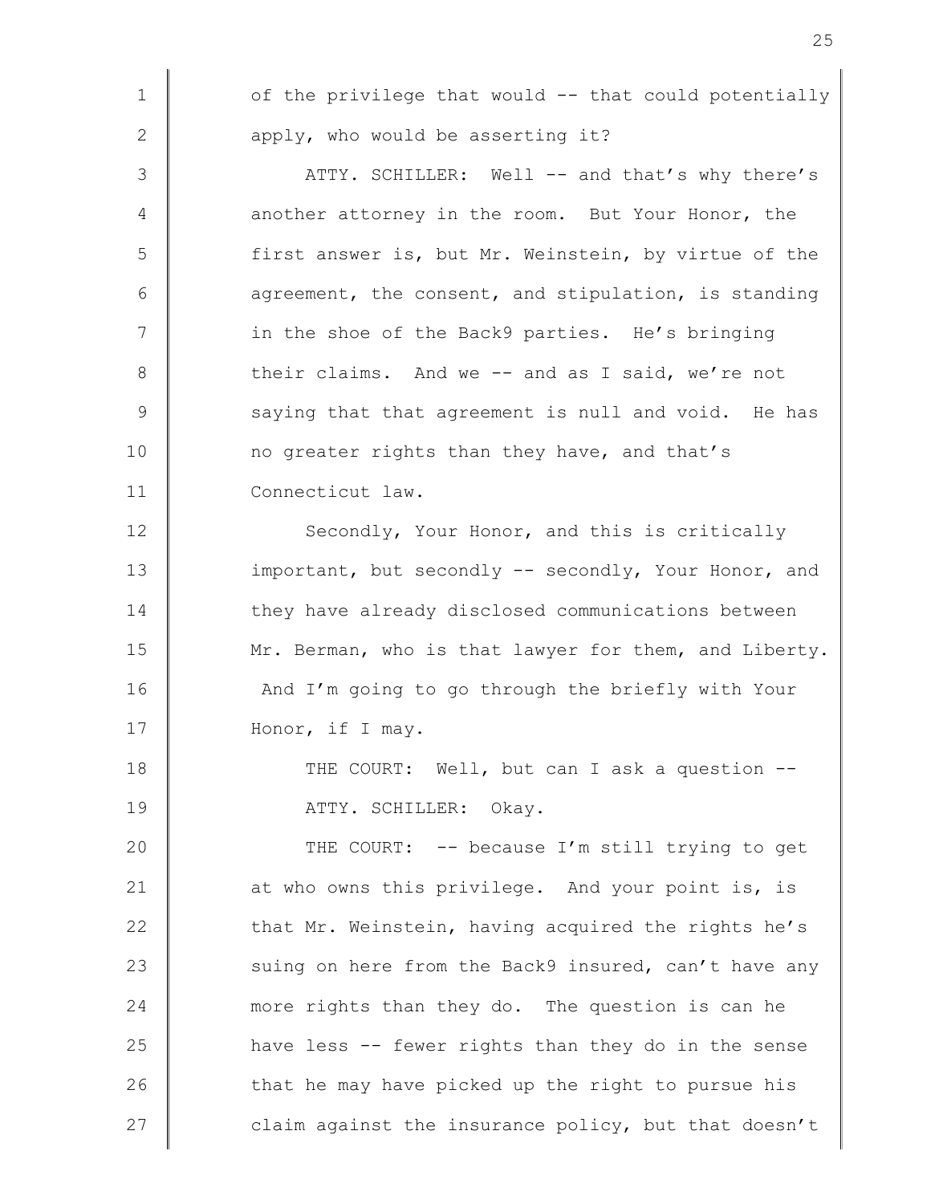of the privilege that would -- that could potentially apply, who would be asserting it?

ATTY. SCHILLER: Well -- and that's why there's another attorney in the room. But Your Honor, the first answer is, but Mr. Weinstein, by virtue of the agreement, the consent, and stipulation, is standing in the shoe of the Back9 parties. He's bringing their claims. And we -- and as I said, we're not saying that that agreement is null and void. He has no greater rights than they have, and that's Connecticut law.

Secondly, Your Honor, and this is critically important, but secondly -- secondly, Your Honor, and they have already disclosed communications between Mr. Berman, who is that lawyer for them, and Liberty. And I'm going to go through the briefly with Your Honor, if I may.

THE COURT: Well, but can I ask a question --

ATTY. SCHILLER: Okay.

THE COURT: -- because I'm still trying to get at who owns this privilege. And your point is, is that Mr. Weinstein, having acquired the rights he's suing on here from the Back9 insured, can't have any more rights than they do. The question is can he have less -- fewer rights than they do in the sense that he may have picked up the right to pursue his claim against the insurance policy, but that doesn't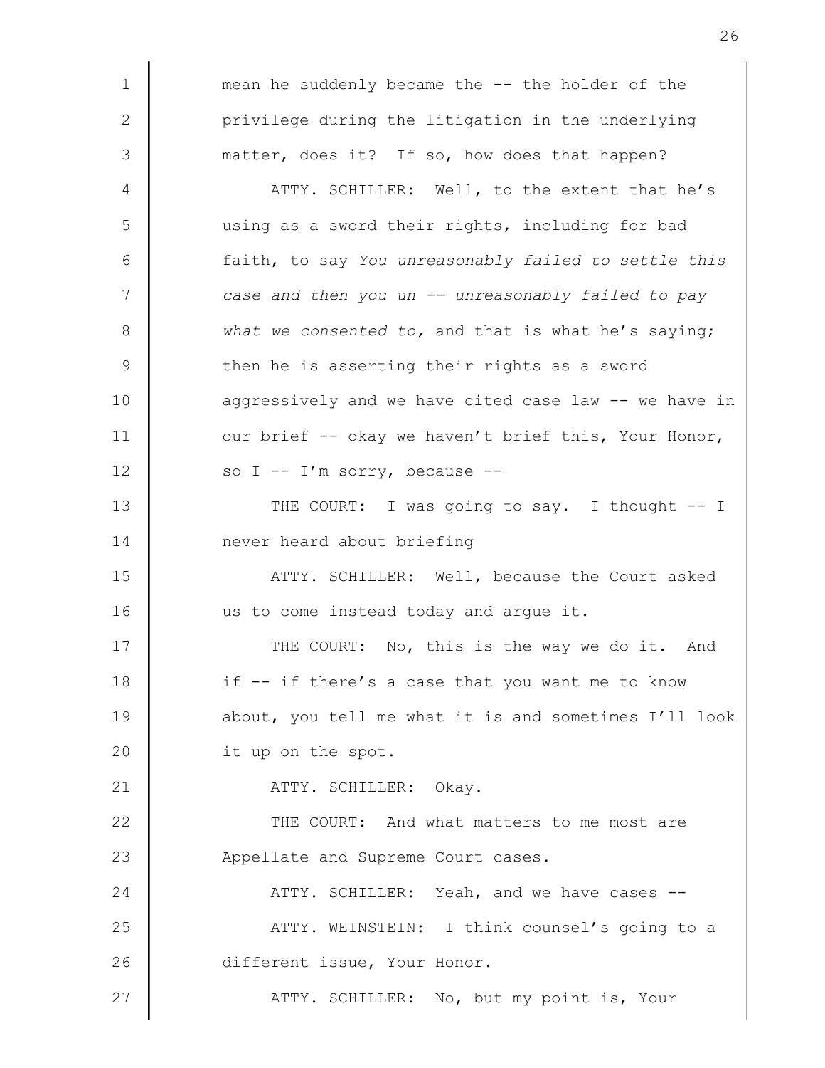mean he suddenly became the -- the holder of the privilege during the litigation in the underlying matter, does it? If so, how does that happen?

ATTY. SCHILLER: Well, to the extent that he's using as a sword their rights, including for bad faith, to say *You unreasonably failed to settle this case and then you un -- unreasonably failed to pay what we consented to,* and that is what he's saying; then he is asserting their rights as a sword aggressively and we have cited case law -- we have in our brief -- okay we haven't brief this, Your Honor, so I -- I'm sorry, because --

THE COURT: I was going to say. I thought -- I never heard about briefing

ATTY. SCHILLER: Well, because the Court asked us to come instead today and argue it.

THE COURT: No, this is the way we do it. And if -- if there's a case that you want me to know about, you tell me what it is and sometimes I'll look it up on the spot.

ATTY. SCHILLER: Okay.

THE COURT: And what matters to me most are Appellate and Supreme Court cases.

ATTY. SCHILLER: Yeah, and we have cases --

ATTY. WEINSTEIN: I think counsel's going to a different issue, Your Honor.

ATTY. SCHILLER: No, but my point is, Your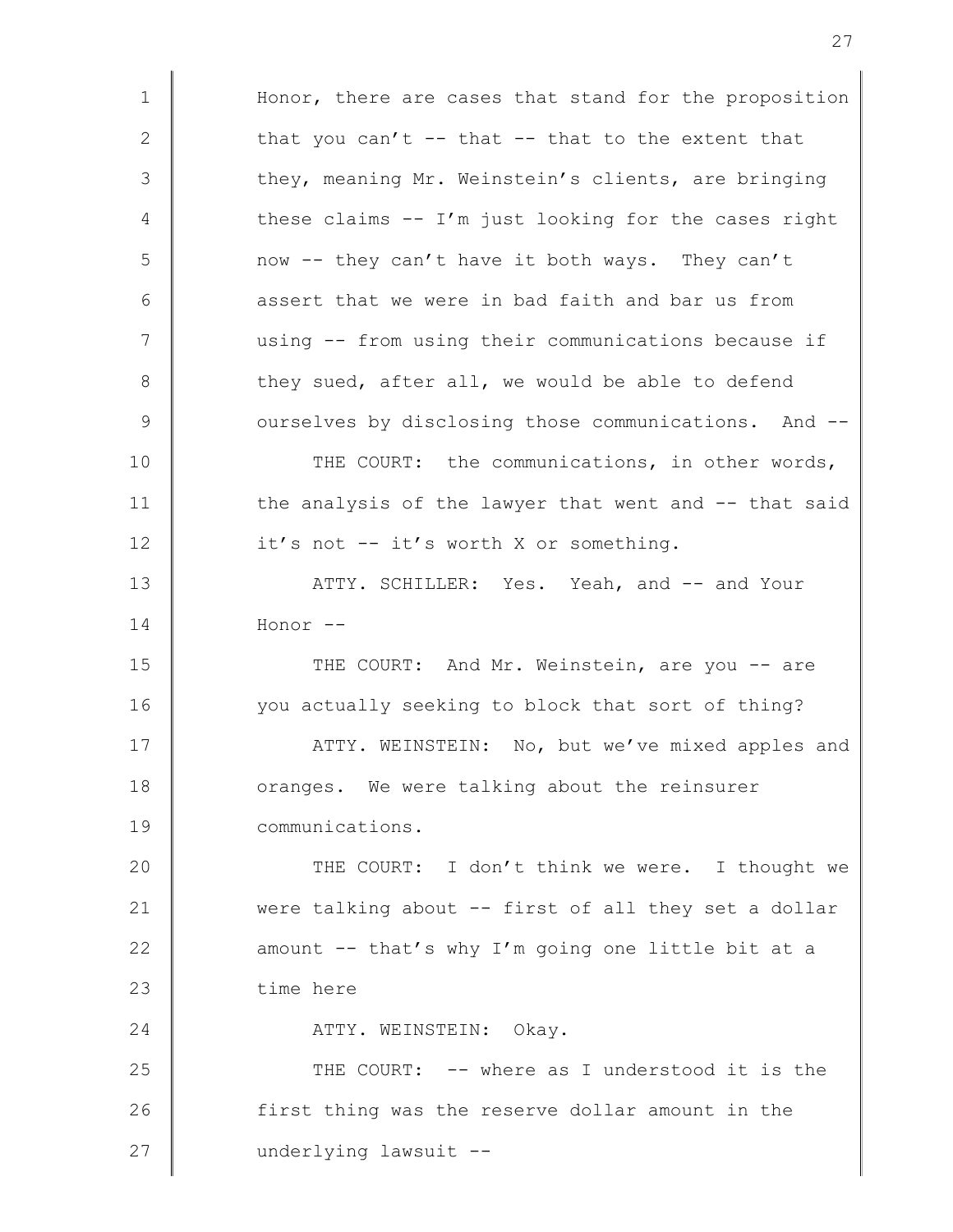Honor, there are cases that stand for the proposition that you can't -- that -- that to the extent that they, meaning Mr. Weinstein's clients, are bringing these claims -- I'm just looking for the cases right now -- they can't have it both ways. They can't assert that we were in bad faith and bar us from using -- from using their communications because if they sued, after all, we would be able to defend ourselves by disclosing those communications. And --

THE COURT: the communications, in other words, the analysis of the lawyer that went and -- that said it's not -- it's worth X or something.

ATTY. SCHILLER: Yes. Yeah, and -- and Your Honor --

THE COURT: And Mr. Weinstein, are you -- are you actually seeking to block that sort of thing?

ATTY. WEINSTEIN: No, but we've mixed apples and oranges. We were talking about the reinsurer communications.

THE COURT: I don't think we were. I thought we were talking about -- first of all they set a dollar amount -- that's why I'm going one little bit at a time here

ATTY. WEINSTEIN: Okay.

THE COURT: -- where as I understood it is the first thing was the reserve dollar amount in the underlying lawsuit --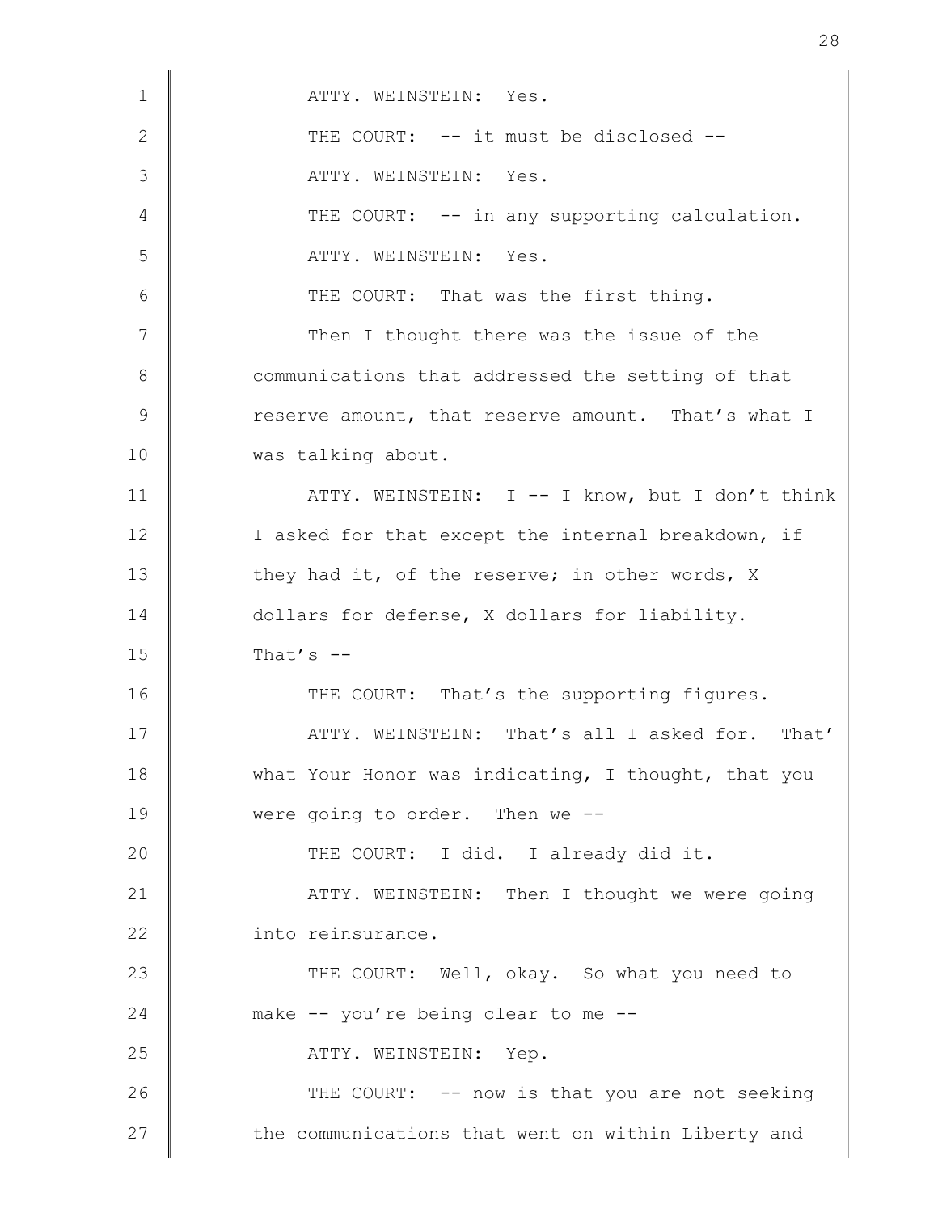ATTY. WEINSTEIN: Yes.

THE COURT: -- it must be disclosed --

ATTY. WEINSTEIN: Yes.

THE COURT: -- in any supporting calculation.

ATTY. WEINSTEIN: Yes.

THE COURT: That was the first thing.

Then I thought there was the issue of the communications that addressed the setting of that reserve amount, that reserve amount. That's what I was talking about.

ATTY. WEINSTEIN: I -- I know, but I don't think I asked for that except the internal breakdown, if they had it, of the reserve; in other words, X dollars for defense, X dollars for liability. That's --

THE COURT: That's the supporting figures.

ATTY. WEINSTEIN: That's all I asked for. That' what Your Honor was indicating, I thought, that you were going to order. Then we --

THE COURT: I did. I already did it.

ATTY. WEINSTEIN: Then I thought we were going into reinsurance.

THE COURT: Well, okay. So what you need to make -- you're being clear to me --

ATTY. WEINSTEIN: Yep.

THE COURT: -- now is that you are not seeking the communications that went on within Liberty and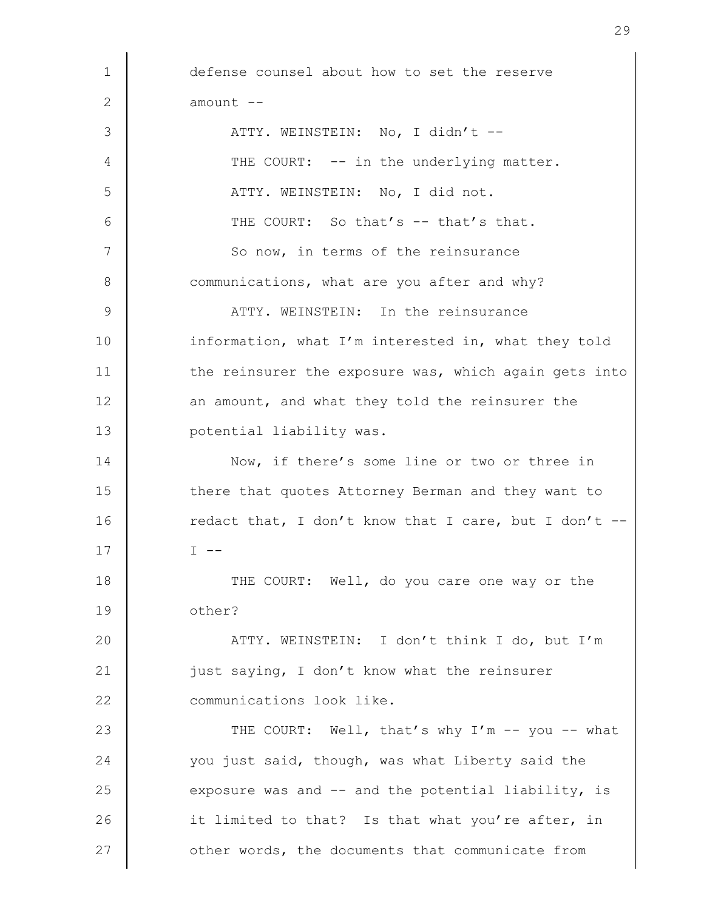defense counsel about how to set the reserve amount --

ATTY. WEINSTEIN: No, I didn't --

THE COURT: -- in the underlying matter.

ATTY. WEINSTEIN: No, I did not.

THE COURT: So that's -- that's that.

So now, in terms of the reinsurance communications, what are you after and why?

ATTY. WEINSTEIN: In the reinsurance information, what I'm interested in, what they told the reinsurer the exposure was, which again gets into an amount, and what they told the reinsurer the potential liability was.

Now, if there's some line or two or three in there that quotes Attorney Berman and they want to redact that, I don't know that I care, but I don't -- I --

THE COURT: Well, do you care one way or the other?

ATTY. WEINSTEIN: I don't think I do, but I'm just saying, I don't know what the reinsurer communications look like.

THE COURT: Well, that's why I'm -- you -- what you just said, though, was what Liberty said the exposure was and -- and the potential liability, is it limited to that? Is that what you're after, in other words, the documents that communicate from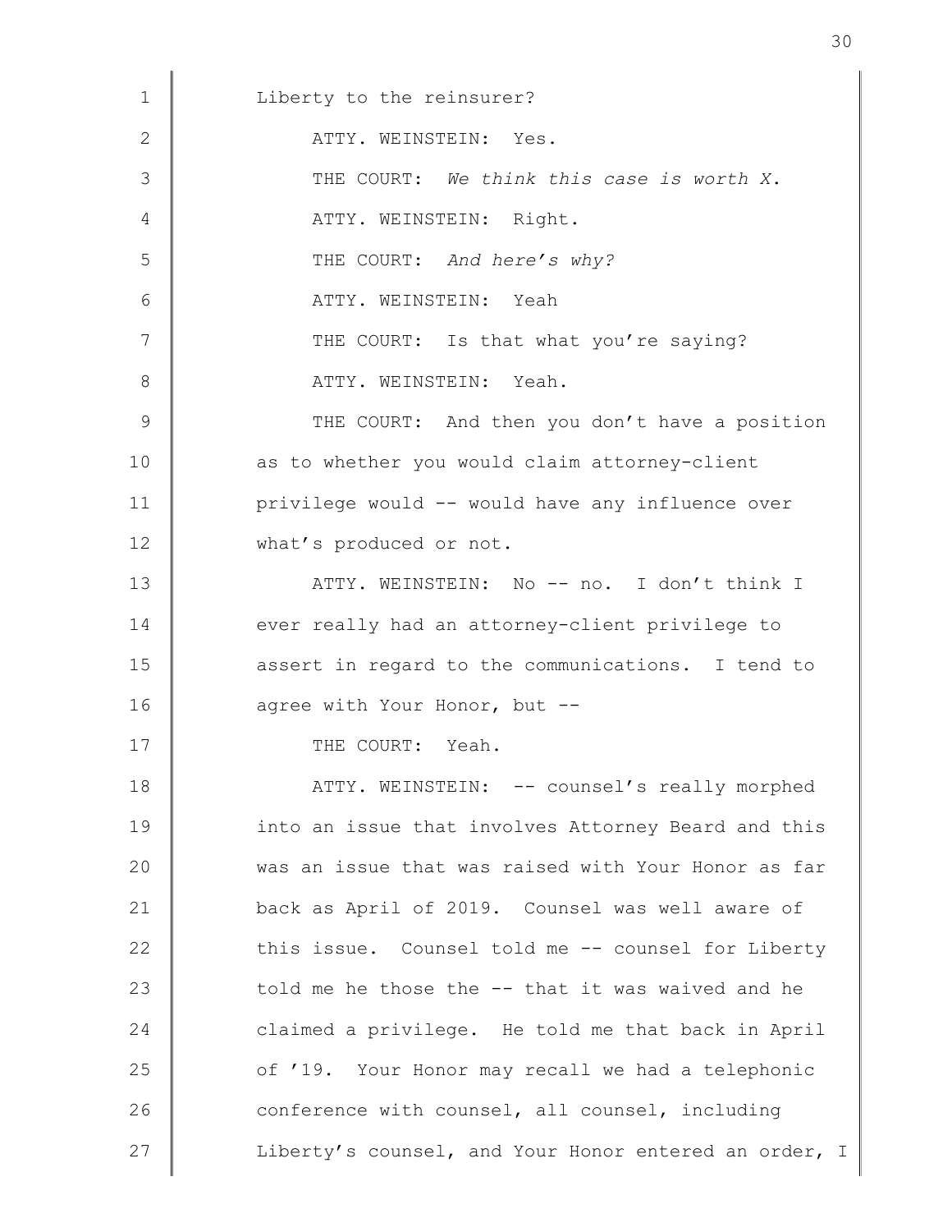Liberty to the reinsurer?

ATTY. WEINSTEIN: Yes.

THE COURT: *We think this case is worth X.*

ATTY. WEINSTEIN: Right.

THE COURT: *And here's why?*

ATTY. WEINSTEIN: Yeah

THE COURT: Is that what you're saying?

ATTY. WEINSTEIN: Yeah.

THE COURT: And then you don't have a position as to whether you would claim attorney-client privilege would -- would have any influence over what's produced or not.

ATTY. WEINSTEIN: No -- no. I don't think I ever really had an attorney-client privilege to assert in regard to the communications. I tend to agree with Your Honor, but --

THE COURT: Yeah.

ATTY. WEINSTEIN: -- counsel's really morphed into an issue that involves Attorney Beard and this was an issue that was raised with Your Honor as far back as April of 2019. Counsel was well aware of this issue. Counsel told me -- counsel for Liberty told me he those the -- that it was waived and he claimed a privilege. He told me that back in April of '19. Your Honor may recall we had a telephonic conference with counsel, all counsel, including Liberty's counsel, and Your Honor entered an order, I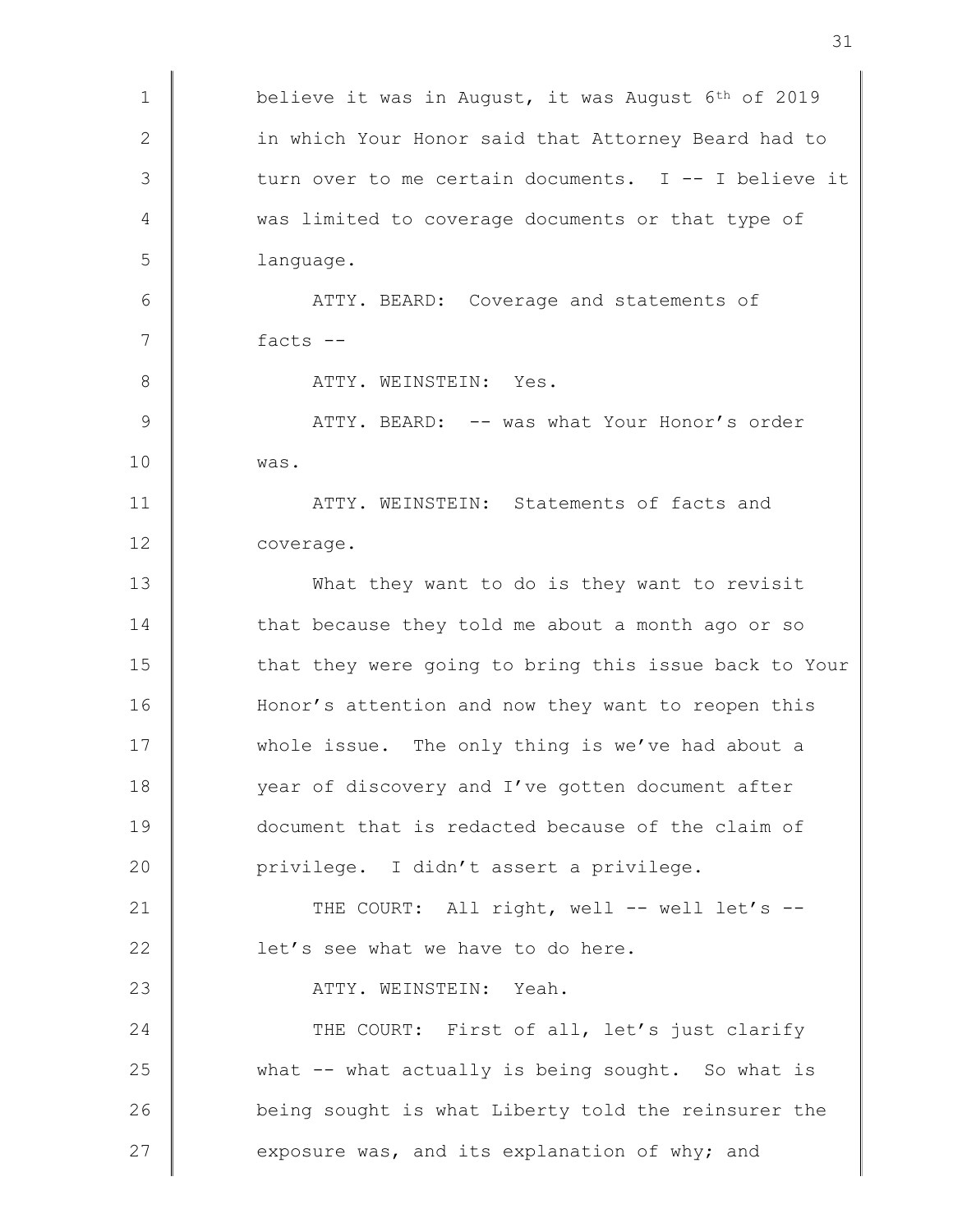believe it was in August, it was August 6th of 2019 in which Your Honor said that Attorney Beard had to turn over to me certain documents. I -- I believe it was limited to coverage documents or that type of language.

ATTY. BEARD: Coverage and statements of facts --

ATTY. WEINSTEIN: Yes.

ATTY. BEARD: -- was what Your Honor's order was.

ATTY. WEINSTEIN: Statements of facts and coverage.

What they want to do is they want to revisit that because they told me about a month ago or so that they were going to bring this issue back to Your Honor's attention and now they want to reopen this whole issue. The only thing is we've had about a year of discovery and I've gotten document after document that is redacted because of the claim of privilege. I didn't assert a privilege.

THE COURT: All right, well -- well let's -- let's see what we have to do here.

ATTY. WEINSTEIN: Yeah.

THE COURT: First of all, let's just clarify what -- what actually is being sought. So what is being sought is what Liberty told the reinsurer the exposure was, and its explanation of why; and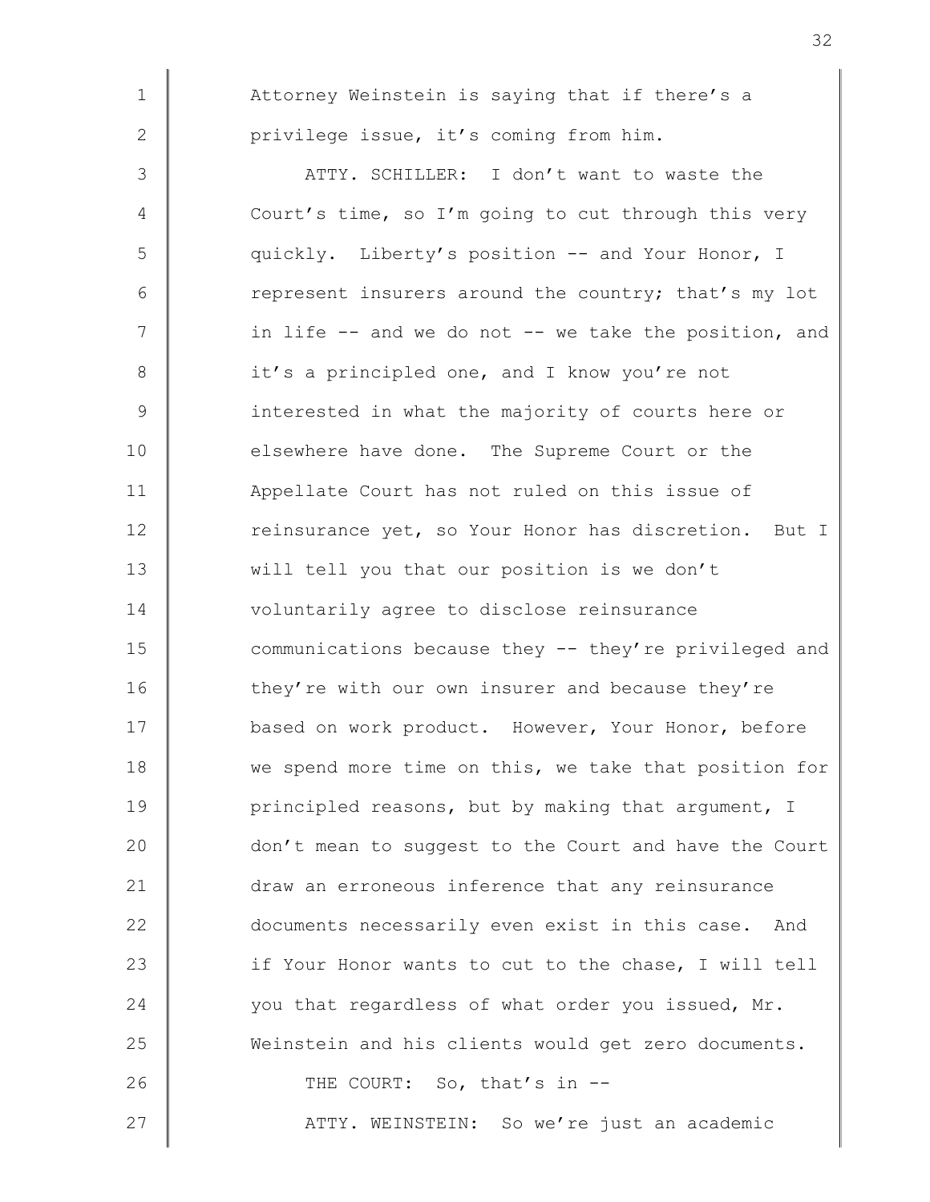Attorney Weinstein is saying that if there's a privilege issue, it's coming from him.

ATTY. SCHILLER: I don't want to waste the Court's time, so I'm going to cut through this very quickly. Liberty's position -- and Your Honor, I represent insurers around the country; that's my lot in life -- and we do not -- we take the position, and it's a principled one, and I know you're not interested in what the majority of courts here or elsewhere have done. The Supreme Court or the Appellate Court has not ruled on this issue of reinsurance yet, so Your Honor has discretion. But I will tell you that our position is we don't voluntarily agree to disclose reinsurance communications because they -- they're privileged and they're with our own insurer and because they're based on work product. However, Your Honor, before we spend more time on this, we take that position for principled reasons, but by making that argument, I don't mean to suggest to the Court and have the Court draw an erroneous inference that any reinsurance documents necessarily even exist in this case. And if Your Honor wants to cut to the chase, I will tell you that regardless of what order you issued, Mr. Weinstein and his clients would get zero documents.

THE COURT: So, that's in --

ATTY. WEINSTEIN: So we're just an academic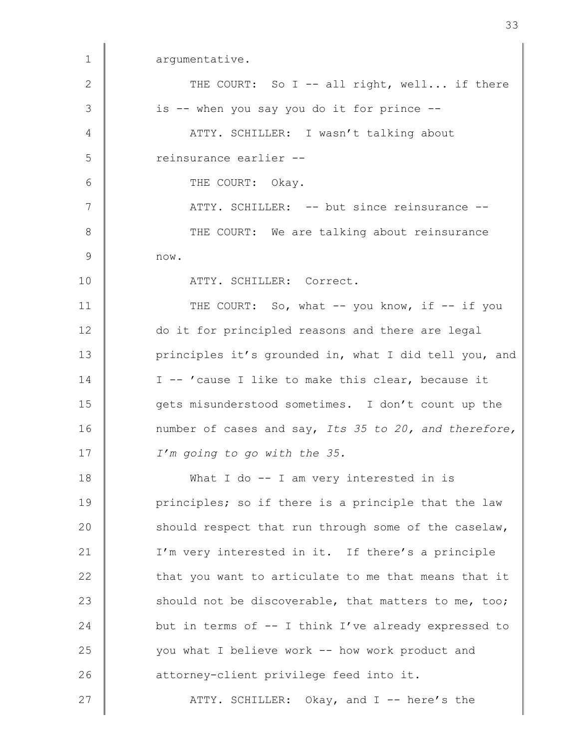argumentative.

THE COURT: So I -- all right, well... if there is -- when you say you do it for prince --

ATTY. SCHILLER: I wasn't talking about reinsurance earlier --

THE COURT: Okay.

ATTY. SCHILLER: -- but since reinsurance --

THE COURT: We are talking about reinsurance now.

ATTY. SCHILLER: Correct.

THE COURT: So, what -- you know, if -- if you do it for principled reasons and there are legal principles it's grounded in, what I did tell you, and I -- 'cause I like to make this clear, because it gets misunderstood sometimes. I don't count up the number of cases and say, *Its 35 to 20, and therefore, I'm going to go with the 35.*

What I do -- I am very interested in is principles; so if there is a principle that the law should respect that run through some of the caselaw, I'm very interested in it. If there's a principle that you want to articulate to me that means that it should not be discoverable, that matters to me, too; but in terms of -- I think I've already expressed to you what I believe work -- how work product and attorney-client privilege feed into it.

ATTY. SCHILLER: Okay, and I -- here's the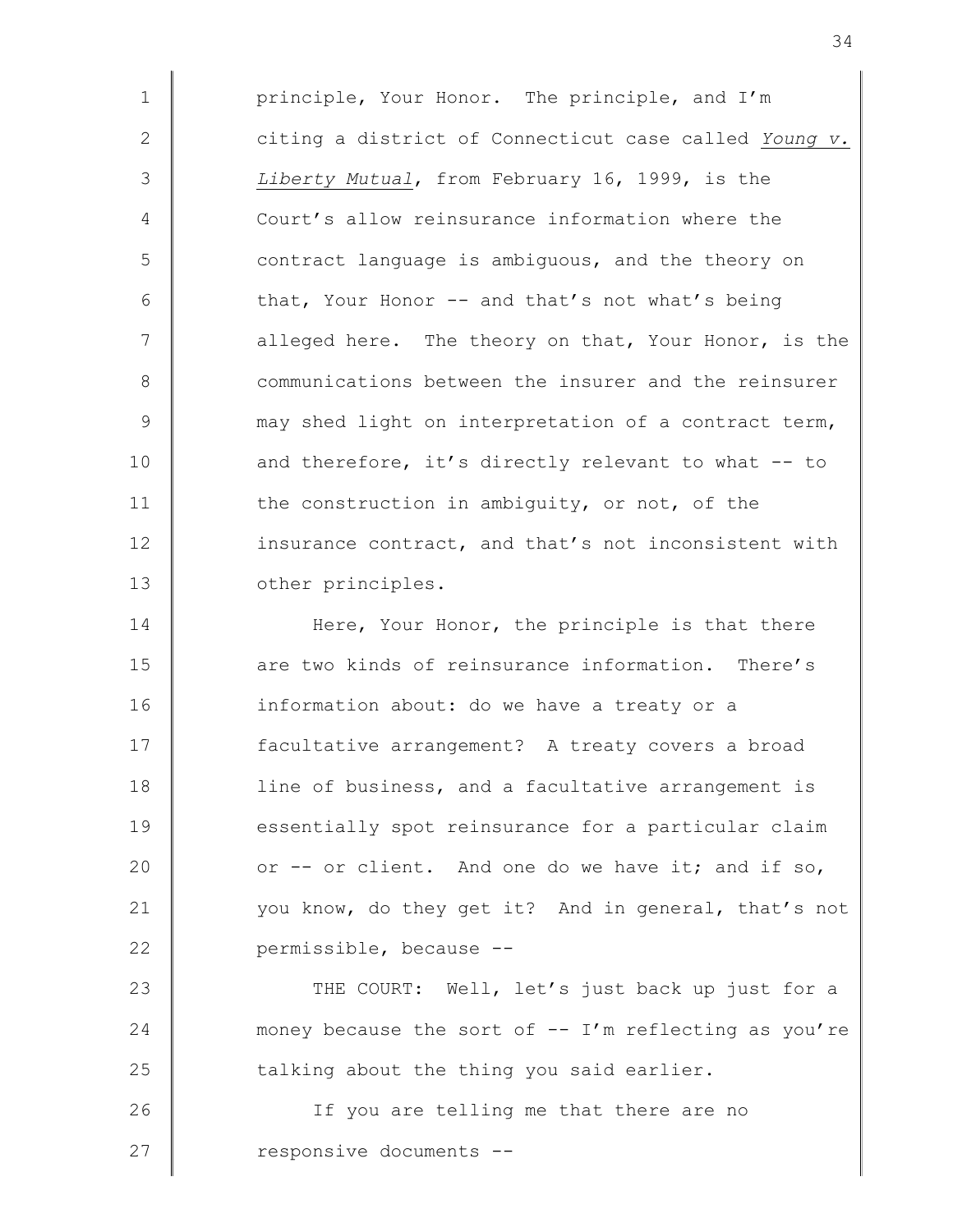principle, Your Honor. The principle, and I'm citing a district of Connecticut case called *Young v. Liberty Mutual*, from February 16, 1999, is the Court's allow reinsurance information where the contract language is ambiguous, and the theory on that, Your Honor -- and that's not what's being alleged here. The theory on that, Your Honor, is the communications between the insurer and the reinsurer may shed light on interpretation of a contract term, and therefore, it's directly relevant to what -- to the construction in ambiguity, or not, of the insurance contract, and that's not inconsistent with other principles.

Here, Your Honor, the principle is that there are two kinds of reinsurance information. There's information about: do we have a treaty or a facultative arrangement? A treaty covers a broad line of business, and a facultative arrangement is essentially spot reinsurance for a particular claim or -- or client. And one do we have it; and if so, you know, do they get it? And in general, that's not permissible, because --

THE COURT: Well, let's just back up just for a money because the sort of -- I'm reflecting as you're talking about the thing you said earlier.

If you are telling me that there are no responsive documents --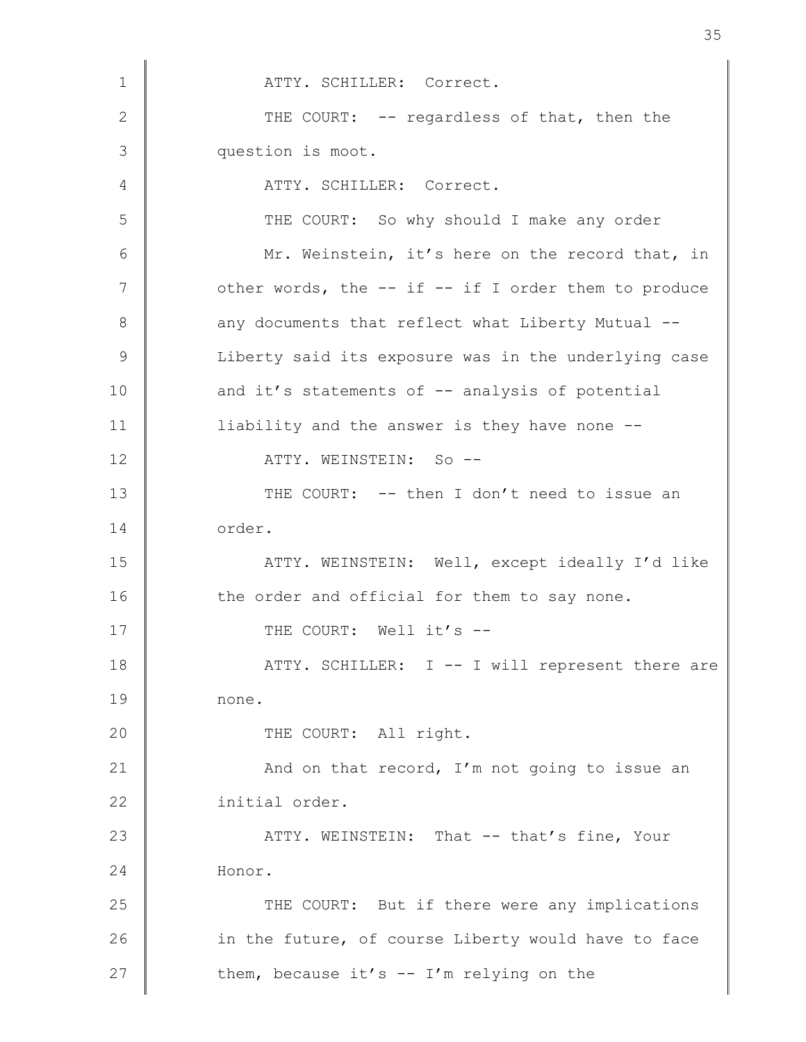ATTY. SCHILLER: Correct.

THE COURT: -- regardless of that, then the question is moot.

ATTY. SCHILLER: Correct.

THE COURT: So why should I make any order Mr. Weinstein, it's here on the record that, in other words, the -- if -- if I order them to produce any documents that reflect what Liberty Mutual -- Liberty said its exposure was in the underlying case and it's statements of -- analysis of potential liability and the answer is they have none --

ATTY. WEINSTEIN: So --

THE COURT: -- then I don't need to issue an order.

ATTY. WEINSTEIN: Well, except ideally I'd like the order and official for them to say none.

THE COURT: Well it's --

ATTY. SCHILLER: I -- I will represent there are none.

THE COURT: All right.

And on that record, I'm not going to issue an initial order.

ATTY. WEINSTEIN: That -- that's fine, Your Honor.

THE COURT: But if there were any implications in the future, of course Liberty would have to face them, because it's -- I'm relying on the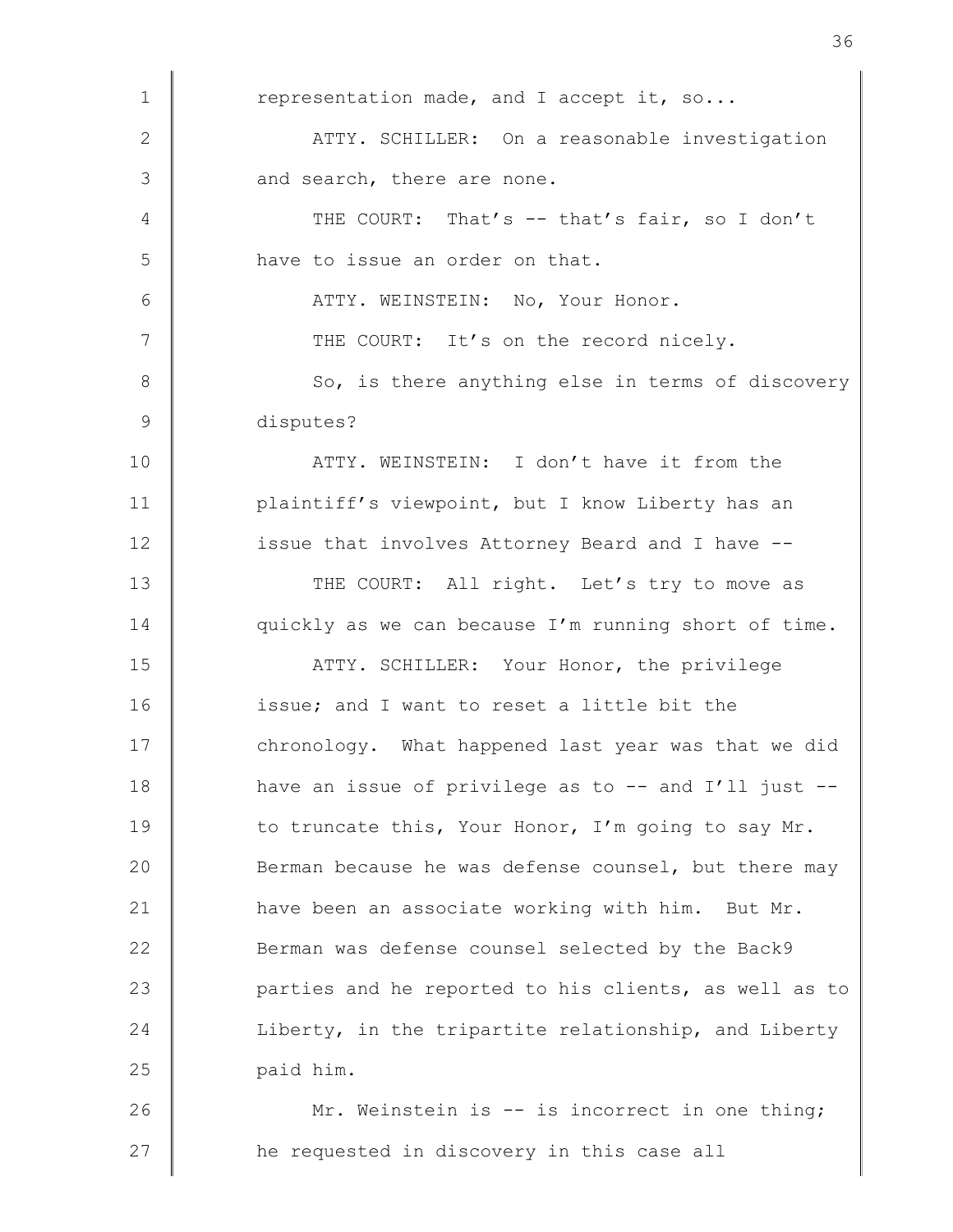representation made, and I accept it, so...

ATTY. SCHILLER: On a reasonable investigation and search, there are none.

THE COURT: That's -- that's fair, so I don't have to issue an order on that.

ATTY. WEINSTEIN: No, Your Honor.

THE COURT: It's on the record nicely.

So, is there anything else in terms of discovery disputes?

ATTY. WEINSTEIN: I don't have it from the plaintiff's viewpoint, but I know Liberty has an issue that involves Attorney Beard and I have --

THE COURT: All right. Let's try to move as quickly as we can because I'm running short of time.

ATTY. SCHILLER: Your Honor, the privilege issue; and I want to reset a little bit the chronology. What happened last year was that we did have an issue of privilege as to -- and I'll just -- to truncate this, Your Honor, I'm going to say Mr. Berman because he was defense counsel, but there may have been an associate working with him. But Mr. Berman was defense counsel selected by the Back9 parties and he reported to his clients, as well as to Liberty, in the tripartite relationship, and Liberty paid him.

Mr. Weinstein is -- is incorrect in one thing; he requested in discovery in this case all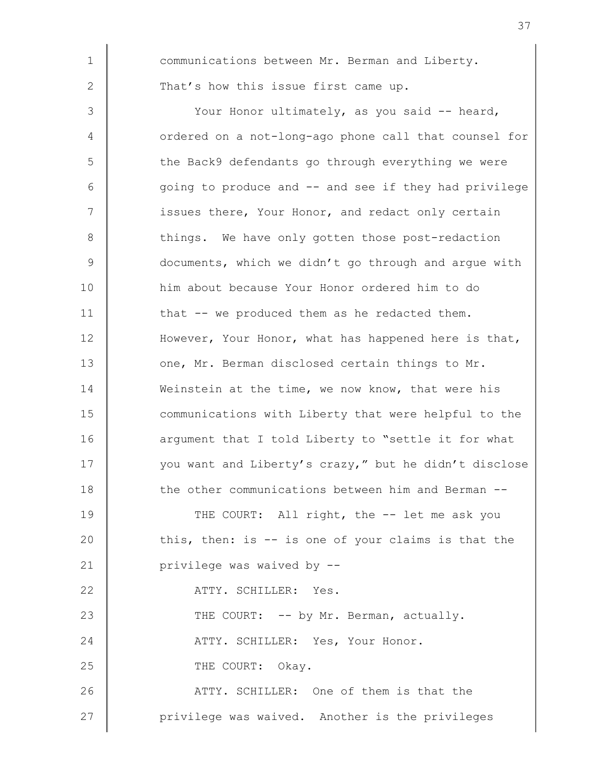communications between Mr. Berman and Liberty. That's how this issue first came up.

Your Honor ultimately, as you said -- heard, ordered on a not-long-ago phone call that counsel for the Back9 defendants go through everything we were going to produce and -- and see if they had privilege issues there, Your Honor, and redact only certain things. We have only gotten those post-redaction documents, which we didn't go through and argue with him about because Your Honor ordered him to do that -- we produced them as he redacted them. However, Your Honor, what has happened here is that, one, Mr. Berman disclosed certain things to Mr. Weinstein at the time, we now know, that were his communications with Liberty that were helpful to the argument that I told Liberty to "settle it for what you want and Liberty's crazy," but he didn't disclose the other communications between him and Berman --

THE COURT: All right, the -- let me ask you this, then: is -- is one of your claims is that the privilege was waived by --

ATTY. SCHILLER: Yes.

THE COURT: -- by Mr. Berman, actually.

ATTY. SCHILLER: Yes, Your Honor.

THE COURT: Okay.

ATTY. SCHILLER: One of them is that the privilege was waived. Another is the privileges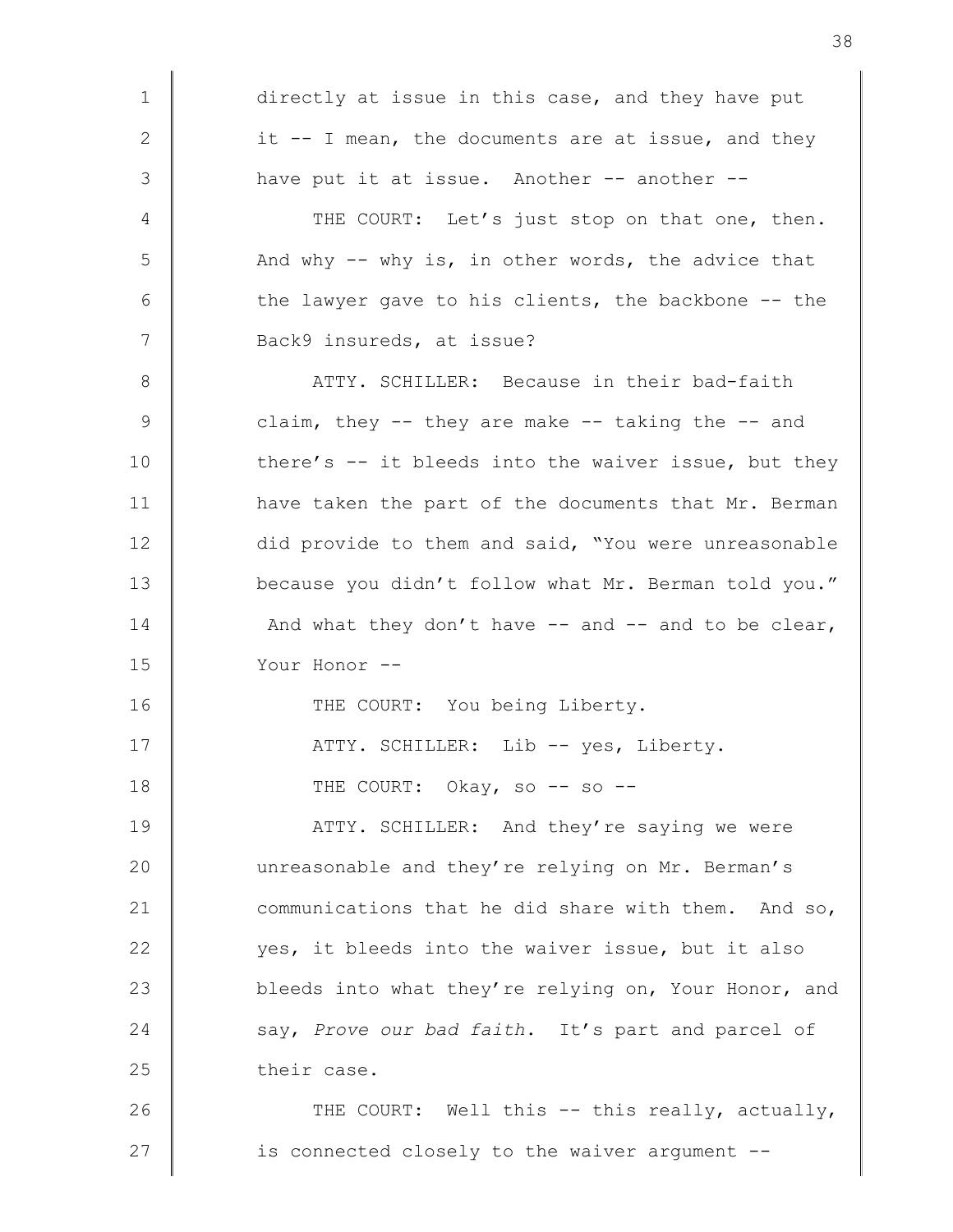directly at issue in this case, and they have put it -- I mean, the documents are at issue, and they have put it at issue. Another -- another --

THE COURT: Let's just stop on that one, then. And why -- why is, in other words, the advice that the lawyer gave to his clients, the backbone -- the Back9 insureds, at issue?

ATTY. SCHILLER: Because in their bad-faith claim, they -- they are make -- taking the -- and there's -- it bleeds into the waiver issue, but they have taken the part of the documents that Mr. Berman did provide to them and said, "You were unreasonable because you didn't follow what Mr. Berman told you." And what they don't have -- and -- and to be clear, Your Honor --

THE COURT: You being Liberty.

ATTY. SCHILLER: Lib -- yes, Liberty.

THE COURT: Okay, so -- so --

ATTY. SCHILLER: And they're saying we were unreasonable and they're relying on Mr. Berman's communications that he did share with them. And so, yes, it bleeds into the waiver issue, but it also bleeds into what they're relying on, Your Honor, and say, *Prove our bad faith*. It's part and parcel of their case.

THE COURT: Well this -- this really, actually, is connected closely to the waiver argument --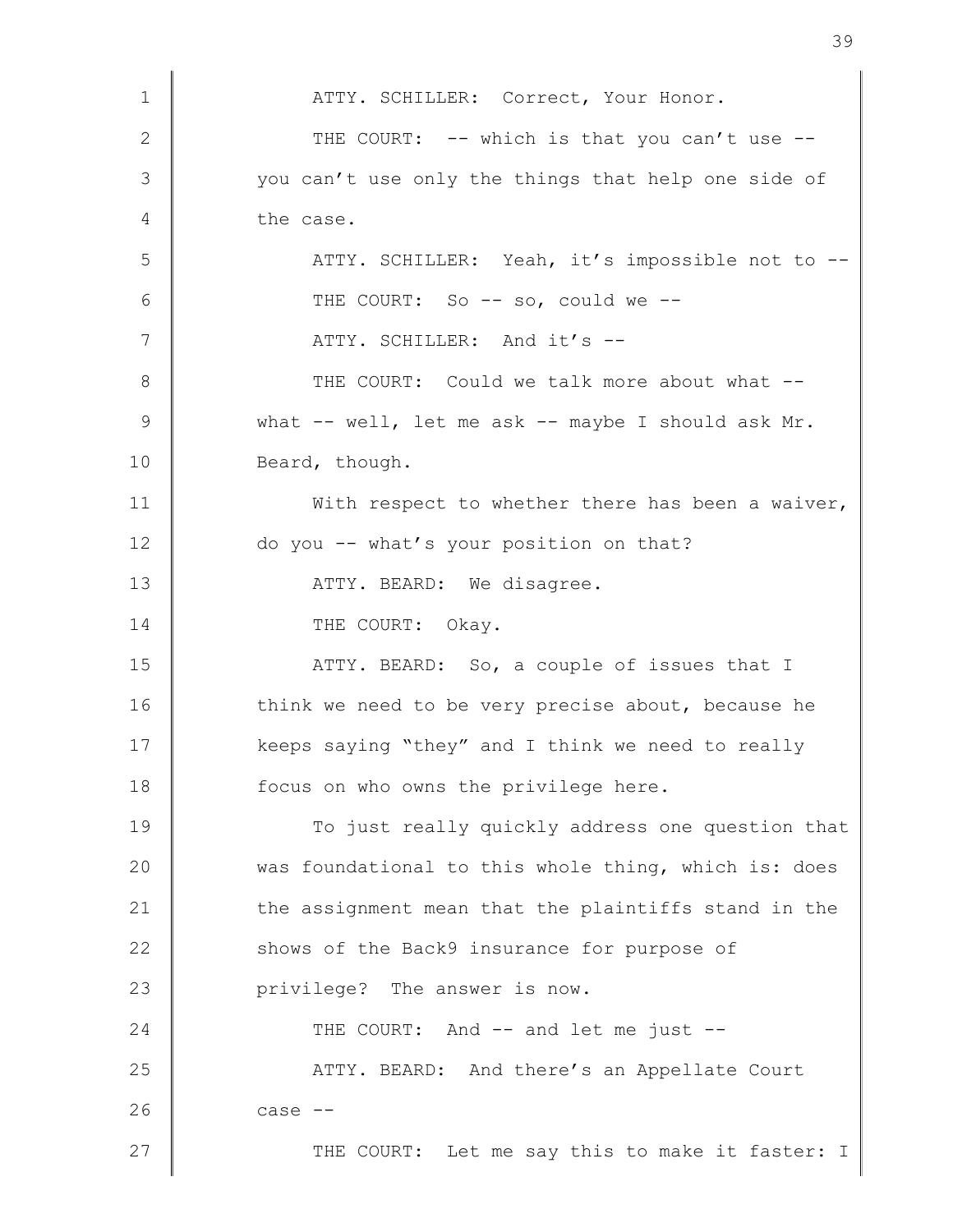ATTY. SCHILLER: Correct, Your Honor.

THE COURT: -- which is that you can't use -- you can't use only the things that help one side of the case.

ATTY. SCHILLER: Yeah, it's impossible not to --

THE COURT: So -- so, could we --

ATTY. SCHILLER: And it's --

THE COURT: Could we talk more about what -- what -- well, let me ask -- maybe I should ask Mr. Beard, though.

With respect to whether there has been a waiver, do you -- what's your position on that?

ATTY. BEARD: We disagree.

THE COURT: Okay.

ATTY. BEARD: So, a couple of issues that I think we need to be very precise about, because he keeps saying "they" and I think we need to really focus on who owns the privilege here.

To just really quickly address one question that was foundational to this whole thing, which is: does the assignment mean that the plaintiffs stand in the shows of the Back9 insurance for purpose of privilege? The answer is now.

THE COURT: And -- and let me just --

ATTY. BEARD: And there's an Appellate Court case --

THE COURT: Let me say this to make it faster: I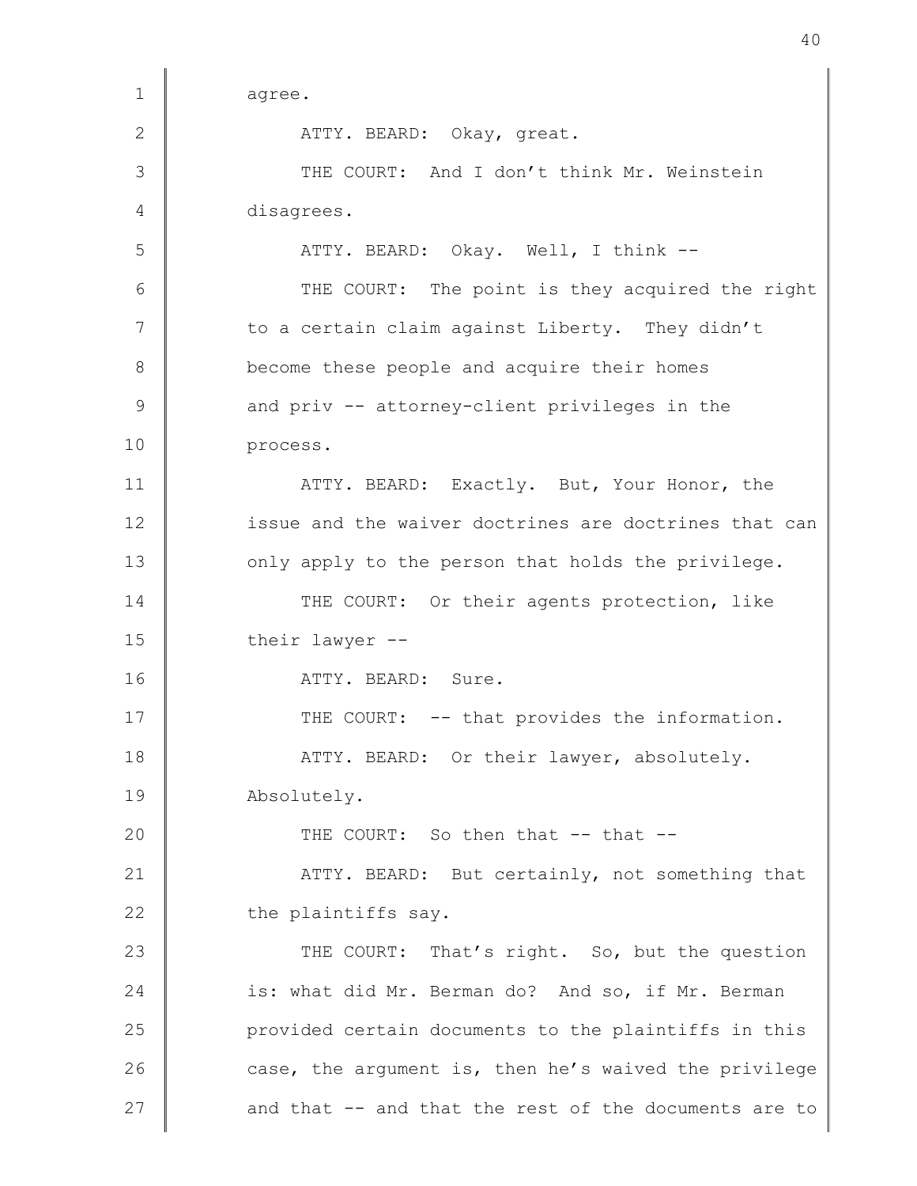agree.

ATTY. BEARD: Okay, great.

THE COURT: And I don't think Mr. Weinstein disagrees.

ATTY. BEARD: Okay. Well, I think --

THE COURT: The point is they acquired the right to a certain claim against Liberty. They didn't become these people and acquire their homes and priv -- attorney-client privileges in the process.

ATTY. BEARD: Exactly. But, Your Honor, the issue and the waiver doctrines are doctrines that can only apply to the person that holds the privilege.

THE COURT: Or their agents protection, like their lawyer --

ATTY. BEARD: Sure.

THE COURT: -- that provides the information.

ATTY. BEARD: Or their lawyer, absolutely. Absolutely.

THE COURT: So then that -- that --

ATTY. BEARD: But certainly, not something that the plaintiffs say.

THE COURT: That's right. So, but the question is: what did Mr. Berman do? And so, if Mr. Berman provided certain documents to the plaintiffs in this case, the argument is, then he's waived the privilege and that -- and that the rest of the documents are to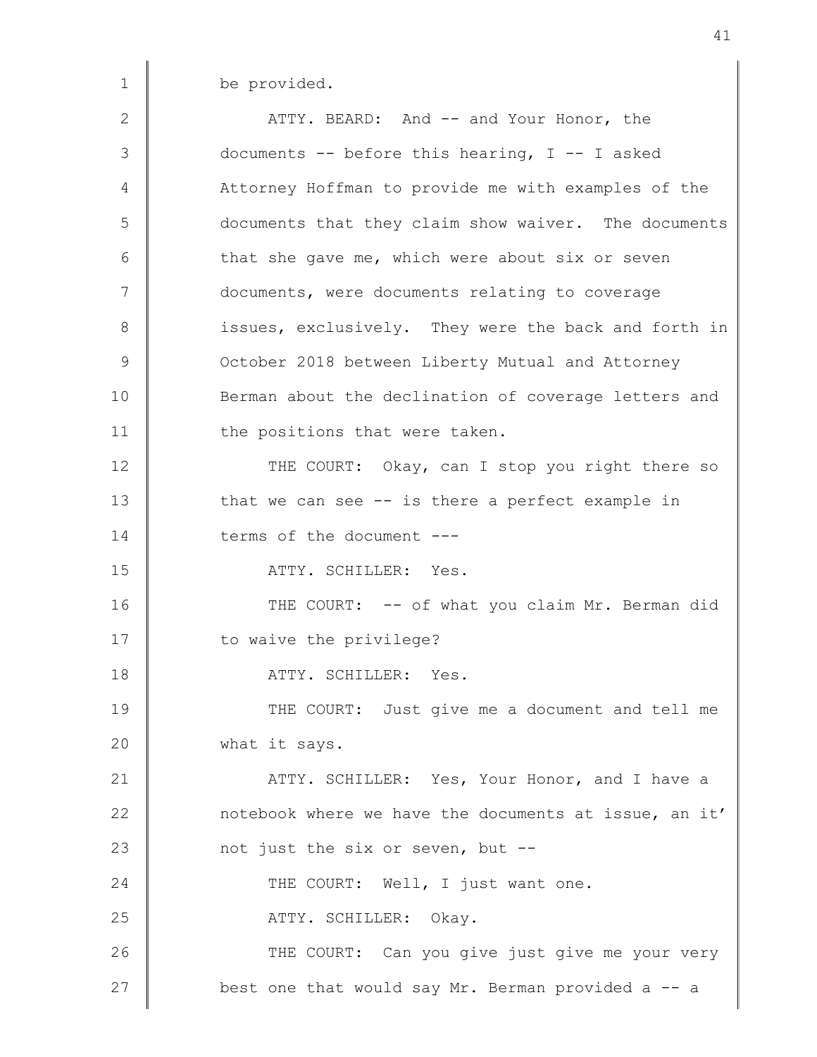be provided.

ATTY. BEARD: And -- and Your Honor, the documents -- before this hearing, I -- I asked Attorney Hoffman to provide me with examples of the documents that they claim show waiver. The documents that she gave me, which were about six or seven documents, were documents relating to coverage issues, exclusively. They were the back and forth in October 2018 between Liberty Mutual and Attorney Berman about the declination of coverage letters and the positions that were taken.

THE COURT: Okay, can I stop you right there so that we can see -- is there a perfect example in terms of the document ---

ATTY. SCHILLER: Yes.

THE COURT: -- of what you claim Mr. Berman did to waive the privilege?

ATTY. SCHILLER: Yes.

THE COURT: Just give me a document and tell me what it says.

ATTY. SCHILLER: Yes, Your Honor, and I have a notebook where we have the documents at issue, an it' not just the six or seven, but --

THE COURT: Well, I just want one.

ATTY. SCHILLER: Okay.

THE COURT: Can you give just give me your very best one that would say Mr. Berman provided a -- a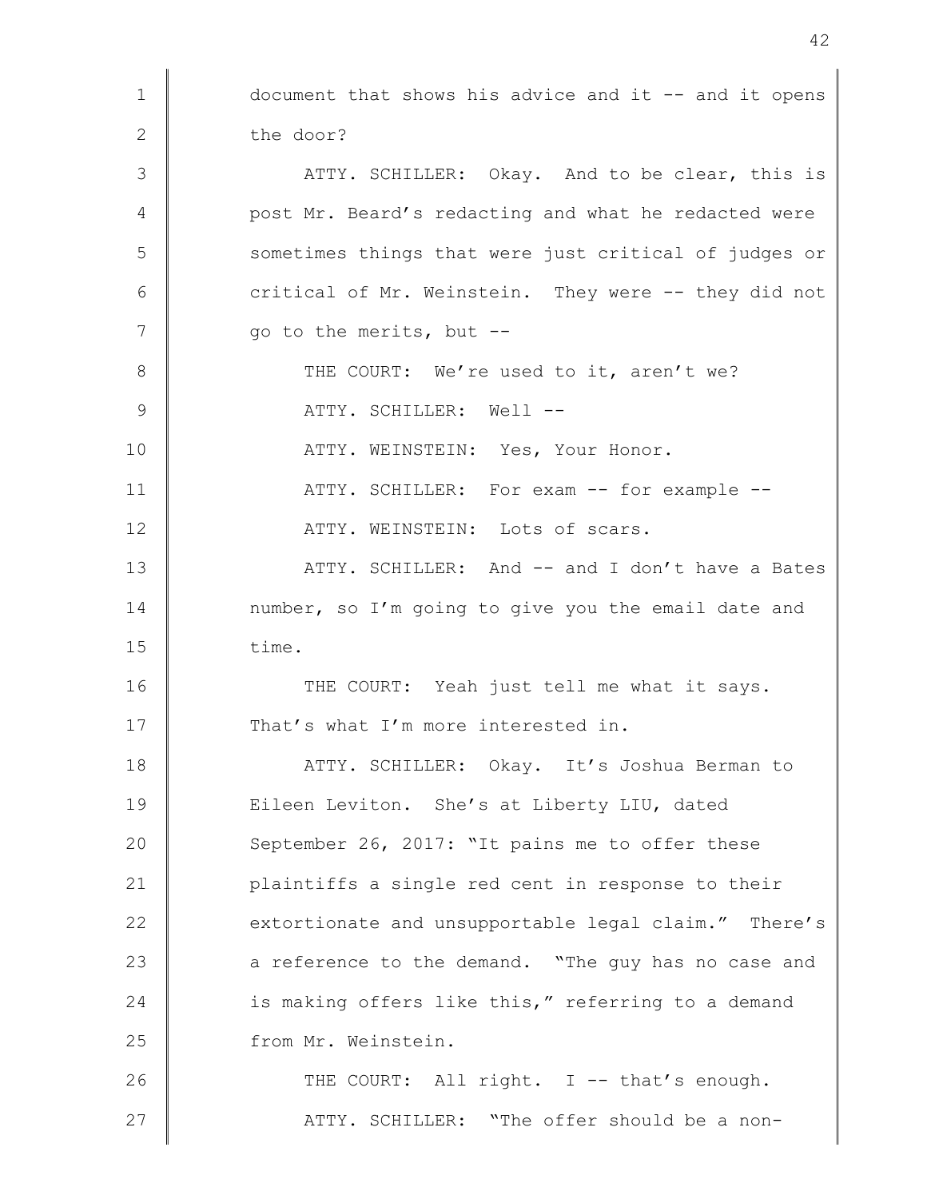document that shows his advice and it -- and it opens the door?

ATTY. SCHILLER: Okay. And to be clear, this is post Mr. Beard's redacting and what he redacted were sometimes things that were just critical of judges or critical of Mr. Weinstein. They were -- they did not go to the merits, but --

THE COURT: We're used to it, aren't we?

ATTY. SCHILLER: Well --

ATTY. WEINSTEIN: Yes, Your Honor.

ATTY. SCHILLER: For exam -- for example --

ATTY. WEINSTEIN: Lots of scars.

ATTY. SCHILLER: And -- and I don't have a Bates number, so I'm going to give you the email date and time.

THE COURT: Yeah just tell me what it says. That's what I'm more interested in.

ATTY. SCHILLER: Okay. It's Joshua Berman to Eileen Leviton. She's at Liberty LIU, dated September 26, 2017: "It pains me to offer these plaintiffs a single red cent in response to their extortionate and unsupportable legal claim." There's a reference to the demand. "The guy has no case and is making offers like this," referring to a demand from Mr. Weinstein.

THE COURT: All right. I -- that's enough.

ATTY. SCHILLER: "The offer should be a non-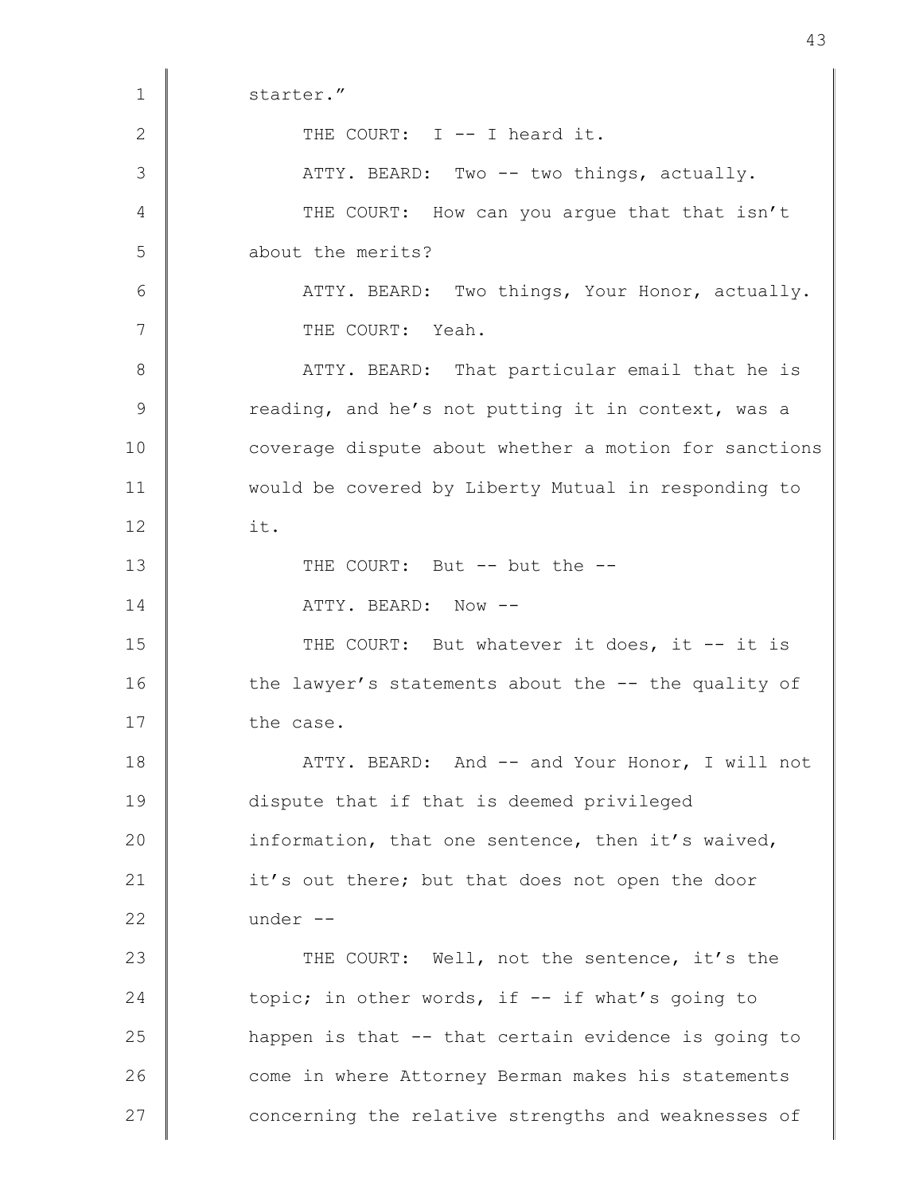starter."

THE COURT: I -- I heard it.

ATTY. BEARD: Two -- two things, actually.

THE COURT: How can you argue that that isn't about the merits?

ATTY. BEARD: Two things, Your Honor, actually.

THE COURT: Yeah.

ATTY. BEARD: That particular email that he is reading, and he's not putting it in context, was a coverage dispute about whether a motion for sanctions would be covered by Liberty Mutual in responding to it.

THE COURT: But -- but the --

ATTY. BEARD: Now --

THE COURT: But whatever it does, it -- it is the lawyer's statements about the -- the quality of the case.

ATTY. BEARD: And -- and Your Honor, I will not dispute that if that is deemed privileged information, that one sentence, then it's waived, it's out there; but that does not open the door under --

THE COURT: Well, not the sentence, it's the topic; in other words, if -- if what's going to happen is that -- that certain evidence is going to come in where Attorney Berman makes his statements concerning the relative strengths and weaknesses of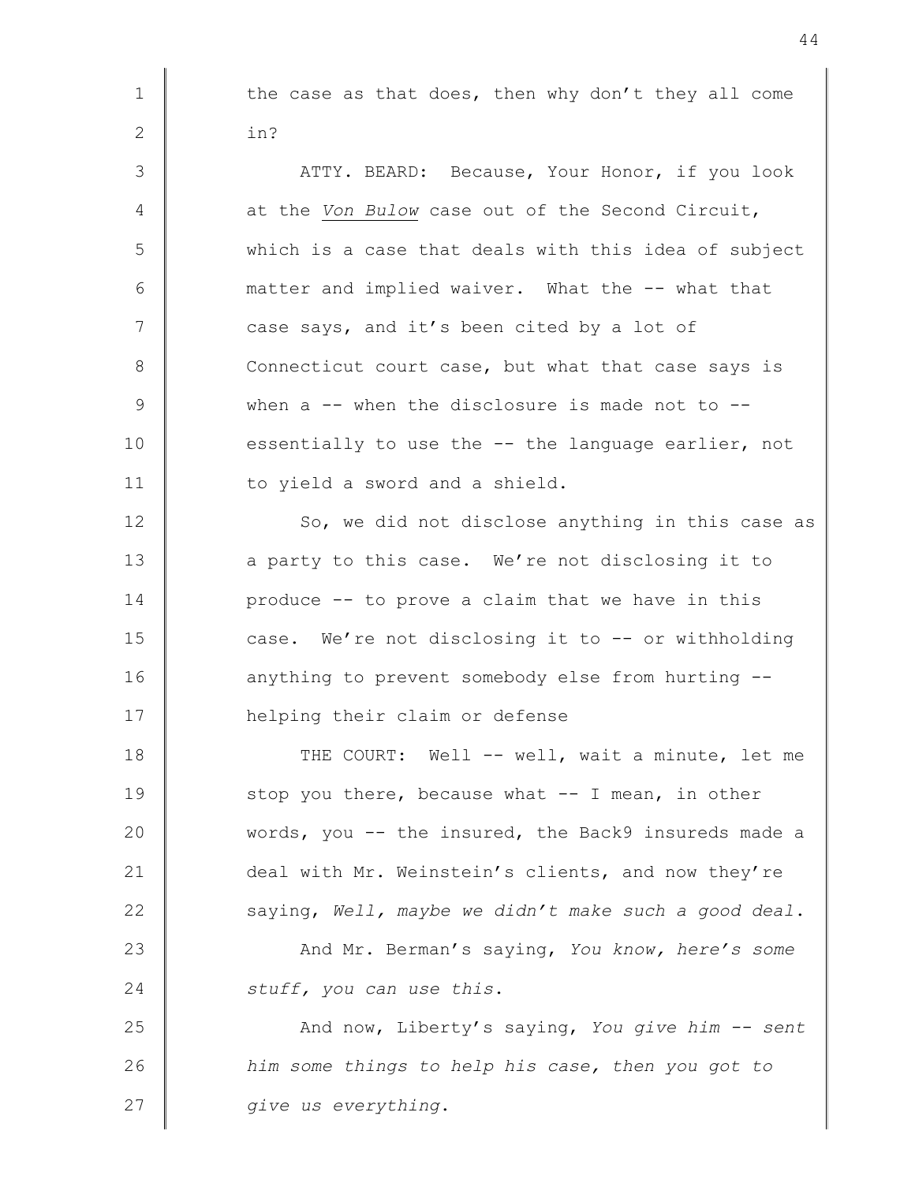the case as that does, then why don't they all come in?

ATTY. BEARD: Because, Your Honor, if you look at the *Von Bulow* case out of the Second Circuit, which is a case that deals with this idea of subject matter and implied waiver. What the -- what that case says, and it's been cited by a lot of Connecticut court case, but what that case says is when a -- when the disclosure is made not to -- essentially to use the -- the language earlier, not to yield a sword and a shield.

So, we did not disclose anything in this case as a party to this case. We're not disclosing it to produce -- to prove a claim that we have in this case. We're not disclosing it to -- or withholding anything to prevent somebody else from hurting -- helping their claim or defense

THE COURT: Well -- well, wait a minute, let me stop you there, because what -- I mean, in other words, you -- the insured, the Back9 insureds made a deal with Mr. Weinstein's clients, and now they're saying, *Well, maybe we didn't make such a good deal*.

And Mr. Berman's saying, *You know, here's some stuff, you can use this*.

And now, Liberty's saying, *You give him -- sent him some things to help his case, then you got to give us everything*.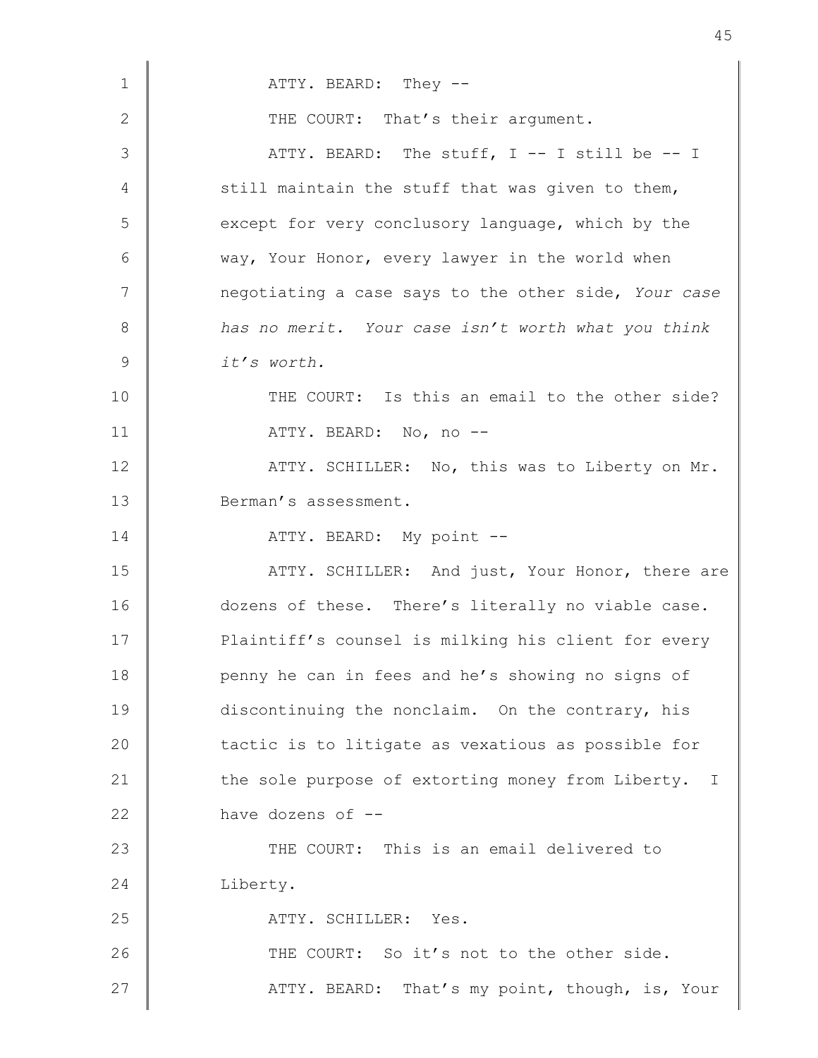ATTY. BEARD: They --

THE COURT: That's their argument.

ATTY. BEARD: The stuff, I -- I still be -- I still maintain the stuff that was given to them, except for very conclusory language, which by the way, Your Honor, every lawyer in the world when negotiating a case says to the other side, *Your case has no merit. Your case isn't worth what you think it's worth.*

THE COURT: Is this an email to the other side?

ATTY. BEARD: No, no --

ATTY. SCHILLER: No, this was to Liberty on Mr. Berman's assessment.

ATTY. BEARD: My point --

ATTY. SCHILLER: And just, Your Honor, there are dozens of these. There's literally no viable case. Plaintiff's counsel is milking his client for every penny he can in fees and he's showing no signs of discontinuing the nonclaim. On the contrary, his tactic is to litigate as vexatious as possible for the sole purpose of extorting money from Liberty. I have dozens of --

THE COURT: This is an email delivered to Liberty.

ATTY. SCHILLER: Yes.

THE COURT: So it's not to the other side.

ATTY. BEARD: That's my point, though, is, Your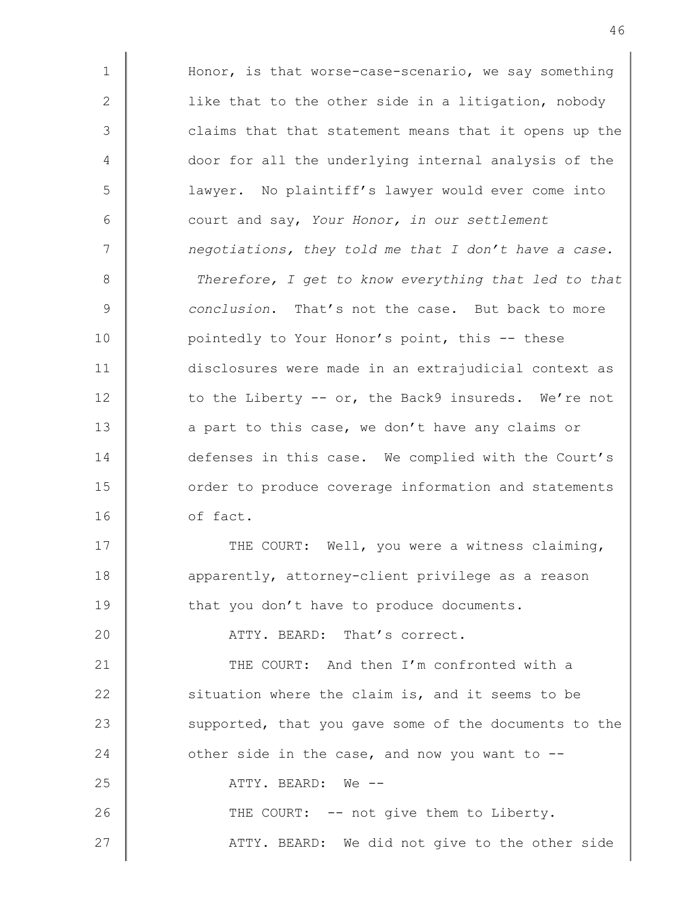Honor, is that worse-case-scenario, we say something like that to the other side in a litigation, nobody claims that that statement means that it opens up the door for all the underlying internal analysis of the lawyer. No plaintiff's lawyer would ever come into court and say, *Your Honor, in our settlement negotiations, they told me that I don't have a case. Therefore, I get to know everything that led to that conclusion*. That's not the case. But back to more pointedly to Your Honor's point, this -- these disclosures were made in an extrajudicial context as to the Liberty -- or, the Back9 insureds. We're not a part to this case, we don't have any claims or defenses in this case. We complied with the Court's order to produce coverage information and statements of fact.

THE COURT: Well, you were a witness claiming, apparently, attorney-client privilege as a reason that you don't have to produce documents.

ATTY. BEARD: That's correct.

THE COURT: And then I'm confronted with a situation where the claim is, and it seems to be supported, that you gave some of the documents to the other side in the case, and now you want to --

ATTY. BEARD: We --

THE COURT: -- not give them to Liberty.

ATTY. BEARD: We did not give to the other side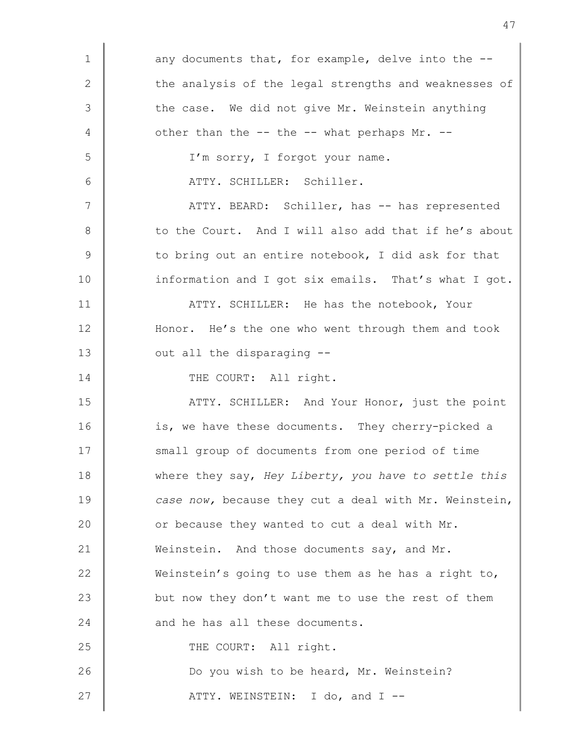any documents that, for example, delve into the -- the analysis of the legal strengths and weaknesses of the case. We did not give Mr. Weinstein anything other than the -- the -- what perhaps Mr. --

I'm sorry, I forgot your name.

ATTY. SCHILLER: Schiller.

ATTY. BEARD: Schiller, has -- has represented to the Court. And I will also add that if he's about to bring out an entire notebook, I did ask for that information and I got six emails. That's what I got.

ATTY. SCHILLER: He has the notebook, Your Honor. He's the one who went through them and took out all the disparaging --

THE COURT: All right.

ATTY. SCHILLER: And Your Honor, just the point is, we have these documents. They cherry-picked a small group of documents from one period of time where they say, *Hey Liberty, you have to settle this case now,* because they cut a deal with Mr. Weinstein, or because they wanted to cut a deal with Mr. Weinstein. And those documents say, and Mr. Weinstein's going to use them as he has a right to, but now they don't want me to use the rest of them and he has all these documents.

THE COURT: All right.

Do you wish to be heard, Mr. Weinstein?

ATTY. WEINSTEIN: I do, and I --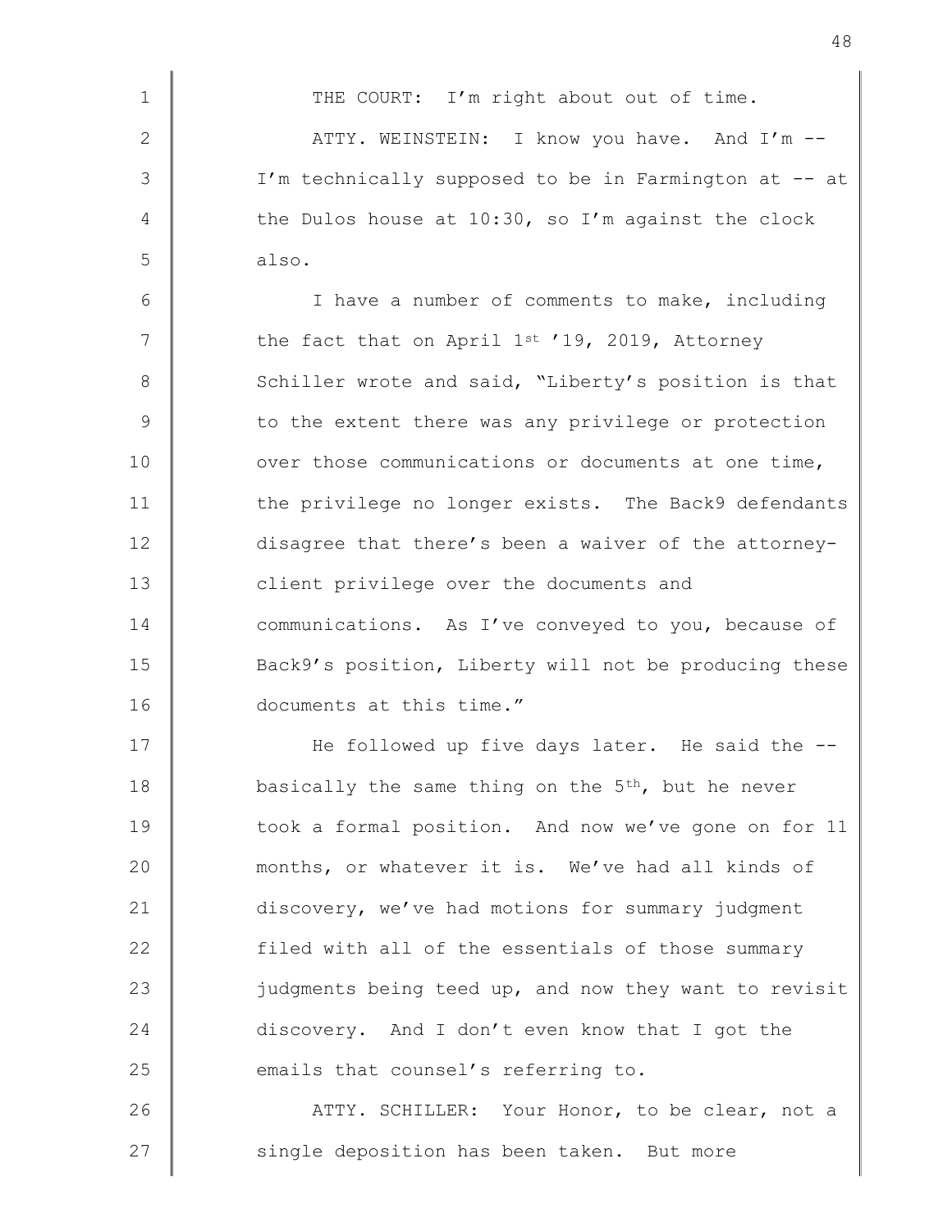THE COURT: I'm right about out of time.

ATTY. WEINSTEIN: I know you have. And I'm -- I'm technically supposed to be in Farmington at -- at the Dulos house at 10:30, so I'm against the clock also.

I have a number of comments to make, including the fact that on April 1st '19, 2019, Attorney Schiller wrote and said, "Liberty's position is that to the extent there was any privilege or protection over those communications or documents at one time, the privilege no longer exists. The Back9 defendants disagree that there's been a waiver of the attorney-client privilege over the documents and communications. As I've conveyed to you, because of Back9's position, Liberty will not be producing these documents at this time."

He followed up five days later. He said the -- basically the same thing on the 5th, but he never took a formal position. And now we've gone on for 11 months, or whatever it is. We've had all kinds of discovery, we've had motions for summary judgment filed with all of the essentials of those summary judgments being teed up, and now they want to revisit discovery. And I don't even know that I got the emails that counsel's referring to.

ATTY. SCHILLER: Your Honor, to be clear, not a single deposition has been taken. But more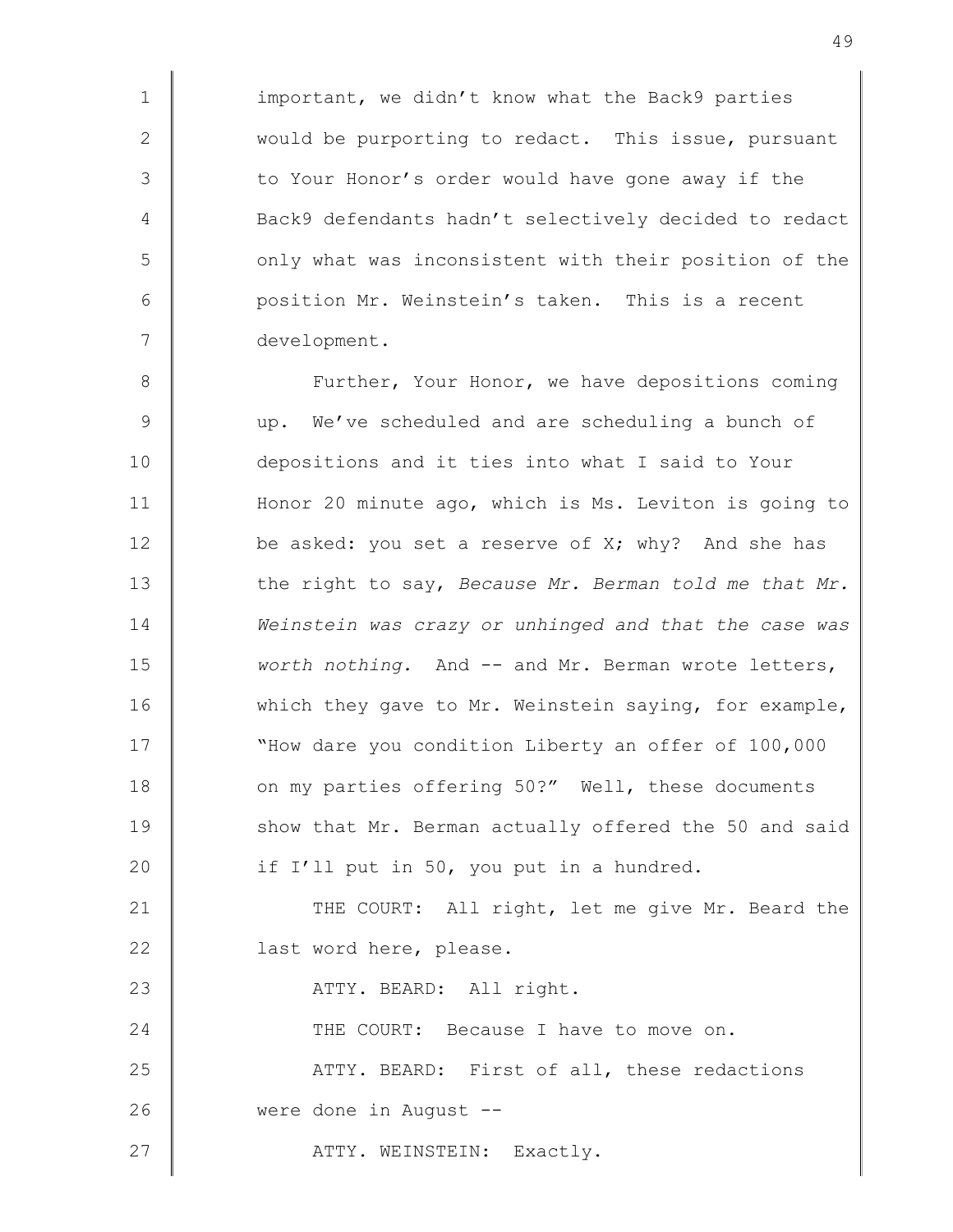important, we didn't know what the Back9 parties would be purporting to redact. This issue, pursuant to Your Honor's order would have gone away if the Back9 defendants hadn't selectively decided to redact only what was inconsistent with their position of the position Mr. Weinstein's taken. This is a recent development.

Further, Your Honor, we have depositions coming up. We've scheduled and are scheduling a bunch of depositions and it ties into what I said to Your Honor 20 minute ago, which is Ms. Leviton is going to be asked: you set a reserve of X; why? And she has the right to say, *Because Mr. Berman told me that Mr. Weinstein was crazy or unhinged and that the case was worth nothing.* And -- and Mr. Berman wrote letters, which they gave to Mr. Weinstein saying, for example, "How dare you condition Liberty an offer of 100,000 on my parties offering 50?" Well, these documents show that Mr. Berman actually offered the 50 and said if I'll put in 50, you put in a hundred.

THE COURT: All right, let me give Mr. Beard the last word here, please.

ATTY. BEARD: All right.

THE COURT: Because I have to move on.

ATTY. BEARD: First of all, these redactions were done in August --

ATTY. WEINSTEIN: Exactly.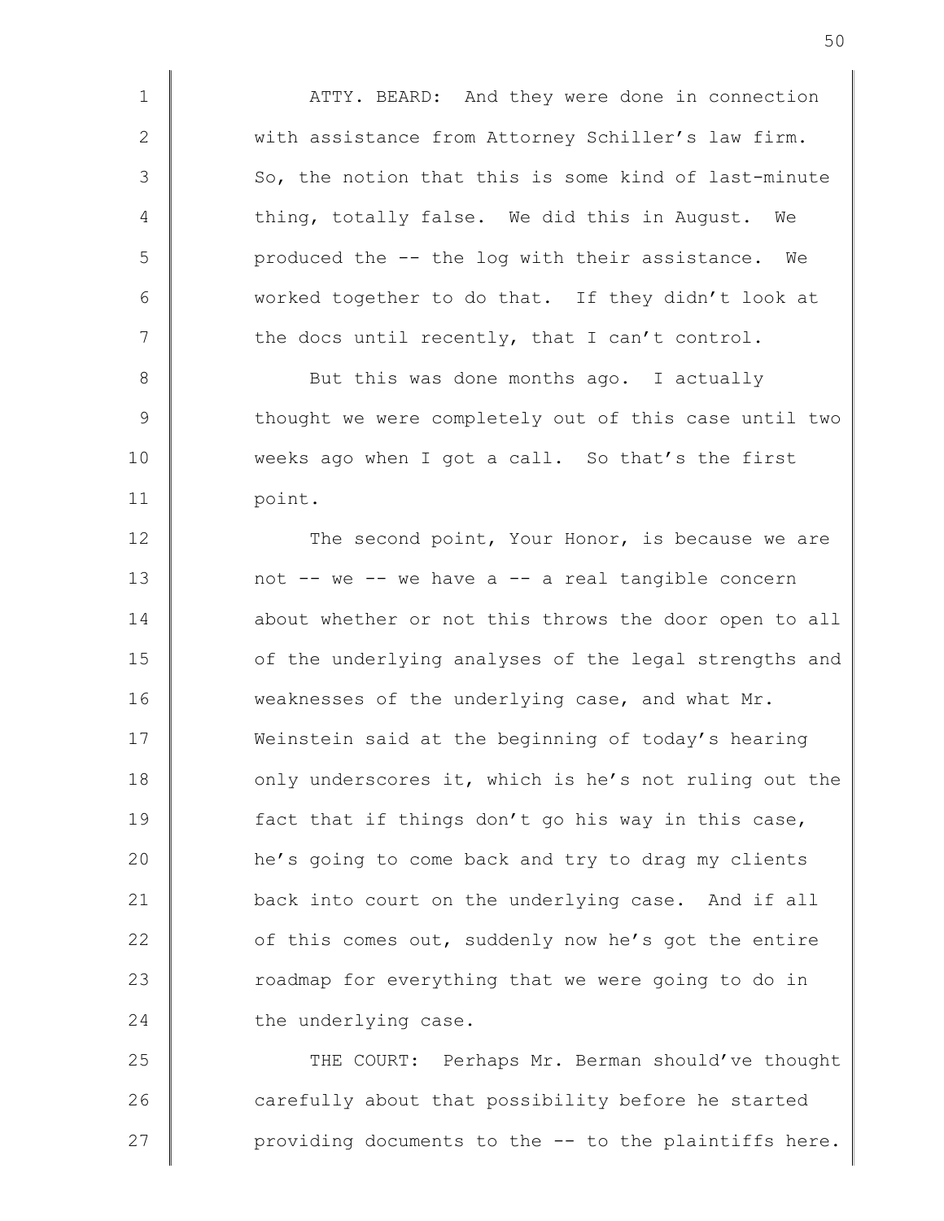ATTY. BEARD: And they were done in connection with assistance from Attorney Schiller's law firm. So, the notion that this is some kind of last-minute thing, totally false. We did this in August. We produced the -- the log with their assistance. We worked together to do that. If they didn't look at the docs until recently, that I can't control.

But this was done months ago. I actually thought we were completely out of this case until two weeks ago when I got a call. So that's the first point.

The second point, Your Honor, is because we are not -- we -- we have a -- a real tangible concern about whether or not this throws the door open to all of the underlying analyses of the legal strengths and weaknesses of the underlying case, and what Mr. Weinstein said at the beginning of today's hearing only underscores it, which is he's not ruling out the fact that if things don't go his way in this case, he's going to come back and try to drag my clients back into court on the underlying case. And if all of this comes out, suddenly now he's got the entire roadmap for everything that we were going to do in the underlying case.

THE COURT: Perhaps Mr. Berman should've thought carefully about that possibility before he started providing documents to the -- to the plaintiffs here.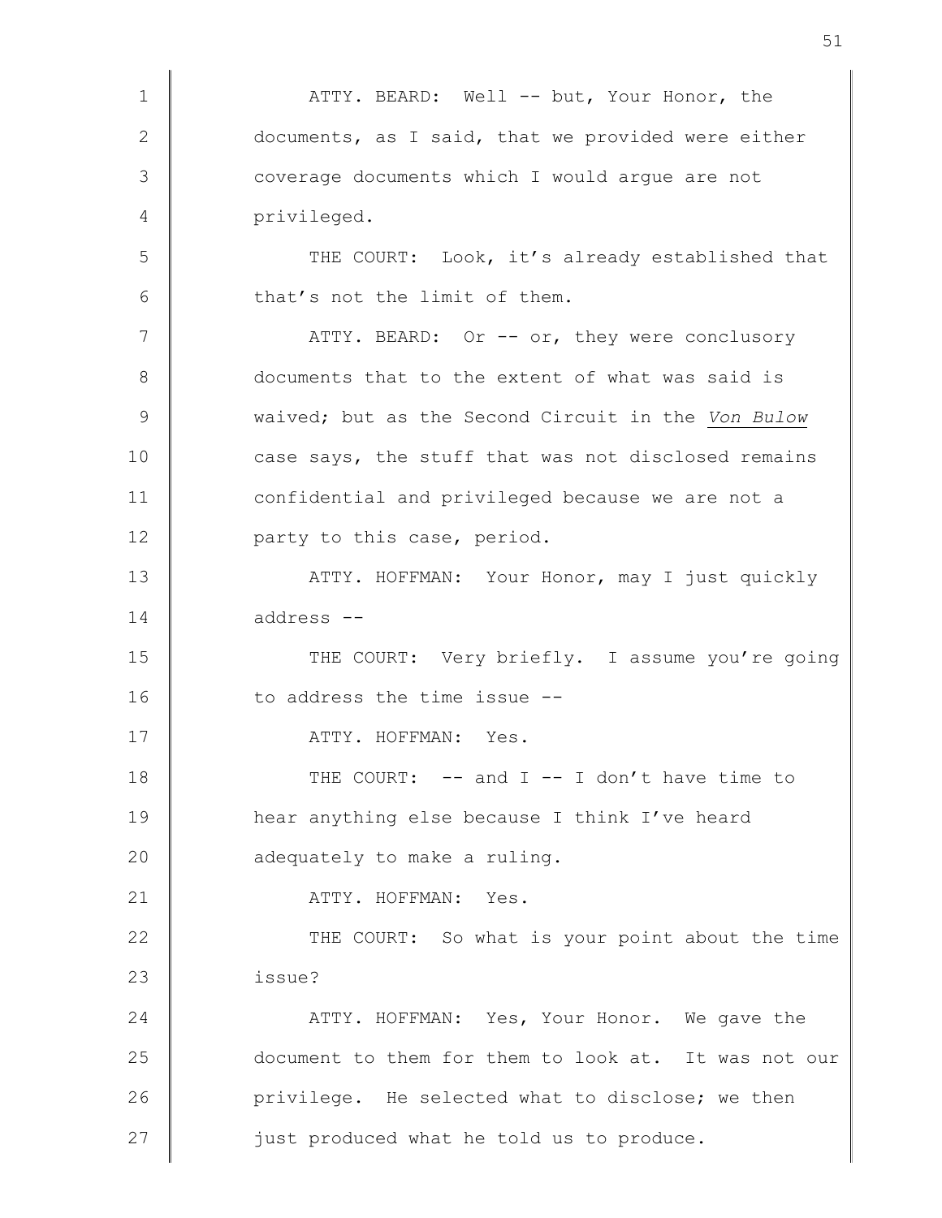ATTY. BEARD: Well -- but, Your Honor, the documents, as I said, that we provided were either coverage documents which I would argue are not privileged.

THE COURT: Look, it's already established that that's not the limit of them.

ATTY. BEARD: Or -- or, they were conclusory documents that to the extent of what was said is waived; but as the Second Circuit in the *Von Bulow* case says, the stuff that was not disclosed remains confidential and privileged because we are not a party to this case, period.

ATTY. HOFFMAN: Your Honor, may I just quickly address --

THE COURT: Very briefly. I assume you're going to address the time issue --

ATTY. HOFFMAN: Yes.

THE COURT: -- and I -- I don't have time to hear anything else because I think I've heard adequately to make a ruling.

ATTY. HOFFMAN: Yes.

THE COURT: So what is your point about the time issue?

ATTY. HOFFMAN: Yes, Your Honor. We gave the document to them for them to look at. It was not our privilege. He selected what to disclose; we then just produced what he told us to produce.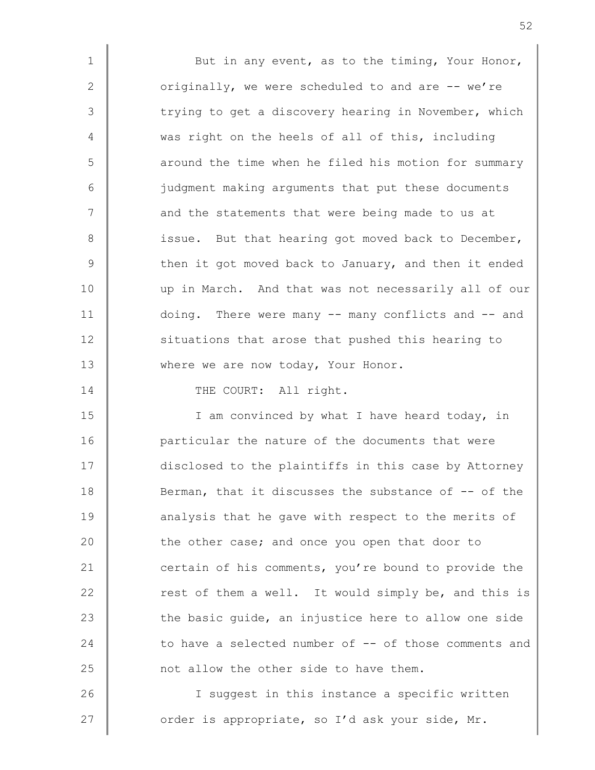But in any event, as to the timing, Your Honor, originally, we were scheduled to and are -- we're trying to get a discovery hearing in November, which was right on the heels of all of this, including around the time when he filed his motion for summary judgment making arguments that put these documents and the statements that were being made to us at issue. But that hearing got moved back to December, then it got moved back to January, and then it ended up in March. And that was not necessarily all of our doing. There were many -- many conflicts and -- and situations that arose that pushed this hearing to where we are now today, Your Honor.

THE COURT: All right.

I am convinced by what I have heard today, in particular the nature of the documents that were disclosed to the plaintiffs in this case by Attorney Berman, that it discusses the substance of -- of the analysis that he gave with respect to the merits of the other case; and once you open that door to certain of his comments, you're bound to provide the rest of them a well. It would simply be, and this is the basic guide, an injustice here to allow one side to have a selected number of -- of those comments and not allow the other side to have them.

I suggest in this instance a specific written order is appropriate, so I'd ask your side, Mr.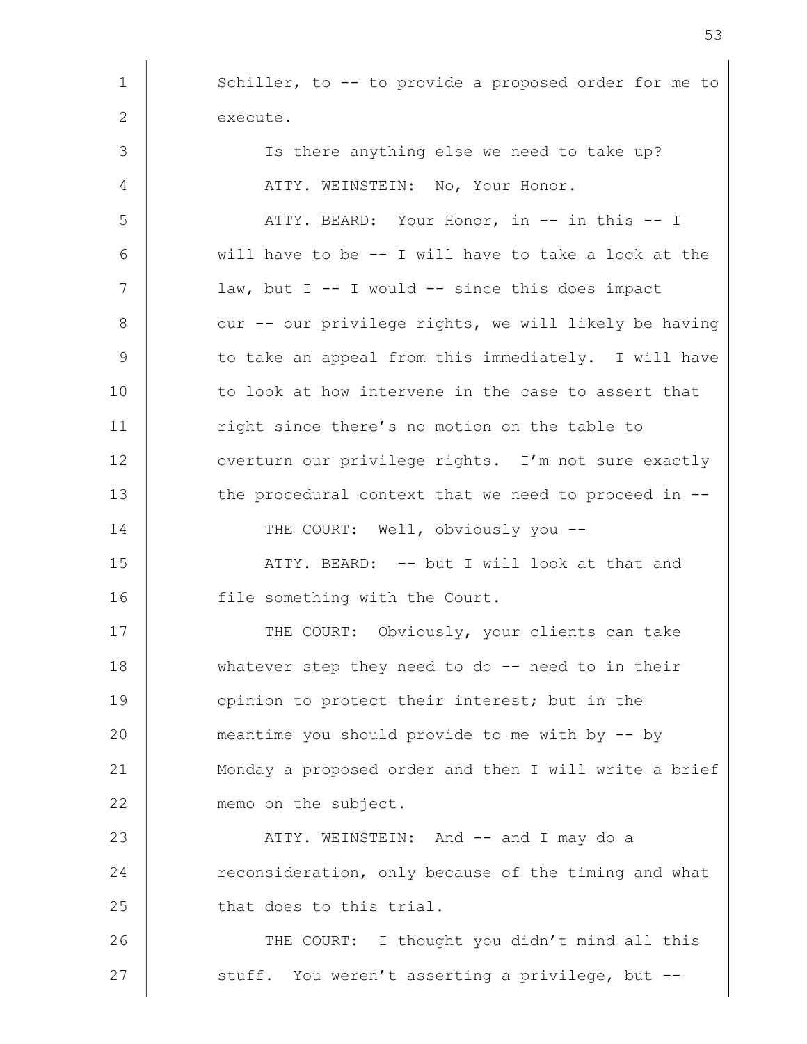Schiller, to -- to provide a proposed order for me to execute.

Is there anything else we need to take up?

ATTY. WEINSTEIN: No, Your Honor.

ATTY. BEARD: Your Honor, in -- in this -- I will have to be -- I will have to take a look at the law, but I -- I would -- since this does impact our -- our privilege rights, we will likely be having to take an appeal from this immediately. I will have to look at how intervene in the case to assert that right since there's no motion on the table to overturn our privilege rights. I'm not sure exactly the procedural context that we need to proceed in --

THE COURT: Well, obviously you --

ATTY. BEARD: -- but I will look at that and file something with the Court.

THE COURT: Obviously, your clients can take whatever step they need to do -- need to in their opinion to protect their interest; but in the meantime you should provide to me with by -- by Monday a proposed order and then I will write a brief memo on the subject.

ATTY. WEINSTEIN: And -- and I may do a reconsideration, only because of the timing and what that does to this trial.

THE COURT: I thought you didn't mind all this stuff. You weren't asserting a privilege, but --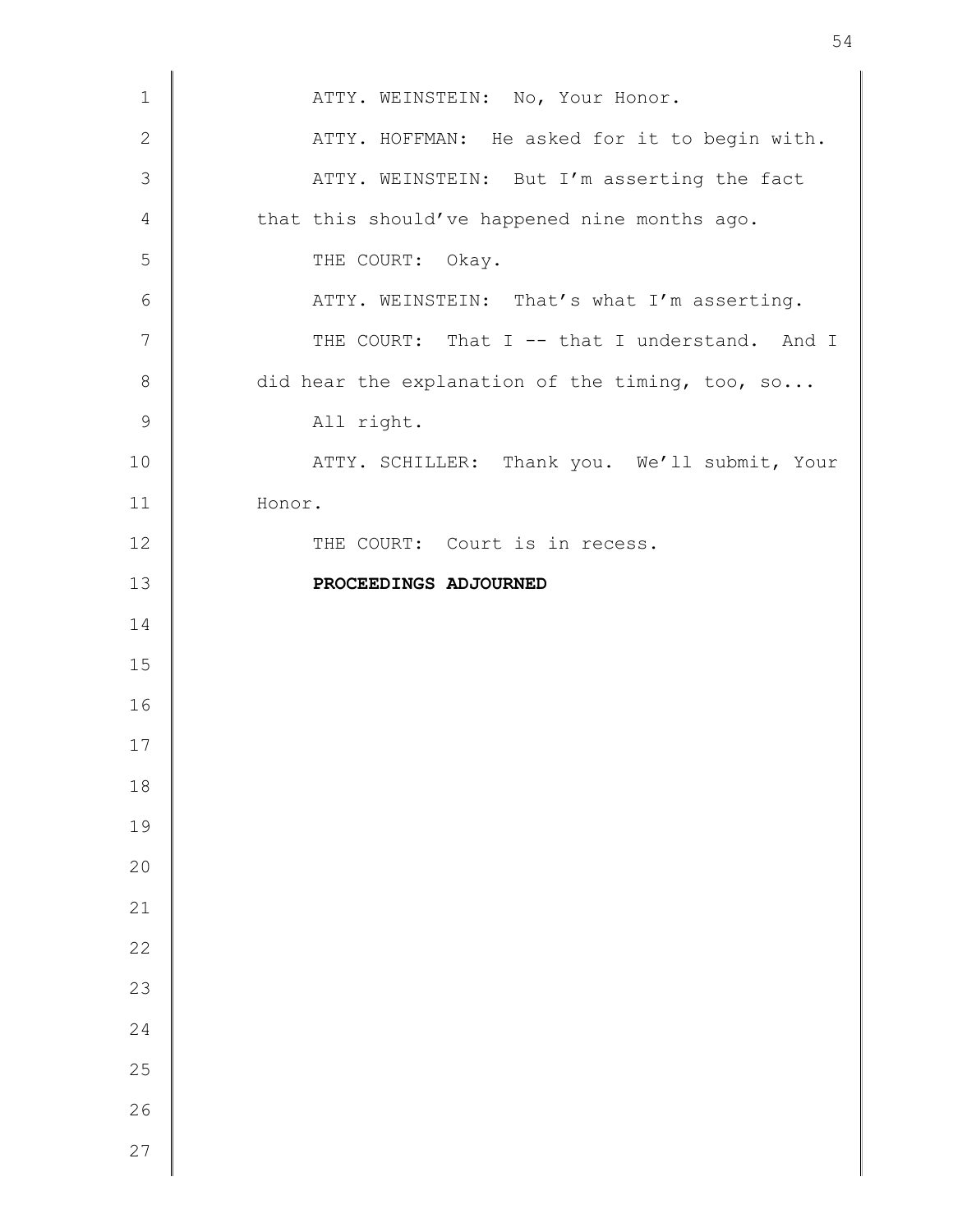ATTY. WEINSTEIN: No, Your Honor.

ATTY. HOFFMAN: He asked for it to begin with.

ATTY. WEINSTEIN: But I'm asserting the fact that this should've happened nine months ago.

THE COURT: Okay.

ATTY. WEINSTEIN: That's what I'm asserting.

THE COURT: That I -- that I understand. And I did hear the explanation of the timing, too, so... All right.

ATTY. SCHILLER: Thank you. We'll submit, Your Honor.

THE COURT: Court is in recess.

**PROCEEDINGS ADJOURNED**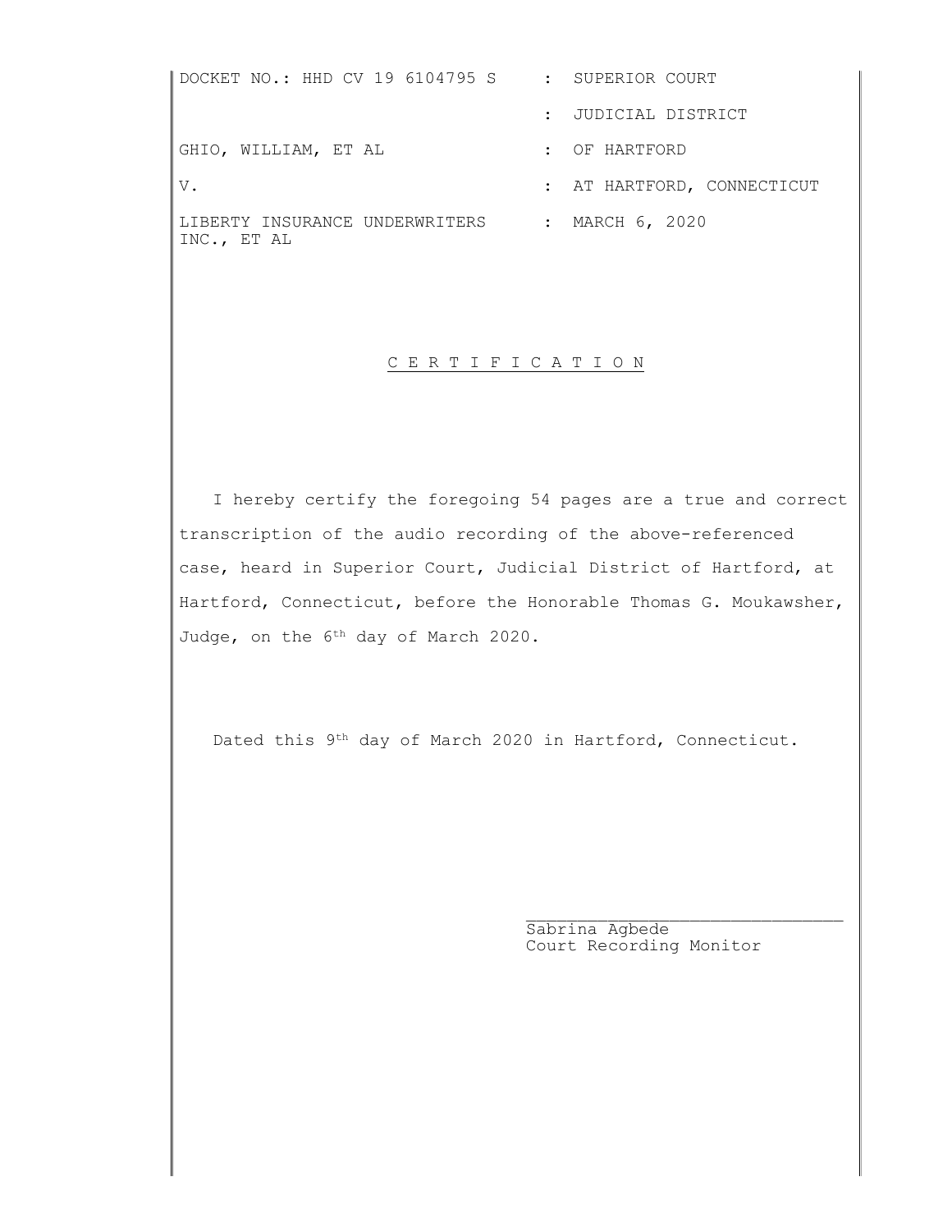DOCKET NO.: HHD CV 19 6104795 S : SUPERIOR COURT

: JUDICIAL DISTRICT

GHIO, WILLIAM, ET AL : OF HARTFORD

V. : AT HARTFORD, CONNECTICUT

LIBERTY INSURANCE UNDERWRITERS INC., ET AL : MARCH 6, 2020

## C E R T I F I C A T I O N

I hereby certify the foregoing 54 pages are a true and correct transcription of the audio recording of the above-referenced case, heard in Superior Court, Judicial District of Hartford, at Hartford, Connecticut, before the Honorable Thomas G. Moukawsher, Judge, on the 6th day of March 2020.

Dated this 9th day of March 2020 in Hartford, Connecticut.

\_\_\_\_\_\_\_\_\_\_\_\_\_\_\_\_\_\_\_\_\_\_\_\_\_\_\_\_\_\_\_\_

Sabrina Agbede
Court Recording Monitor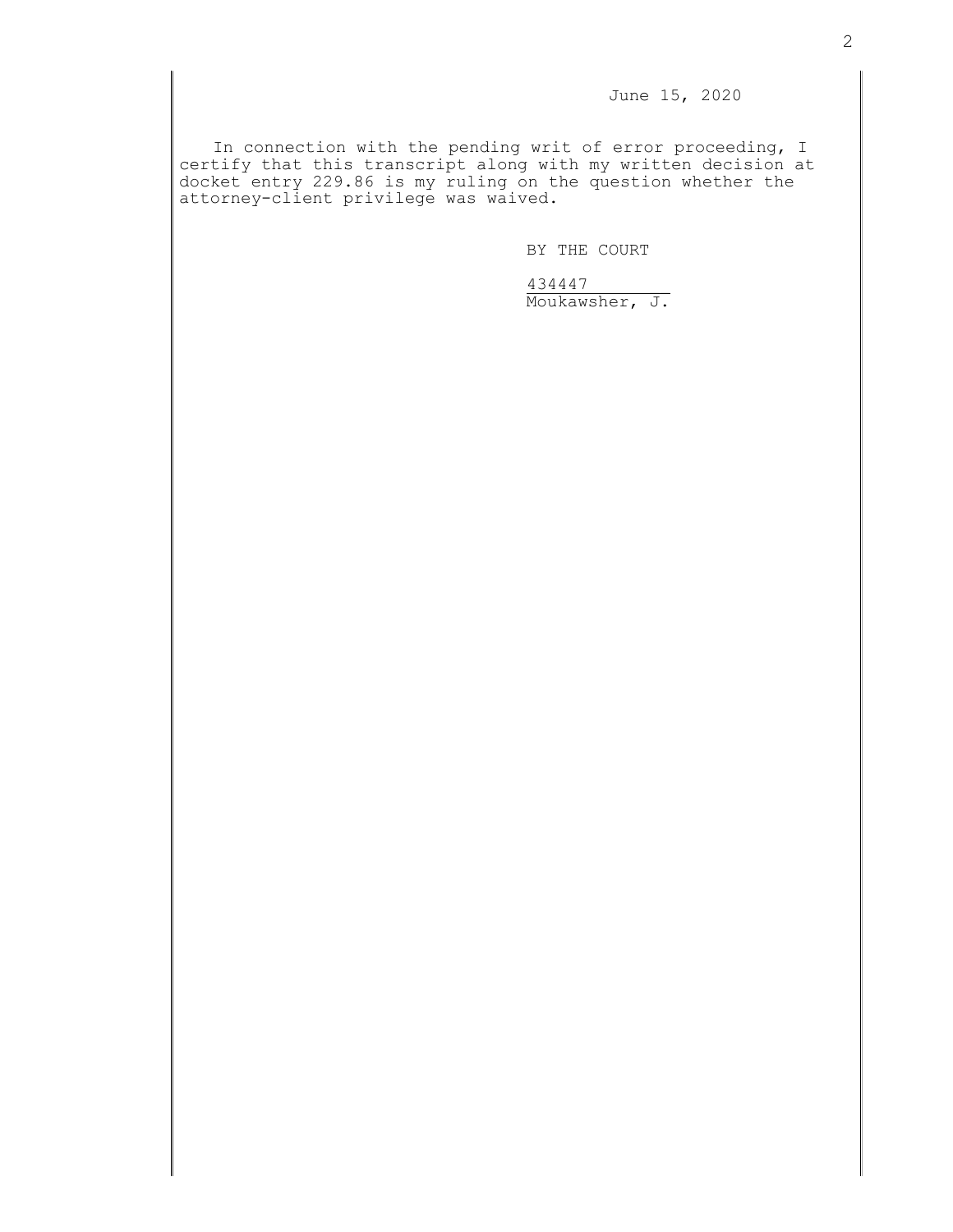June 15, 2020

In connection with the pending writ of error proceeding, I certify that this transcript along with my written decision at docket entry 229.86 is my ruling on the question whether the attorney-client privilege was waived.

BY THE COURT

434447

Moukawsher, J.